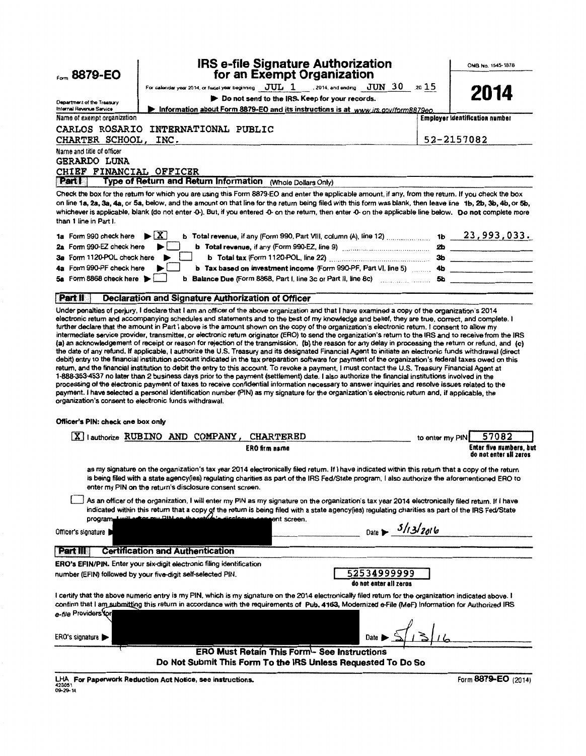Form **8879-EO**

Department of the Treasury
Internal Revenue Service

# IRS e-file Signature Authorization for an Exempt Organization

For calendar year 2014, or fiscal year beginning JUL 1, 2014, and ending JUN 30, 20 15

▶ Do not send to the IRS. Keep for your records.

▶ Information about Form 8879-EO and its instructions is at www.irs.gov/form8879eo.

OMB No. 1545-1878

**2014**

Name of exempt organization: CARLOS ROSARIO INTERNATIONAL PUBLIC CHARTER SCHOOL, INC.

Employer identification number: 52-2157082

Name and title of officer: GERARDO LUNA, CHIEF FINANCIAL OFFICER

## Part I — Type of Return and Return Information (Whole Dollars Only)

Check the box for the return for which you are using this Form 8879-EO and enter the applicable amount, if any, from the return. If you check the box on line 1a, 2a, 3a, 4a, or 5a, below, and the amount on that line for the return being filed with this form was blank, then leave line 1b, 2b, 3b, 4b, or 5b, whichever is applicable, blank (do not enter -0-). But, if you entered -0- on the return, then enter -0- on the applicable line below. **Do not** complete more than 1 line in Part I.

| | | | | |
|---|---|---|---|---|
| 1a Form 990 check here ▶ [X] | b **Total revenue,** if any (Form 990, Part VIII, column (A), line 12) | 1b | 23,993,033. |
| 2a Form 990-EZ check here ▶ [ ] | b **Total revenue,** if any (Form 990-EZ, line 9) | 2b | |
| 3a Form 1120-POL check here ▶ [ ] | b **Total tax** (Form 1120-POL, line 22) | 3b | |
| 4a Form 990-PF check here ▶ [ ] | b **Tax based on investment income** (Form 990-PF, Part VI, line 5) | 4b | |
| 5a Form 8868 check here ▶ [ ] | b **Balance Due** (Form 8868, Part I, line 3c or Part II, line 8c) | 5b | |

## Part II — Declaration and Signature Authorization of Officer

Under penalties of perjury, I declare that I am an officer of the above organization and that I have examined a copy of the organization's 2014 electronic return and accompanying schedules and statements and to the best of my knowledge and belief, they are true, correct, and complete. I further declare that the amount in Part I above is the amount shown on the copy of the organization's electronic return. I consent to allow my intermediate service provider, transmitter, or electronic return originator (ERO) to send the organization's return to the IRS and to receive from the IRS (a) an acknowledgement of receipt or reason for rejection of the transmission, (b) the reason for any delay in processing the return or refund, and (c) the date of any refund. If applicable, I authorize the U.S. Treasury and its designated Financial Agent to initiate an electronic funds withdrawal (direct debit) entry to the financial institution account indicated in the tax preparation software for payment of the organization's federal taxes owed on this return, and the financial institution to debit the entry to this account. To revoke a payment, I must contact the U.S. Treasury Financial Agent at 1-888-353-4537 no later than 2 business days prior to the payment (settlement) date. I also authorize the financial institutions involved in the processing of the electronic payment of taxes to receive confidential information necessary to answer inquiries and resolve issues related to the payment. I have selected a personal identification number (PIN) as my signature for the organization's electronic return and, if applicable, the organization's consent to electronic funds withdrawal.

**Officer's PIN: check one box only**

[X] I authorize RUBINO AND COMPANY, CHARTERED (ERO firm name) to enter my PIN 57082 (Enter five numbers, but do not enter all zeros)

as my signature on the organization's tax year 2014 electronically filed return. If I have indicated within this return that a copy of the return is being filed with a state agency(ies) regulating charities as part of the IRS Fed/State program, I also authorize the aforementioned ERO to enter my PIN on the return's disclosure consent screen.

[ ] As an officer of the organization, I will enter my PIN as my signature on the organization's tax year 2014 electronically filed return. If I have indicated within this return that a copy of the return is being filed with a state agency(ies) regulating charities as part of the IRS Fed/State program, I will enter my PIN on the return's disclosure consent screen.

Officer's signature ▶ [redacted] Date ▶ 5/13/2016

## Part III — Certification and Authentication

**ERO's EFIN/PIN.** Enter your six-digit electronic filing identification number (EFIN) followed by your five-digit self-selected PIN.

52534999999 (do not enter all zeros)

I certify that the above numeric entry is my PIN, which is my signature on the 2014 electronically filed return for the organization indicated above. I confirm that I am submitting this return in accordance with the requirements of **Pub. 4163,** Modernized e-File (MeF) Information for Authorized IRS *e-file* Providers for Business Returns.

ERO's signature ▶ [redacted] Date ▶ 5/13/16

**ERO Must Retain This Form - See Instructions**

**Do Not Submit This Form To the IRS Unless Requested To Do So**

LHA **For Paperwork Reduction Act Notice, see instructions.** Form **8879-EO** (2014)

423051 09-29-14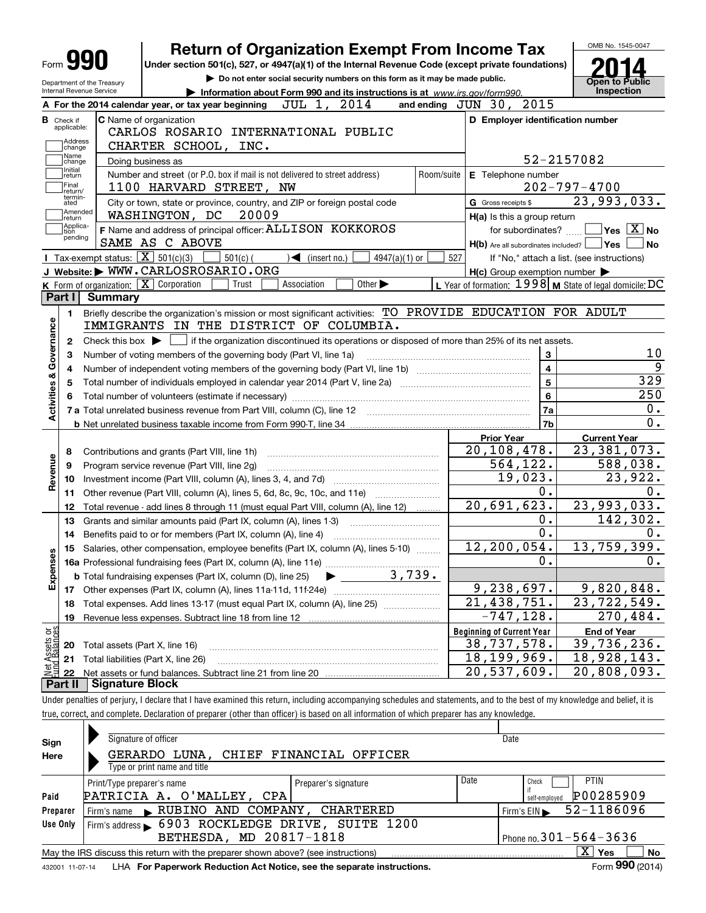Form **990** | Department of the Treasury Internal Revenue Service

# Return of Organization Exempt From Income Tax

**Under section 501(c), 527, or 4947(a)(1) of the Internal Revenue Code (except private foundations)**

▶ Do not enter social security numbers on this form as it may be made public.

▶ Information about Form 990 and its instructions is at www.irs.gov/form990.

OMB No. 1545-0047 | **2014** | Open to Public Inspection

**A** For the 2014 calendar year, or tax year beginning JUL 1, 2014 and ending JUN 30, 2015

**B** Check if applicable: Address change, Name change, Initial return, Final return/terminated, Amended return, Application pending

**C** Name of organization: CARLOS ROSARIO INTERNATIONAL PUBLIC CHARTER SCHOOL, INC.

Doing business as

Number and street (or P.O. box if mail is not delivered to street address): 1100 HARVARD STREET, NW | Room/suite

City or town, state or province, country, and ZIP or foreign postal code: WASHINGTON, DC 20009

**D** Employer identification number: 52-2157082

**E** Telephone number: 202-797-4700

**G** Gross receipts $ 23,993,033.

**F** Name and address of principal officer: ALLISON KOKKOROS, SAME AS C ABOVE

**H(a)** Is this a group return for subordinates? ☐ Yes ☒ No

**H(b)** Are all subordinates included? ☐ Yes ☐ No — If "No," attach a list. (see instructions)

**H(c)** Group exemption number ▶

**I** Tax-exempt status: ☒ 501(c)(3) ☐ 501(c) ( ) ◀ (insert no.) ☐ 4947(a)(1) or ☐ 527

**J** Website: ▶ WWW.CARLOSROSARIO.ORG

**K** Form of organization: ☒ Corporation ☐ Trust ☐ Association ☐ Other ▶

**L** Year of formation: 1998 **M** State of legal domicile: DC

## Part I Summary

**Activities & Governance**

1 Briefly describe the organization's mission or most significant activities: TO PROVIDE EDUCATION FOR ADULT IMMIGRANTS IN THE DISTRICT OF COLUMBIA.

2 Check this box ▶ ☐ if the organization discontinued its operations or disposed of more than 25% of its net assets.

| | | | |
|---|---|---|---|
| 3 | Number of voting members of the governing body (Part VI, line 1a) | 3 | 10 |
| 4 | Number of independent voting members of the governing body (Part VI, line 1b) | 4 | 9 |
| 5 | Total number of individuals employed in calendar year 2014 (Part V, line 2a) | 5 | 329 |
| 6 | Total number of volunteers (estimate if necessary) | 6 | 250 |
| 7a | Total unrelated business revenue from Part VIII, column (C), line 12 | 7a | 0. |
| b | Net unrelated business taxable income from Form 990-T, line 34 | 7b | 0. |

| | | Prior Year | Current Year |
|---|---|---|---|
| **Revenue** | | | |
| 8 | Contributions and grants (Part VIII, line 1h) | 20,108,478. | 23,381,073. |
| 9 | Program service revenue (Part VIII, line 2g) | 564,122. | 588,038. |
| 10 | Investment income (Part VIII, column (A), lines 3, 4, and 7d) | 19,023. | 23,922. |
| 11 | Other revenue (Part VIII, column (A), lines 5, 6d, 8c, 9c, 10c, and 11e) | 0. | 0. |
| 12 | Total revenue - add lines 8 through 11 (must equal Part VIII, column (A), line 12) | 20,691,623. | 23,993,033. |
| **Expenses** | | | |
| 13 | Grants and similar amounts paid (Part IX, column (A), lines 1-3) | 0. | 142,302. |
| 14 | Benefits paid to or for members (Part IX, column (A), line 4) | 0. | 0. |
| 15 | Salaries, other compensation, employee benefits (Part IX, column (A), lines 5-10) | 12,200,054. | 13,759,399. |
| 16a | Professional fundraising fees (Part IX, column (A), line 11e) | 0. | 0. |
| b | Total fundraising expenses (Part IX, column (D), line 25) ▶ 3,739. | | |
| 17 | Other expenses (Part IX, column (A), lines 11a-11d, 11f-24e) | 9,238,697. | 9,820,848. |
| 18 | Total expenses. Add lines 13-17 (must equal Part IX, column (A), line 25) | 21,438,751. | 23,722,549. |
| 19 | Revenue less expenses. Subtract line 18 from line 12 | -747,128. | 270,484. |

| **Net Assets or Fund Balances** | | Beginning of Current Year | End of Year |
|---|---|---|---|
| 20 | Total assets (Part X, line 16) | 38,737,578. | 39,736,236. |
| 21 | Total liabilities (Part X, line 26) | 18,199,969. | 18,928,143. |
| 22 | Net assets or fund balances. Subtract line 21 from line 20 | 20,537,609. | 20,808,093. |

## Part II Signature Block

Under penalties of perjury, I declare that I have examined this return, including accompanying schedules and statements, and to the best of my knowledge and belief, it is true, correct, and complete. Declaration of preparer (other than officer) is based on all information of which preparer has any knowledge.

**Sign Here**

Signature of officer | Date

GERARDO LUNA, CHIEF FINANCIAL OFFICER

Type or print name and title

**Paid Preparer Use Only**

| Print/Type preparer's name | Preparer's signature | Date | Check ☐ if self-employed | PTIN |
|---|---|---|---|---|
| PATRICIA A. O'MALLEY, CPA | | | | P00285909 |

Firm's name ▶ RUBINO AND COMPANY, CHARTERED | Firm's EIN ▶ 52-1186096

Firm's address ▶ 6903 ROCKLEDGE DRIVE, SUITE 1200, BETHESDA, MD 20817-1818 | Phone no. 301-564-3636

May the IRS discuss this return with the preparer shown above? (see instructions) ☒ Yes ☐ No

432001 11-07-14 LHA For Paperwork Reduction Act Notice, see the separate instructions. Form **990** (2014)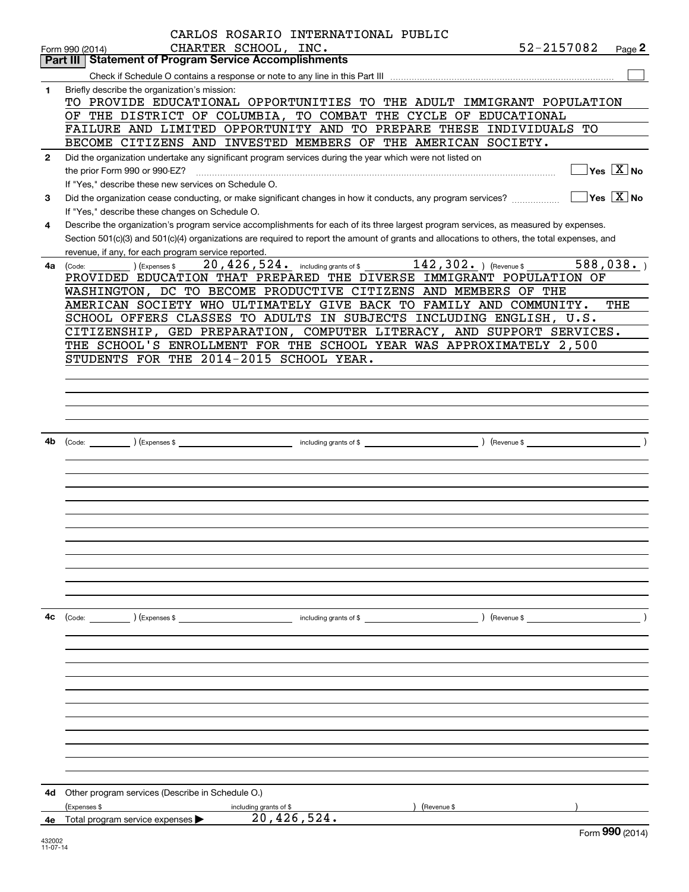CARLOS ROSARIO INTERNATIONAL PUBLIC CHARTER SCHOOL, INC. 52-2157082

Form 990 (2014) Page **2**

## Part III | Statement of Program Service Accomplishments

Check if Schedule O contains a response or note to any line in this Part III [ ]

**1** Briefly describe the organization's mission:

TO PROVIDE EDUCATIONAL OPPORTUNITIES TO THE ADULT IMMIGRANT POPULATION OF THE DISTRICT OF COLUMBIA, TO COMBAT THE CYCLE OF EDUCATIONAL FAILURE AND LIMITED OPPORTUNITY AND TO PREPARE THESE INDIVIDUALS TO BECOME CITIZENS AND INVESTED MEMBERS OF THE AMERICAN SOCIETY.

**2** Did the organization undertake any significant program services during the year which were not listed on the prior Form 990 or 990-EZ? [ ] Yes [X] No

If "Yes," describe these new services on Schedule O.

**3** Did the organization cease conducting, or make significant changes in how it conducts, any program services? [ ] Yes [X] No

If "Yes," describe these changes on Schedule O.

**4** Describe the organization's program service accomplishments for each of its three largest program services, as measured by expenses. Section 501(c)(3) and 501(c)(4) organizations are required to report the amount of grants and allocations to others, the total expenses, and revenue, if any, for each program service reported.

**4a** (Code: ) (Expenses $ 20,426,524. including grants of $ 142,302. ) (Revenue $ 588,038. )

PROVIDED EDUCATION THAT PREPARED THE DIVERSE IMMIGRANT POPULATION OF WASHINGTON, DC TO BECOME PRODUCTIVE CITIZENS AND MEMBERS OF THE AMERICAN SOCIETY WHO ULTIMATELY GIVE BACK TO FAMILY AND COMMUNITY. THE SCHOOL OFFERS CLASSES TO ADULTS IN SUBJECTS INCLUDING ENGLISH, U.S. CITIZENSHIP, GED PREPARATION, COMPUTER LITERACY, AND SUPPORT SERVICES. THE SCHOOL'S ENROLLMENT FOR THE SCHOOL YEAR WAS APPROXIMATELY 2,500 STUDENTS FOR THE 2014-2015 SCHOOL YEAR.

**4b** (Code: ) (Expenses $ including grants of $ ) (Revenue $ )

**4c** (Code: ) (Expenses $ including grants of $ ) (Revenue $ )

**4d** Other program services (Describe in Schedule O.)

(Expenses $ including grants of $ ) (Revenue $ )

**4e** Total program service expenses ▶ 20,426,524.

Form **990** (2014)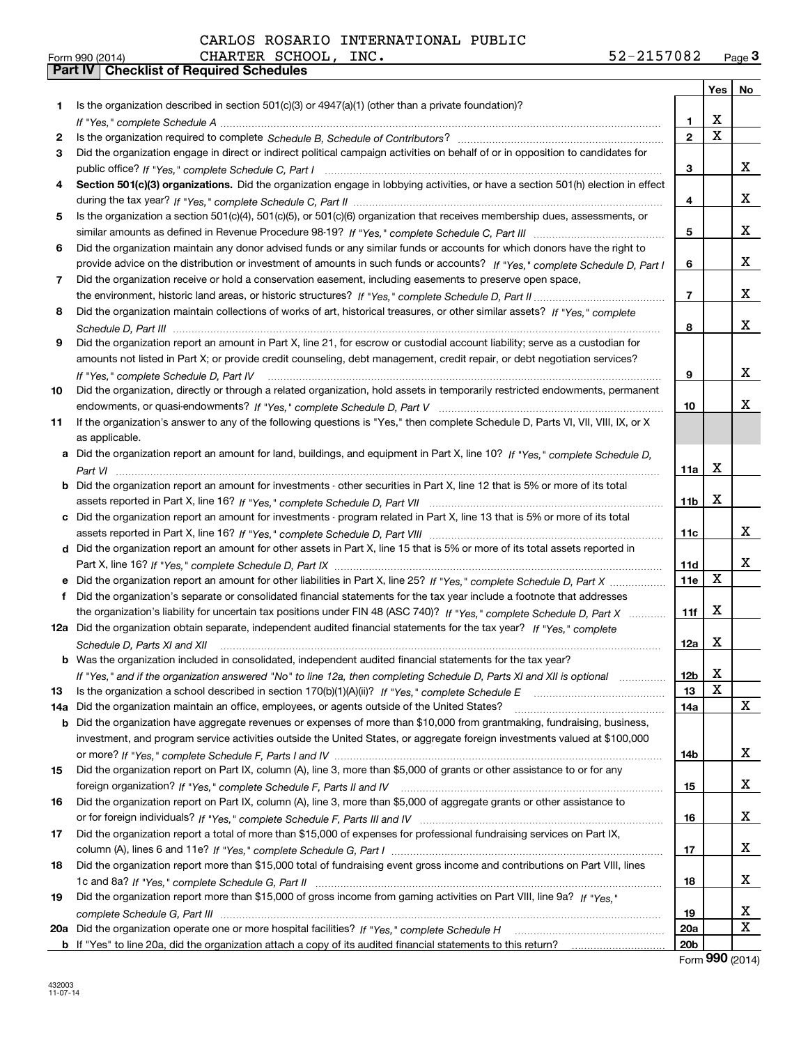CARLOS ROSARIO INTERNATIONAL PUBLIC CHARTER SCHOOL, INC.

Form 990 (2014) 52-2157082 Page 3

## Part IV Checklist of Required Schedules

| | | | Yes | No |
|---|---|---|---|---|
| 1 | Is the organization described in section 501(c)(3) or 4947(a)(1) (other than a private foundation)? *If "Yes," complete Schedule A* | 1 | X | |
| 2 | Is the organization required to complete *Schedule B, Schedule of Contributors*? | 2 | X | |
| 3 | Did the organization engage in direct or indirect political campaign activities on behalf of or in opposition to candidates for public office? *If "Yes," complete Schedule C, Part I* | 3 | | X |
| 4 | **Section 501(c)(3) organizations.** Did the organization engage in lobbying activities, or have a section 501(h) election in effect during the tax year? *If "Yes," complete Schedule C, Part II* | 4 | | X |
| 5 | Is the organization a section 501(c)(4), 501(c)(5), or 501(c)(6) organization that receives membership dues, assessments, or similar amounts as defined in Revenue Procedure 98-19? *If "Yes," complete Schedule C, Part III* | 5 | | X |
| 6 | Did the organization maintain any donor advised funds or any similar funds or accounts for which donors have the right to provide advice on the distribution or investment of amounts in such funds or accounts? *If "Yes," complete Schedule D, Part I* | 6 | | X |
| 7 | Did the organization receive or hold a conservation easement, including easements to preserve open space, the environment, historic land areas, or historic structures? *If "Yes," complete Schedule D, Part II* | 7 | | X |
| 8 | Did the organization maintain collections of works of art, historical treasures, or other similar assets? *If "Yes," complete Schedule D, Part III* | 8 | | X |
| 9 | Did the organization report an amount in Part X, line 21, for escrow or custodial account liability; serve as a custodian for amounts not listed in Part X; or provide credit counseling, debt management, credit repair, or debt negotiation services? *If "Yes," complete Schedule D, Part IV* | 9 | | X |
| 10 | Did the organization, directly or through a related organization, hold assets in temporarily restricted endowments, permanent endowments, or quasi-endowments? *If "Yes," complete Schedule D, Part V* | 10 | | X |
| 11 | If the organization's answer to any of the following questions is "Yes," then complete Schedule D, Parts VI, VII, VIII, IX, or X as applicable. | | | |
| a | Did the organization report an amount for land, buildings, and equipment in Part X, line 10? *If "Yes," complete Schedule D, Part VI* | 11a | X | |
| b | Did the organization report an amount for investments - other securities in Part X, line 12 that is 5% or more of its total assets reported in Part X, line 16? *If "Yes," complete Schedule D, Part VII* | 11b | X | |
| c | Did the organization report an amount for investments - program related in Part X, line 13 that is 5% or more of its total assets reported in Part X, line 16? *If "Yes," complete Schedule D, Part VIII* | 11c | | X |
| d | Did the organization report an amount for other assets in Part X, line 15 that is 5% or more of its total assets reported in Part X, line 16? *If "Yes," complete Schedule D, Part IX* | 11d | | X |
| e | Did the organization report an amount for other liabilities in Part X, line 25? *If "Yes," complete Schedule D, Part X* | 11e | X | |
| f | Did the organization's separate or consolidated financial statements for the tax year include a footnote that addresses the organization's liability for uncertain tax positions under FIN 48 (ASC 740)? *If "Yes," complete Schedule D, Part X* | 11f | X | |
| 12a | Did the organization obtain separate, independent audited financial statements for the tax year? *If "Yes," complete Schedule D, Parts XI and XII* | 12a | X | |
| b | Was the organization included in consolidated, independent audited financial statements for the tax year? *If "Yes," and if the organization answered "No" to line 12a, then completing Schedule D, Parts XI and XII is optional* | 12b | X | |
| 13 | Is the organization a school described in section 170(b)(1)(A)(ii)? *If "Yes," complete Schedule E* | 13 | X | |
| 14a | Did the organization maintain an office, employees, or agents outside of the United States? | 14a | | X |
| b | Did the organization have aggregate revenues or expenses of more than $10,000 from grantmaking, fundraising, business, investment, and program service activities outside the United States, or aggregate foreign investments valued at $100,000 or more? *If "Yes," complete Schedule F, Parts I and IV* | 14b | | X |
| 15 | Did the organization report on Part IX, column (A), line 3, more than $5,000 of grants or other assistance to or for any foreign organization? *If "Yes," complete Schedule F, Parts II and IV* | 15 | | X |
| 16 | Did the organization report on Part IX, column (A), line 3, more than $5,000 of aggregate grants or other assistance to or for foreign individuals? *If "Yes," complete Schedule F, Parts III and IV* | 16 | | X |
| 17 | Did the organization report a total of more than $15,000 of expenses for professional fundraising services on Part IX, column (A), lines 6 and 11e? *If "Yes," complete Schedule G, Part I* | 17 | | X |
| 18 | Did the organization report more than $15,000 total of fundraising event gross income and contributions on Part VIII, lines 1c and 8a? *If "Yes," complete Schedule G, Part II* | 18 | | X |
| 19 | Did the organization report more than $15,000 of gross income from gaming activities on Part VIII, line 9a? *If "Yes," complete Schedule G, Part III* | 19 | | X |
| 20a | Did the organization operate one or more hospital facilities? *If "Yes," complete Schedule H* | 20a | | X |
| b | If "Yes" to line 20a, did the organization attach a copy of its audited financial statements to this return? | 20b | | |

Form **990** (2014)

432003 11-07-14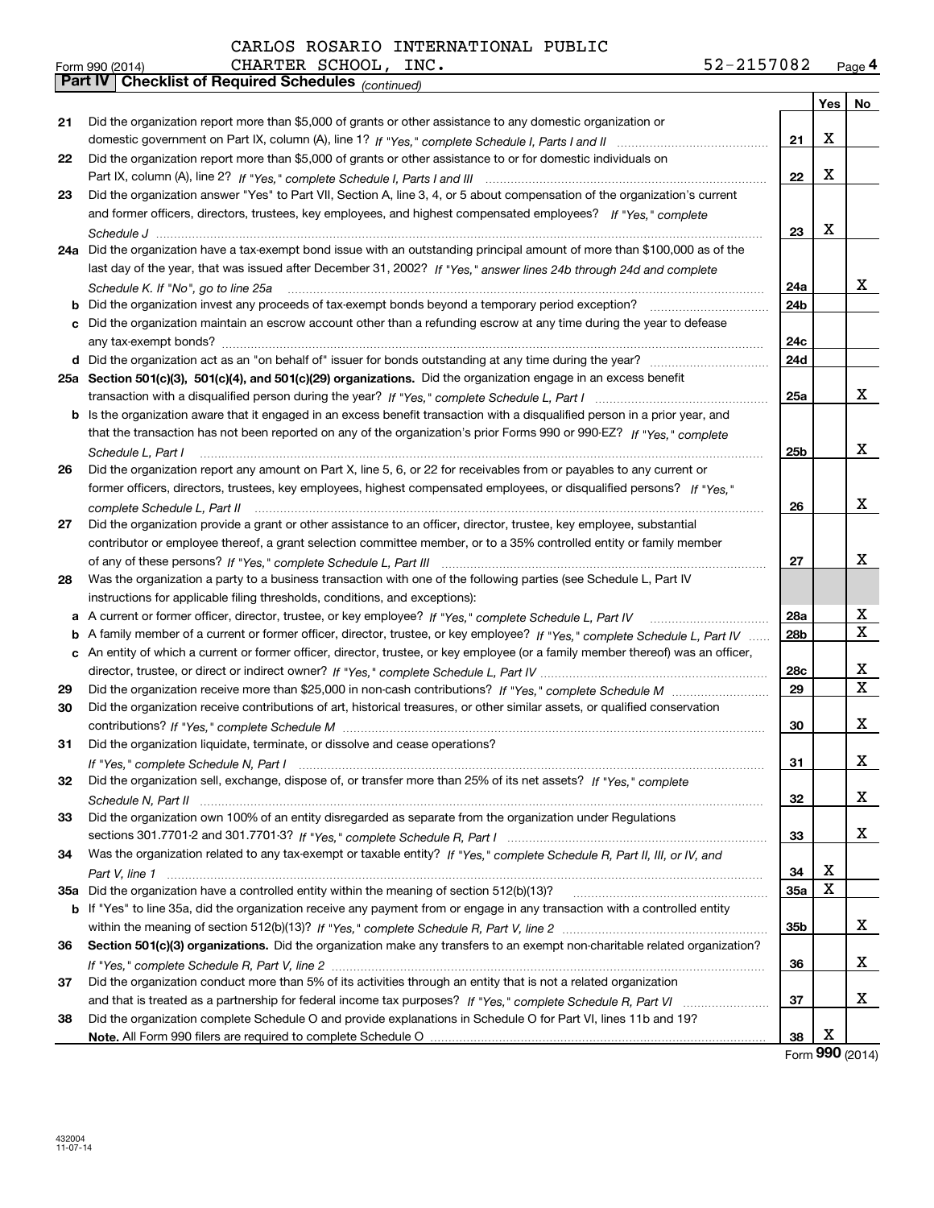CARLOS ROSARIO INTERNATIONAL PUBLIC CHARTER SCHOOL, INC. 52-2157082

Form 990 (2014) Page 4

## Part IV | Checklist of Required Schedules *(continued)*

| | | | Yes | No |
|---|---|---|---|---|
| 21 | Did the organization report more than $5,000 of grants or other assistance to any domestic organization or domestic government on Part IX, column (A), line 1? *If "Yes," complete Schedule I, Parts I and II* | 21 | X | |
| 22 | Did the organization report more than $5,000 of grants or other assistance to or for domestic individuals on Part IX, column (A), line 2? *If "Yes," complete Schedule I, Parts I and III* | 22 | X | |
| 23 | Did the organization answer "Yes" to Part VII, Section A, line 3, 4, or 5 about compensation of the organization's current and former officers, directors, trustees, key employees, and highest compensated employees? *If "Yes," complete Schedule J* | 23 | X | |
| 24a | Did the organization have a tax-exempt bond issue with an outstanding principal amount of more than $100,000 as of the last day of the year, that was issued after December 31, 2002? *If "Yes," answer lines 24b through 24d and complete Schedule K. If "No", go to line 25a* | 24a | | X |
| b | Did the organization invest any proceeds of tax-exempt bonds beyond a temporary period exception? | 24b | | |
| c | Did the organization maintain an escrow account other than a refunding escrow at any time during the year to defease any tax-exempt bonds? | 24c | | |
| d | Did the organization act as an "on behalf of" issuer for bonds outstanding at any time during the year? | 24d | | |
| 25a | **Section 501(c)(3), 501(c)(4), and 501(c)(29) organizations.** Did the organization engage in an excess benefit transaction with a disqualified person during the year? *If "Yes," complete Schedule L, Part I* | 25a | | X |
| b | Is the organization aware that it engaged in an excess benefit transaction with a disqualified person in a prior year, and that the transaction has not been reported on any of the organization's prior Forms 990 or 990-EZ? *If "Yes," complete Schedule L, Part I* | 25b | | X |
| 26 | Did the organization report any amount on Part X, line 5, 6, or 22 for receivables from or payables to any current or former officers, directors, trustees, key employees, highest compensated employees, or disqualified persons? *If "Yes," complete Schedule L, Part II* | 26 | | X |
| 27 | Did the organization provide a grant or other assistance to an officer, director, trustee, key employee, substantial contributor or employee thereof, a grant selection committee member, or to a 35% controlled entity or family member of any of these persons? *If "Yes," complete Schedule L, Part III* | 27 | | X |
| 28 | Was the organization a party to a business transaction with one of the following parties (see Schedule L, Part IV instructions for applicable filing thresholds, conditions, and exceptions): | | | |
| a | A current or former officer, director, trustee, or key employee? *If "Yes," complete Schedule L, Part IV* | 28a | | X |
| b | A family member of a current or former officer, director, trustee, or key employee? *If "Yes," complete Schedule L, Part IV* | 28b | | X |
| c | An entity of which a current or former officer, director, trustee, or key employee (or a family member thereof) was an officer, director, trustee, or direct or indirect owner? *If "Yes," complete Schedule L, Part IV* | 28c | | X |
| 29 | Did the organization receive more than $25,000 in non-cash contributions? *If "Yes," complete Schedule M* | 29 | | X |
| 30 | Did the organization receive contributions of art, historical treasures, or other similar assets, or qualified conservation contributions? *If "Yes," complete Schedule M* | 30 | | X |
| 31 | Did the organization liquidate, terminate, or dissolve and cease operations? *If "Yes," complete Schedule N, Part I* | 31 | | X |
| 32 | Did the organization sell, exchange, dispose of, or transfer more than 25% of its net assets? *If "Yes," complete Schedule N, Part II* | 32 | | X |
| 33 | Did the organization own 100% of an entity disregarded as separate from the organization under Regulations sections 301.7701-2 and 301.7701-3? *If "Yes," complete Schedule R, Part I* | 33 | | X |
| 34 | Was the organization related to any tax-exempt or taxable entity? *If "Yes," complete Schedule R, Part II, III, or IV, and Part V, line 1* | 34 | X | |
| 35a | Did the organization have a controlled entity within the meaning of section 512(b)(13)? | 35a | X | |
| b | If "Yes" to line 35a, did the organization receive any payment from or engage in any transaction with a controlled entity within the meaning of section 512(b)(13)? *If "Yes," complete Schedule R, Part V, line 2* | 35b | | X |
| 36 | **Section 501(c)(3) organizations.** Did the organization make any transfers to an exempt non-charitable related organization? *If "Yes," complete Schedule R, Part V, line 2* | 36 | | X |
| 37 | Did the organization conduct more than 5% of its activities through an entity that is not a related organization and that is treated as a partnership for federal income tax purposes? *If "Yes," complete Schedule R, Part VI* | 37 | | X |
| 38 | Did the organization complete Schedule O and provide explanations in Schedule O for Part VI, lines 11b and 19? **Note.** All Form 990 filers are required to complete Schedule O | 38 | X | |

Form **990** (2014)

432004 11-07-14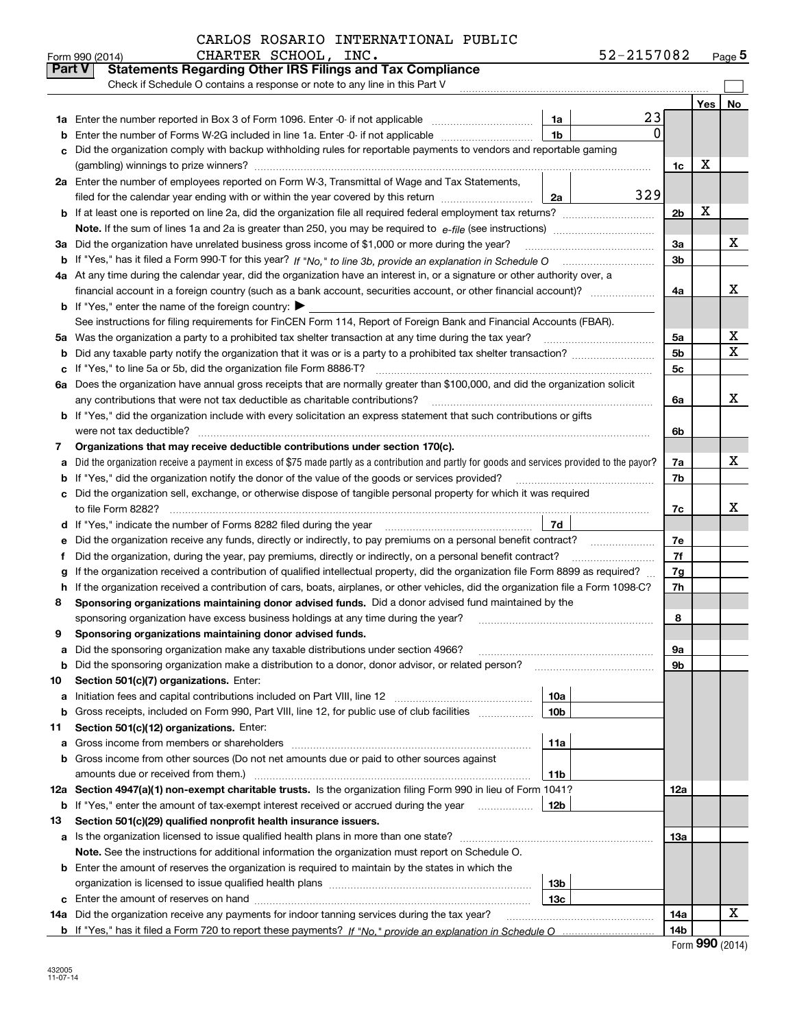CARLOS ROSARIO INTERNATIONAL PUBLIC CHARTER SCHOOL, INC.

Form 990 (2014) 52-2157082

## Part V Statements Regarding Other IRS Filings and Tax Compliance

Check if Schedule O contains a response or note to any line in this Part V

| | | | | | Yes | No |
|---|---|---|---|---|---|---|
| 1a | Enter the number reported in Box 3 of Form 1096. Enter -0- if not applicable | 1a | 23 | | | |
| b | Enter the number of Forms W-2G included in line 1a. Enter -0- if not applicable | 1b | 0 | | | |
| c | Did the organization comply with backup withholding rules for reportable payments to vendors and reportable gaming (gambling) winnings to prize winners? | | | 1c | X | |
| 2a | Enter the number of employees reported on Form W-3, Transmittal of Wage and Tax Statements, filed for the calendar year ending with or within the year covered by this return | 2a | 329 | | | |
| b | If at least one is reported on line 2a, did the organization file all required federal employment tax returns? | | | 2b | X | |
| | Note. If the sum of lines 1a and 2a is greater than 250, you may be required to e-file (see instructions) | | | | | |
| 3a | Did the organization have unrelated business gross income of $1,000 or more during the year? | | | 3a | | X |
| b | If "Yes," has it filed a Form 990-T for this year? If "No," to line 3b, provide an explanation in Schedule O | | | 3b | | |
| 4a | At any time during the calendar year, did the organization have an interest in, or a signature or other authority over, a financial account in a foreign country (such as a bank account, securities account, or other financial account)? | | | 4a | | X |
| b | If "Yes," enter the name of the foreign country: ▶ | | | | | |
| | See instructions for filing requirements for FinCEN Form 114, Report of Foreign Bank and Financial Accounts (FBAR). | | | | | |
| 5a | Was the organization a party to a prohibited tax shelter transaction at any time during the tax year? | | | 5a | | X |
| b | Did any taxable party notify the organization that it was or is a party to a prohibited tax shelter transaction? | | | 5b | | X |
| c | If "Yes," to line 5a or 5b, did the organization file Form 8886-T? | | | 5c | | |
| 6a | Does the organization have annual gross receipts that are normally greater than $100,000, and did the organization solicit any contributions that were not tax deductible as charitable contributions? | | | 6a | | X |
| b | If "Yes," did the organization include with every solicitation an express statement that such contributions or gifts were not tax deductible? | | | 6b | | |
| 7 | **Organizations that may receive deductible contributions under section 170(c).** | | | | | |
| a | Did the organization receive a payment in excess of $75 made partly as a contribution and partly for goods and services provided to the payor? | | | 7a | | X |
| b | If "Yes," did the organization notify the donor of the value of the goods or services provided? | | | 7b | | |
| c | Did the organization sell, exchange, or otherwise dispose of tangible personal property for which it was required to file Form 8282? | | | 7c | | X |
| d | If "Yes," indicate the number of Forms 8282 filed during the year | 7d | | | | |
| e | Did the organization receive any funds, directly or indirectly, to pay premiums on a personal benefit contract? | | | 7e | | |
| f | Did the organization, during the year, pay premiums, directly or indirectly, on a personal benefit contract? | | | 7f | | |
| g | If the organization received a contribution of qualified intellectual property, did the organization file Form 8899 as required? | | | 7g | | |
| h | If the organization received a contribution of cars, boats, airplanes, or other vehicles, did the organization file a Form 1098-C? | | | 7h | | |
| 8 | **Sponsoring organizations maintaining donor advised funds.** Did a donor advised fund maintained by the sponsoring organization have excess business holdings at any time during the year? | | | 8 | | |
| 9 | **Sponsoring organizations maintaining donor advised funds.** | | | | | |
| a | Did the sponsoring organization make any taxable distributions under section 4966? | | | 9a | | |
| b | Did the sponsoring organization make a distribution to a donor, donor advisor, or related person? | | | 9b | | |
| 10 | **Section 501(c)(7) organizations.** Enter: | | | | | |
| a | Initiation fees and capital contributions included on Part VIII, line 12 | 10a | | | | |
| b | Gross receipts, included on Form 990, Part VIII, line 12, for public use of club facilities | 10b | | | | |
| 11 | **Section 501(c)(12) organizations.** Enter: | | | | | |
| a | Gross income from members or shareholders | 11a | | | | |
| b | Gross income from other sources (Do not net amounts due or paid to other sources against amounts due or received from them.) | 11b | | | | |
| 12a | **Section 4947(a)(1) non-exempt charitable trusts.** Is the organization filing Form 990 in lieu of Form 1041? | | | 12a | | |
| b | If "Yes," enter the amount of tax-exempt interest received or accrued during the year | 12b | | | | |
| 13 | **Section 501(c)(29) qualified nonprofit health insurance issuers.** | | | | | |
| a | Is the organization licensed to issue qualified health plans in more than one state? | | | 13a | | |
| | **Note.** See the instructions for additional information the organization must report on Schedule O. | | | | | |
| b | Enter the amount of reserves the organization is required to maintain by the states in which the organization is licensed to issue qualified health plans | 13b | | | | |
| c | Enter the amount of reserves on hand | 13c | | | | |
| 14a | Did the organization receive any payments for indoor tanning services during the tax year? | | | 14a | | X |
| b | If "Yes," has it filed a Form 720 to report these payments? If "No," provide an explanation in Schedule O | | | 14b | | |

Form 990 (2014)

432005 11-07-14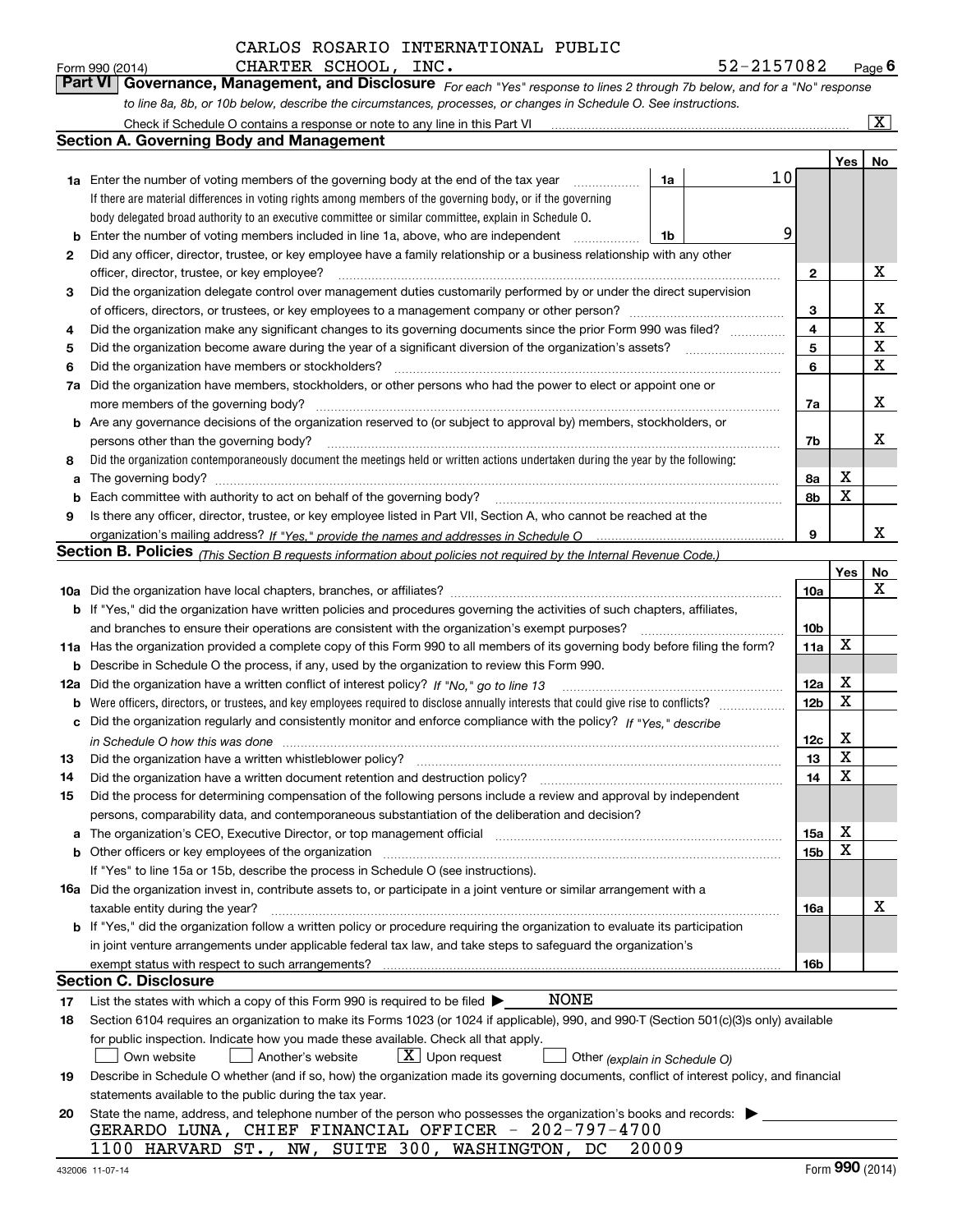CARLOS ROSARIO INTERNATIONAL PUBLIC CHARTER SCHOOL, INC. 52-2157082

Form 990 (2014)

## Part VI Governance, Management, and Disclosure

*For each "Yes" response to lines 2 through 7b below, and for a "No" response to line 8a, 8b, or 10b below, describe the circumstances, processes, or changes in Schedule O. See instructions.*

Check if Schedule O contains a response or note to any line in this Part VI ☒

### Section A. Governing Body and Management

| | | | | Yes | No |
|---|---|---|---|---|---|
| **1a** | Enter the number of voting members of the governing body at the end of the tax year (1a) 10. If there are material differences in voting rights among members of the governing body, or if the governing body delegated broad authority to an executive committee or similar committee, explain in Schedule O. | | | | |
| **b** | Enter the number of voting members included in line 1a, above, who are independent (1b) 9 | | | | |
| **2** | Did any officer, director, trustee, or key employee have a family relationship or a business relationship with any other officer, director, trustee, or key employee? | 2 | | | X |
| **3** | Did the organization delegate control over management duties customarily performed by or under the direct supervision of officers, directors, or trustees, or key employees to a management company or other person? | 3 | | | X |
| **4** | Did the organization make any significant changes to its governing documents since the prior Form 990 was filed? | 4 | | | X |
| **5** | Did the organization become aware during the year of a significant diversion of the organization's assets? | 5 | | | X |
| **6** | Did the organization have members or stockholders? | 6 | | | X |
| **7a** | Did the organization have members, stockholders, or other persons who had the power to elect or appoint one or more members of the governing body? | 7a | | | X |
| **b** | Are any governance decisions of the organization reserved to (or subject to approval by) members, stockholders, or persons other than the governing body? | 7b | | | X |
| **8** | Did the organization contemporaneously document the meetings held or written actions undertaken during the year by the following: | | | | |
| **a** | The governing body? | 8a | | X | |
| **b** | Each committee with authority to act on behalf of the governing body? | 8b | | X | |
| **9** | Is there any officer, director, trustee, or key employee listed in Part VII, Section A, who cannot be reached at the organization's mailing address? *If "Yes," provide the names and addresses in Schedule O* | 9 | | | X |

### Section B. Policies *(This Section B requests information about policies not required by the Internal Revenue Code.)*

| | | | Yes | No |
|---|---|---|---|---|
| **10a** | Did the organization have local chapters, branches, or affiliates? | 10a | | X |
| **b** | If "Yes," did the organization have written policies and procedures governing the activities of such chapters, affiliates, and branches to ensure their operations are consistent with the organization's exempt purposes? | 10b | | |
| **11a** | Has the organization provided a complete copy of this Form 990 to all members of its governing body before filing the form? | 11a | X | |
| **b** | Describe in Schedule O the process, if any, used by the organization to review this Form 990. | | | |
| **12a** | Did the organization have a written conflict of interest policy? *If "No," go to line 13* | 12a | X | |
| **b** | Were officers, directors, or trustees, and key employees required to disclose annually interests that could give rise to conflicts? | 12b | X | |
| **c** | Did the organization regularly and consistently monitor and enforce compliance with the policy? *If "Yes," describe in Schedule O how this was done* | 12c | X | |
| **13** | Did the organization have a written whistleblower policy? | 13 | X | |
| **14** | Did the organization have a written document retention and destruction policy? | 14 | X | |
| **15** | Did the process for determining compensation of the following persons include a review and approval by independent persons, comparability data, and contemporaneous substantiation of the deliberation and decision? | | | |
| **a** | The organization's CEO, Executive Director, or top management official | 15a | X | |
| **b** | Other officers or key employees of the organization | 15b | X | |
| | If "Yes" to line 15a or 15b, describe the process in Schedule O (see instructions). | | | |
| **16a** | Did the organization invest in, contribute assets to, or participate in a joint venture or similar arrangement with a taxable entity during the year? | 16a | | X |
| **b** | If "Yes," did the organization follow a written policy or procedure requiring the organization to evaluate its participation in joint venture arrangements under applicable federal tax law, and take steps to safeguard the organization's exempt status with respect to such arrangements? | 16b | | |

### Section C. Disclosure

**17** List the states with which a copy of this Form 990 is required to be filed ▶ NONE

**18** Section 6104 requires an organization to make its Forms 1023 (or 1024 if applicable), 990, and 990-T (Section 501(c)(3)s only) available for public inspection. Indicate how you made these available. Check all that apply.

☐ Own website ☐ Another's website ☒ Upon request ☐ Other *(explain in Schedule O)*

**19** Describe in Schedule O whether (and if so, how) the organization made its governing documents, conflict of interest policy, and financial statements available to the public during the tax year.

**20** State the name, address, and telephone number of the person who possesses the organization's books and records: ▶

GERARDO LUNA, CHIEF FINANCIAL OFFICER - 202-797-4700
1100 HARVARD ST., NW, SUITE 300, WASHINGTON, DC 20009

432006 11-07-14 Form **990** (2014)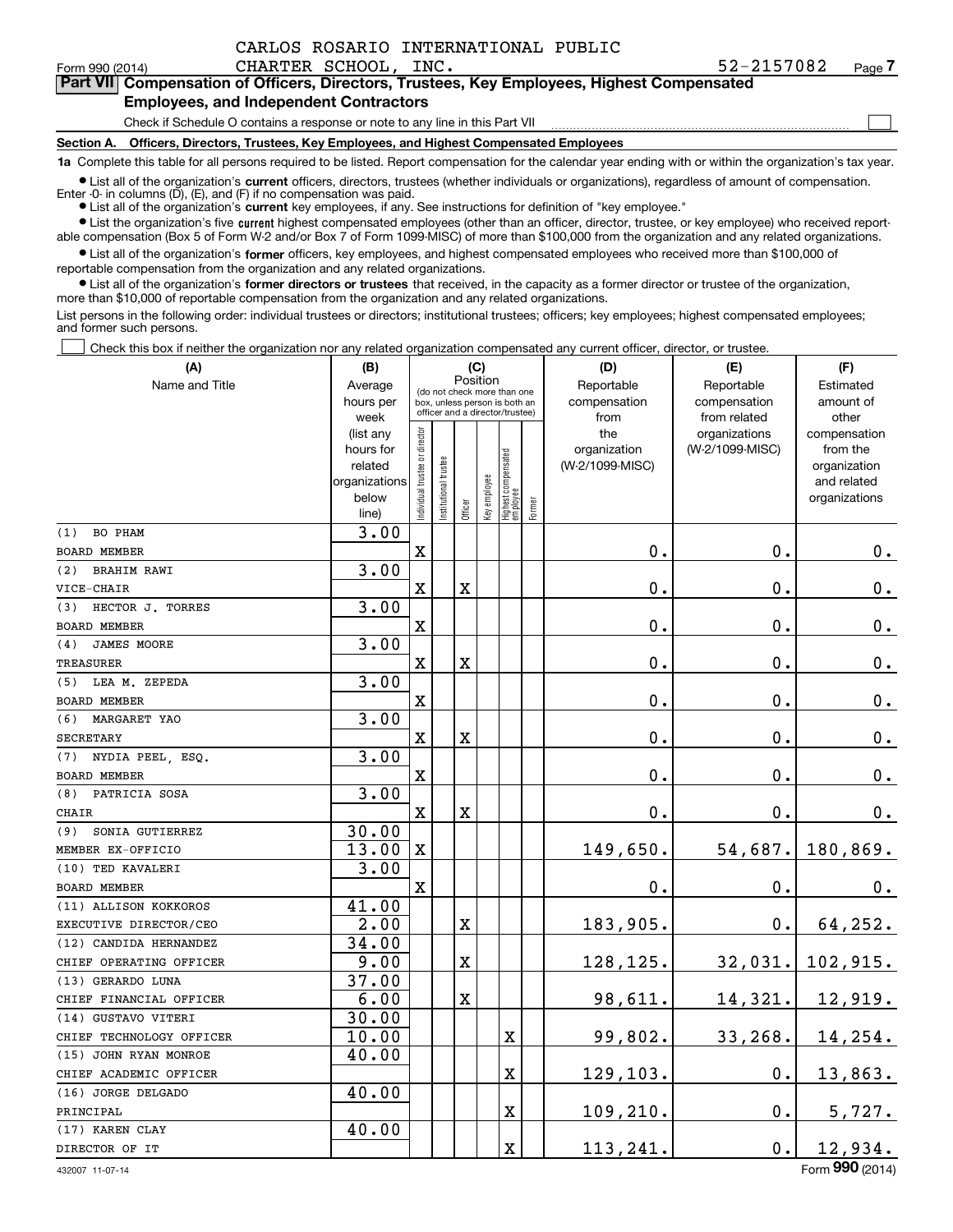CARLOS ROSARIO INTERNATIONAL PUBLIC CHARTER SCHOOL, INC. 52-2157082

Form 990 (2014) Page 7

## Part VII Compensation of Officers, Directors, Trustees, Key Employees, Highest Compensated Employees, and Independent Contractors

Check if Schedule O contains a response or note to any line in this Part VII ☐

**Section A. Officers, Directors, Trustees, Key Employees, and Highest Compensated Employees**

**1a** Complete this table for all persons required to be listed. Report compensation for the calendar year ending with or within the organization's tax year.

- List all of the organization's **current** officers, directors, trustees (whether individuals or organizations), regardless of amount of compensation. Enter -0- in columns (D), (E), and (F) if no compensation was paid.
- List all of the organization's **current** key employees, if any. See instructions for definition of "key employee."
- List the organization's five **current** highest compensated employees (other than an officer, director, trustee, or key employee) who received reportable compensation (Box 5 of Form W-2 and/or Box 7 of Form 1099-MISC) of more than $100,000 from the organization and any related organizations.
- List all of the organization's **former** officers, key employees, and highest compensated employees who received more than $100,000 of reportable compensation from the organization and any related organizations.
- List all of the organization's **former directors or trustees** that received, in the capacity as a former director or trustee of the organization, more than $10,000 of reportable compensation from the organization and any related organizations.

List persons in the following order: individual trustees or directors; institutional trustees; officers; key employees; highest compensated employees; and former such persons.

☐ Check this box if neither the organization nor any related organization compensated any current officer, director, or trustee.

| (A) Name and Title | (B) Average hours per week (list any hours for related organizations below line) | (C) Individual trustee or director | Institutional trustee | Officer | Key employee | Highest compensated employee | Former | (D) Reportable compensation from the organization (W-2/1099-MISC) | (E) Reportable compensation from related organizations (W-2/1099-MISC) | (F) Estimated amount of other compensation from the organization and related organizations |
|---|---|---|---|---|---|---|---|---|---|---|
| (1) BO PHAM<br>BOARD MEMBER | 3.00 | X | | | | | | 0. | 0. | 0. |
| (2) BRAHIM RAWI<br>VICE-CHAIR | 3.00 | X | | X | | | | 0. | 0. | 0. |
| (3) HECTOR J. TORRES<br>BOARD MEMBER | 3.00 | X | | | | | | 0. | 0. | 0. |
| (4) JAMES MOORE<br>TREASURER | 3.00 | X | | X | | | | 0. | 0. | 0. |
| (5) LEA M. ZEPEDA<br>BOARD MEMBER | 3.00 | X | | | | | | 0. | 0. | 0. |
| (6) MARGARET YAO<br>SECRETARY | 3.00 | X | | X | | | | 0. | 0. | 0. |
| (7) NYDIA PEEL, ESQ.<br>BOARD MEMBER | 3.00 | X | | | | | | 0. | 0. | 0. |
| (8) PATRICIA SOSA<br>CHAIR | 3.00 | X | | X | | | | 0. | 0. | 0. |
| (9) SONIA GUTIERREZ<br>MEMBER EX-OFFICIO | 30.00<br>13.00 | X | | | | | | 149,650. | 54,687. | 180,869. |
| (10) TED KAVALERI<br>BOARD MEMBER | 3.00 | X | | | | | | 0. | 0. | 0. |
| (11) ALLISON KOKKOROS<br>EXECUTIVE DIRECTOR/CEO | 41.00<br>2.00 | | | X | | | | 183,905. | 0. | 64,252. |
| (12) CANDIDA HERNANDEZ<br>CHIEF OPERATING OFFICER | 34.00<br>9.00 | | | X | | | | 128,125. | 32,031. | 102,915. |
| (13) GERARDO LUNA<br>CHIEF FINANCIAL OFFICER | 37.00<br>6.00 | | | X | | | | 98,611. | 14,321. | 12,919. |
| (14) GUSTAVO VITERI<br>CHIEF TECHNOLOGY OFFICER | 30.00<br>10.00 | | | | | X | | 99,802. | 33,268. | 14,254. |
| (15) JOHN RYAN MONROE<br>CHIEF ACADEMIC OFFICER | 40.00 | | | | | X | | 129,103. | 0. | 13,863. |
| (16) JORGE DELGADO<br>PRINCIPAL | 40.00 | | | | | X | | 109,210. | 0. | 5,727. |
| (17) KAREN CLAY<br>DIRECTOR OF IT | 40.00 | | | | | X | | 113,241. | 0. | 12,934. |

432007 11-07-14 Form 990 (2014)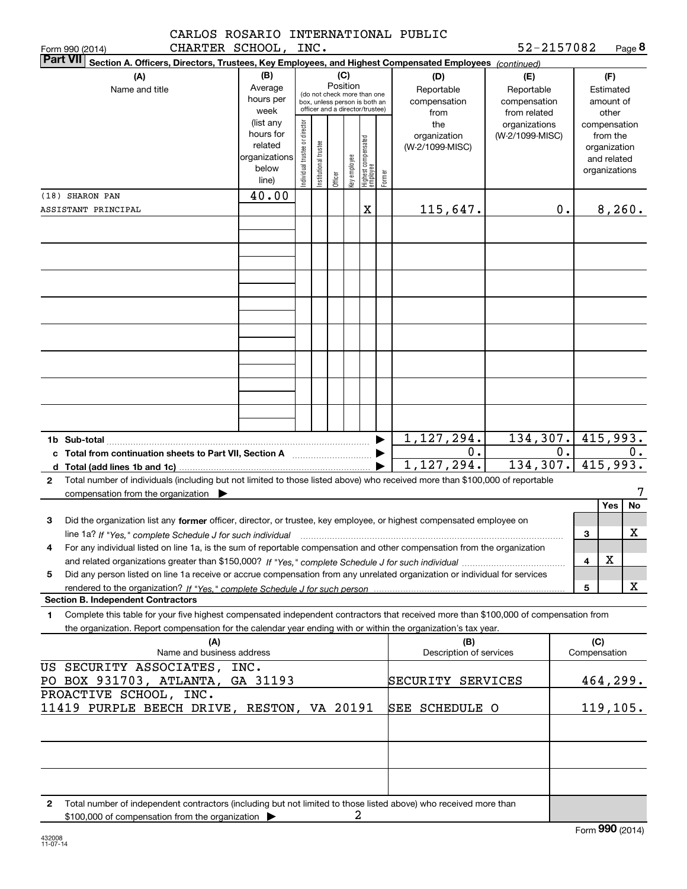CARLOS ROSARIO INTERNATIONAL PUBLIC CHARTER SCHOOL, INC. 52-2157082

Form 990 (2014) Page 8

**Part VII Section A. Officers, Directors, Trustees, Key Employees, and Highest Compensated Employees** *(continued)*

| (A) Name and title | (B) Average hours per week (list any hours for related organizations below line) | (C) Position: Individual trustee or director | Institutional trustee | Officer | Key employee | Highest compensated employee | Former | (D) Reportable compensation from the organization (W-2/1099-MISC) | (E) Reportable compensation from related organizations (W-2/1099-MISC) | (F) Estimated amount of other compensation from the organization and related organizations |
|---|---|---|---|---|---|---|---|---|---|---|
| (18) SHARON PAN | 40.00 | | | | | | | | | |
| ASSISTANT PRINCIPAL | | | | | | X | | 115,647. | 0. | 8,260. |
| 1b Sub-total | | | | | | | | 1,127,294. | 134,307. | 415,993. |
| c Total from continuation sheets to Part VII, Section A | | | | | | | | 0. | 0. | 0. |
| d Total (add lines 1b and 1c) | | | | | | | | 1,127,294. | 134,307. | 415,993. |

2 Total number of individuals (including but not limited to those listed above) who received more than $100,000 of reportable compensation from the organization ▶ 7

| | | Yes | No |
|---|---|---|---|
| 3 Did the organization list any **former** officer, director, or trustee, key employee, or highest compensated employee on line 1a? *If "Yes," complete Schedule J for such individual* | 3 | | X |
| 4 For any individual listed on line 1a, is the sum of reportable compensation and other compensation from the organization and related organizations greater than $150,000? *If "Yes," complete Schedule J for such individual* | 4 | X | |
| 5 Did any person listed on line 1a receive or accrue compensation from any unrelated organization or individual for services rendered to the organization? *If "Yes," complete Schedule J for such person* | 5 | | X |

**Section B. Independent Contractors**

1 Complete this table for your five highest compensated independent contractors that received more than $100,000 of compensation from the organization. Report compensation for the calendar year ending with or within the organization's tax year.

| (A) Name and business address | (B) Description of services | (C) Compensation |
|---|---|---|
| US SECURITY ASSOCIATES, INC. PO BOX 931703, ATLANTA, GA 31193 | SECURITY SERVICES | 464,299. |
| PROACTIVE SCHOOL, INC. 11419 PURPLE BEECH DRIVE, RESTON, VA 20191 | SEE SCHEDULE O | 119,105. |

2 Total number of independent contractors (including but not limited to those listed above) who received more than $100,000 of compensation from the organization ▶ 2

Form **990** (2014)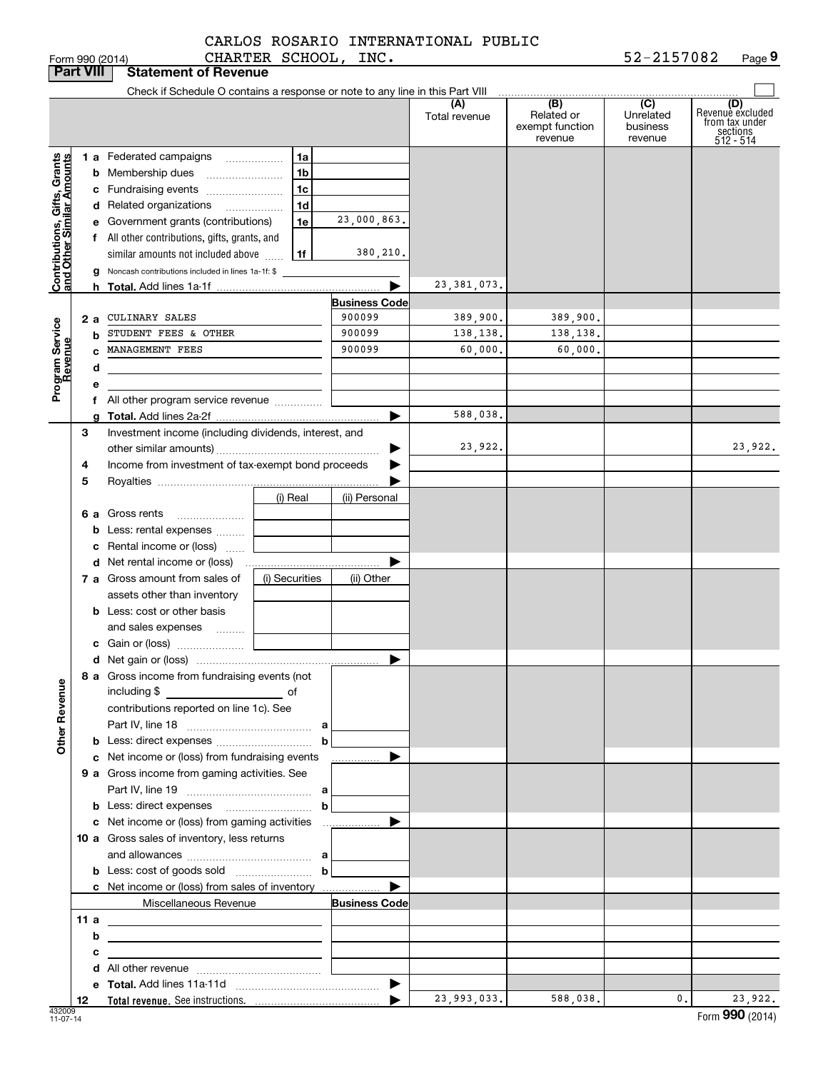CARLOS ROSARIO INTERNATIONAL PUBLIC CHARTER SCHOOL, INC. 52-2157082

Form 990 (2014) Page 9

## Part VIII Statement of Revenue

Check if Schedule O contains a response or note to any line in this Part VIII

| | | | | (A) Total revenue | (B) Related or exempt function revenue | (C) Unrelated business revenue | (D) Revenue excluded from tax under sections 512 - 514 |
|---|---|---|---|---|---|---|---|
| **Contributions, Gifts, Grants and Other Similar Amounts** | 1a Federated campaigns | 1a | | | | | |
| | b Membership dues | 1b | | | | | |
| | c Fundraising events | 1c | | | | | |
| | d Related organizations | 1d | | | | | |
| | e Government grants (contributions) | 1e | 23,000,863. | | | | |
| | f All other contributions, gifts, grants, and similar amounts not included above | 1f | 380,210. | | | | |
| | g Noncash contributions included in lines 1a-1f: $ | | | | | | |
| | h **Total.** Add lines 1a-1f | | ▶ | 23,381,073. | | | |
| **Program Service Revenue** | | | **Business Code** | | | | |
| | 2a CULINARY SALES | | 900099 | 389,900. | 389,900. | | |
| | b STUDENT FEES & OTHER | | 900099 | 138,138. | 138,138. | | |
| | c MANAGEMENT FEES | | 900099 | 60,000. | 60,000. | | |
| | d | | | | | | |
| | e | | | | | | |
| | f All other program service revenue | | | | | | |
| | g **Total.** Add lines 2a-2f | | ▶ | 588,038. | | | |
| **Other Revenue** | 3 Investment income (including dividends, interest, and other similar amounts) | | ▶ | 23,922. | | | 23,922. |
| | 4 Income from investment of tax-exempt bond proceeds | | ▶ | | | | |
| | 5 Royalties | | ▶ | | | | |
| | | (i) Real | (ii) Personal | | | | |
| | 6a Gross rents | | | | | | |
| | b Less: rental expenses | | | | | | |
| | c Rental income or (loss) | | | | | | |
| | d Net rental income or (loss) | | ▶ | | | | |
| | 7a Gross amount from sales of assets other than inventory | (i) Securities | (ii) Other | | | | |
| | b Less: cost or other basis and sales expenses | | | | | | |
| | c Gain or (loss) | | | | | | |
| | d Net gain or (loss) | | ▶ | | | | |
| | 8a Gross income from fundraising events (not including $ ______ of contributions reported on line 1c). See Part IV, line 18 | a | | | | | |
| | b Less: direct expenses | b | | | | | |
| | c Net income or (loss) from fundraising events | | ▶ | | | | |
| | 9a Gross income from gaming activities. See Part IV, line 19 | a | | | | | |
| | b Less: direct expenses | b | | | | | |
| | c Net income or (loss) from gaming activities | | ▶ | | | | |
| | 10a Gross sales of inventory, less returns and allowances | a | | | | | |
| | b Less: cost of goods sold | b | | | | | |
| | c Net income or (loss) from sales of inventory | | ▶ | | | | |
| | Miscellaneous Revenue | | **Business Code** | | | | |
| | 11a | | | | | | |
| | b | | | | | | |
| | c | | | | | | |
| | d All other revenue | | | | | | |
| | e **Total.** Add lines 11a-11d | | ▶ | | | | |
| | 12 **Total revenue.** See instructions. | | ▶ | 23,993,033. | 588,038. | 0. | 23,922. |

432009 11-07-14

Form **990** (2014)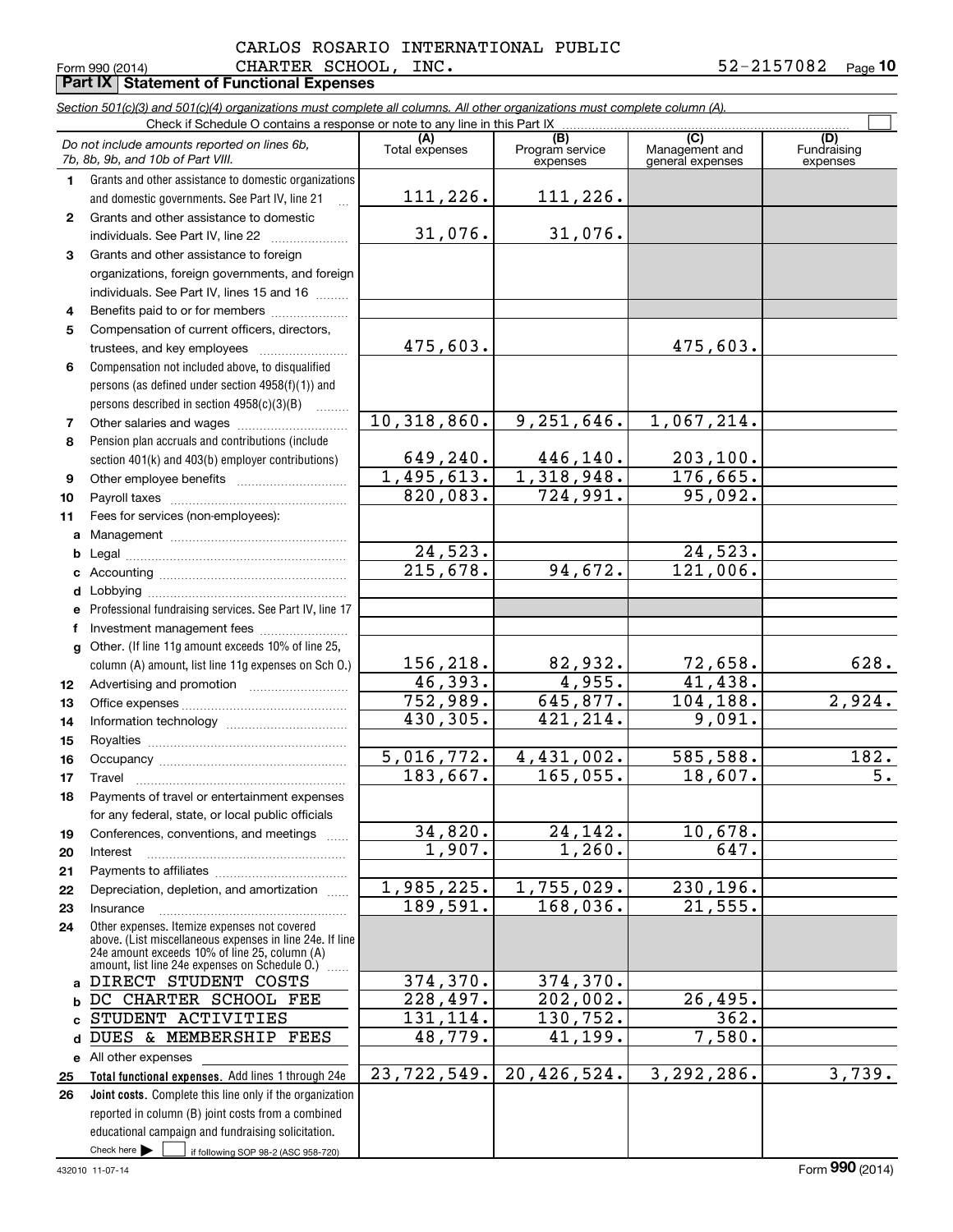CARLOS ROSARIO INTERNATIONAL PUBLIC CHARTER SCHOOL, INC. 52-2157082

Form 990 (2014)

## Part IX Statement of Functional Expenses

*Section 501(c)(3) and 501(c)(4) organizations must complete all columns. All other organizations must complete column (A).*

Check if Schedule O contains a response or note to any line in this Part IX

| | *Do not include amounts reported on lines 6b, 7b, 8b, 9b, and 10b of Part VIII.* | (A) Total expenses | (B) Program service expenses | (C) Management and general expenses | (D) Fundraising expenses |
|---|---|---|---|---|---|
| 1 | Grants and other assistance to domestic organizations and domestic governments. See Part IV, line 21 | 111,226. | 111,226. | | |
| 2 | Grants and other assistance to domestic individuals. See Part IV, line 22 | 31,076. | 31,076. | | |
| 3 | Grants and other assistance to foreign organizations, foreign governments, and foreign individuals. See Part IV, lines 15 and 16 | | | | |
| 4 | Benefits paid to or for members | | | | |
| 5 | Compensation of current officers, directors, trustees, and key employees | 475,603. | | 475,603. | |
| 6 | Compensation not included above, to disqualified persons (as defined under section 4958(f)(1)) and persons described in section 4958(c)(3)(B) | | | | |
| 7 | Other salaries and wages | 10,318,860. | 9,251,646. | 1,067,214. | |
| 8 | Pension plan accruals and contributions (include section 401(k) and 403(b) employer contributions) | 649,240. | 446,140. | 203,100. | |
| 9 | Other employee benefits | 1,495,613. | 1,318,948. | 176,665. | |
| 10 | Payroll taxes | 820,083. | 724,991. | 95,092. | |
| 11 | Fees for services (non-employees): | | | | |
| a | Management | | | | |
| b | Legal | 24,523. | | 24,523. | |
| c | Accounting | 215,678. | 94,672. | 121,006. | |
| d | Lobbying | | | | |
| e | Professional fundraising services. See Part IV, line 17 | | | | |
| f | Investment management fees | | | | |
| g | Other. (If line 11g amount exceeds 10% of line 25, column (A) amount, list line 11g expenses on Sch O.) | 156,218. | 82,932. | 72,658. | 628. |
| 12 | Advertising and promotion | 46,393. | 4,955. | 41,438. | |
| 13 | Office expenses | 752,989. | 645,877. | 104,188. | 2,924. |
| 14 | Information technology | 430,305. | 421,214. | 9,091. | |
| 15 | Royalties | | | | |
| 16 | Occupancy | 5,016,772. | 4,431,002. | 585,588. | 182. |
| 17 | Travel | 183,667. | 165,055. | 18,607. | 5. |
| 18 | Payments of travel or entertainment expenses for any federal, state, or local public officials | | | | |
| 19 | Conferences, conventions, and meetings | 34,820. | 24,142. | 10,678. | |
| 20 | Interest | 1,907. | 1,260. | 647. | |
| 21 | Payments to affiliates | | | | |
| 22 | Depreciation, depletion, and amortization | 1,985,225. | 1,755,029. | 230,196. | |
| 23 | Insurance | 189,591. | 168,036. | 21,555. | |
| 24 | Other expenses. Itemize expenses not covered above. (List miscellaneous expenses in line 24e. If line 24e amount exceeds 10% of line 25, column (A) amount, list line 24e expenses on Schedule O.) | | | | |
| a | DIRECT STUDENT COSTS | 374,370. | 374,370. | | |
| b | DC CHARTER SCHOOL FEE | 228,497. | 202,002. | 26,495. | |
| c | STUDENT ACTIVITIES | 131,114. | 130,752. | 362. | |
| d | DUES & MEMBERSHIP FEES | 48,779. | 41,199. | 7,580. | |
| e | All other expenses | | | | |
| 25 | **Total functional expenses.** Add lines 1 through 24e | 23,722,549. | 20,426,524. | 3,292,286. | 3,739. |
| 26 | **Joint costs.** Complete this line only if the organization reported in column (B) joint costs from a combined educational campaign and fundraising solicitation. Check here ☐ if following SOP 98-2 (ASC 958-720) | | | | |

432010 11-07-14

Form **990** (2014)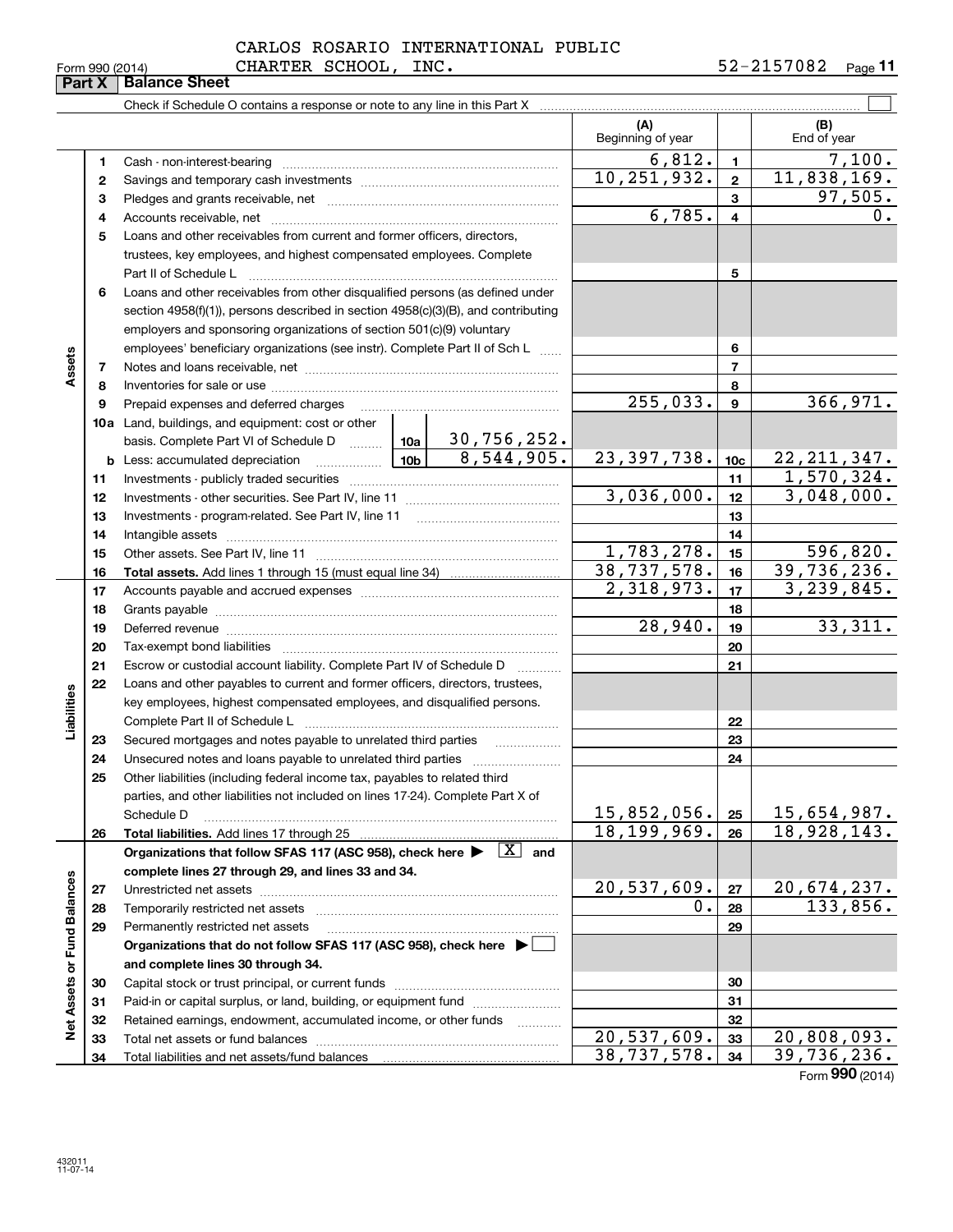CARLOS ROSARIO INTERNATIONAL PUBLIC CHARTER SCHOOL, INC. 52-2157082

Form 990 (2014)

## Part X Balance Sheet

Check if Schedule O contains a response or note to any line in this Part X

| | | | | (A) Beginning of year | | (B) End of year |
|---|---|---|---|---|---|---|
| **Assets** | 1 | Cash - non-interest-bearing | | 6,812. | 1 | 7,100. |
| | 2 | Savings and temporary cash investments | | 10,251,932. | 2 | 11,838,169. |
| | 3 | Pledges and grants receivable, net | | | 3 | 97,505. |
| | 4 | Accounts receivable, net | | 6,785. | 4 | 0. |
| | 5 | Loans and other receivables from current and former officers, directors, trustees, key employees, and highest compensated employees. Complete Part II of Schedule L | | | 5 | |
| | 6 | Loans and other receivables from other disqualified persons (as defined under section 4958(f)(1)), persons described in section 4958(c)(3)(B), and contributing employers and sponsoring organizations of section 501(c)(9) voluntary employees' beneficiary organizations (see instr). Complete Part II of Sch L | | | 6 | |
| | 7 | Notes and loans receivable, net | | | 7 | |
| | 8 | Inventories for sale or use | | | 8 | |
| | 9 | Prepaid expenses and deferred charges | | 255,033. | 9 | 366,971. |
| | 10a | Land, buildings, and equipment: cost or other basis. Complete Part VI of Schedule D | 10a: 30,756,252. | | | |
| | b | Less: accumulated depreciation | 10b: 8,544,905. | 23,397,738. | 10c | 22,211,347. |
| | 11 | Investments - publicly traded securities | | | 11 | 1,570,324. |
| | 12 | Investments - other securities. See Part IV, line 11 | | 3,036,000. | 12 | 3,048,000. |
| | 13 | Investments - program-related. See Part IV, line 11 | | | 13 | |
| | 14 | Intangible assets | | | 14 | |
| | 15 | Other assets. See Part IV, line 11 | | 1,783,278. | 15 | 596,820. |
| | 16 | **Total assets.** Add lines 1 through 15 (must equal line 34) | | 38,737,578. | 16 | 39,736,236. |
| **Liabilities** | 17 | Accounts payable and accrued expenses | | 2,318,973. | 17 | 3,239,845. |
| | 18 | Grants payable | | | 18 | |
| | 19 | Deferred revenue | | 28,940. | 19 | 33,311. |
| | 20 | Tax-exempt bond liabilities | | | 20 | |
| | 21 | Escrow or custodial account liability. Complete Part IV of Schedule D | | | 21 | |
| | 22 | Loans and other payables to current and former officers, directors, trustees, key employees, highest compensated employees, and disqualified persons. Complete Part II of Schedule L | | | 22 | |
| | 23 | Secured mortgages and notes payable to unrelated third parties | | | 23 | |
| | 24 | Unsecured notes and loans payable to unrelated third parties | | | 24 | |
| | 25 | Other liabilities (including federal income tax, payables to related third parties, and other liabilities not included on lines 17-24). Complete Part X of Schedule D | | 15,852,056. | 25 | 15,654,987. |
| | 26 | **Total liabilities.** Add lines 17 through 25 | | 18,199,969. | 26 | 18,928,143. |
| **Net Assets or Fund Balances** | | **Organizations that follow SFAS 117 (ASC 958), check here ▶ [X] and complete lines 27 through 29, and lines 33 and 34.** | | | | |
| | 27 | Unrestricted net assets | | 20,537,609. | 27 | 20,674,237. |
| | 28 | Temporarily restricted net assets | | 0. | 28 | 133,856. |
| | 29 | Permanently restricted net assets | | | 29 | |
| | | **Organizations that do not follow SFAS 117 (ASC 958), check here ▶ [ ] and complete lines 30 through 34.** | | | | |
| | 30 | Capital stock or trust principal, or current funds | | | 30 | |
| | 31 | Paid-in or capital surplus, or land, building, or equipment fund | | | 31 | |
| | 32 | Retained earnings, endowment, accumulated income, or other funds | | | 32 | |
| | 33 | Total net assets or fund balances | | 20,537,609. | 33 | 20,808,093. |
| | 34 | Total liabilities and net assets/fund balances | | 38,737,578. | 34 | 39,736,236. |

Form **990** (2014)

432011 11-07-14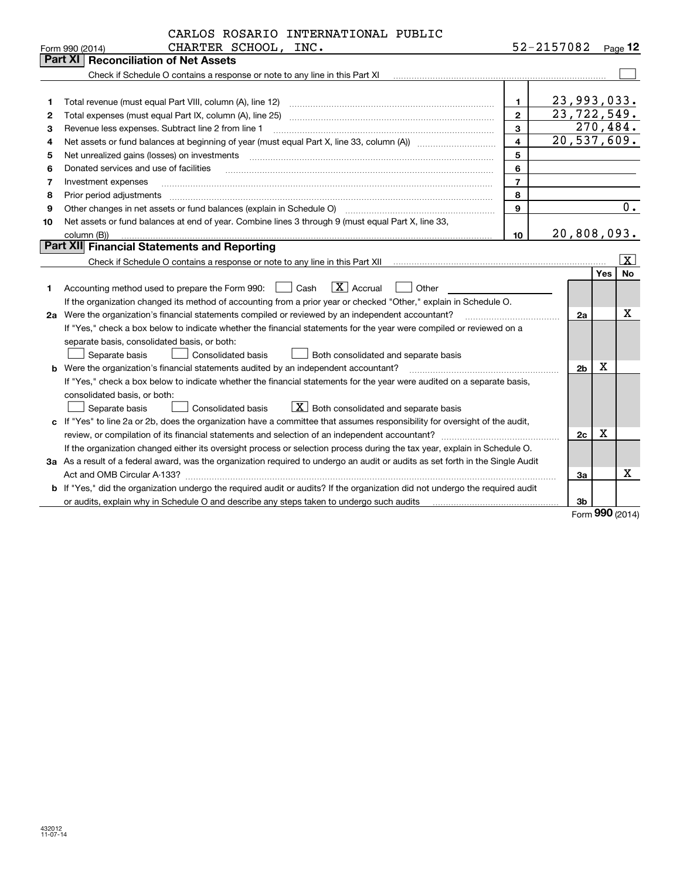CARLOS ROSARIO INTERNATIONAL PUBLIC CHARTER SCHOOL, INC. 52-2157082

Form 990 (2014)

## Part XI Reconciliation of Net Assets

Check if Schedule O contains a response or note to any line in this Part XI ☐

| | | | |
|---|---|---|---|
| 1 | Total revenue (must equal Part VIII, column (A), line 12) | 1 | 23,993,033. |
| 2 | Total expenses (must equal Part IX, column (A), line 25) | 2 | 23,722,549. |
| 3 | Revenue less expenses. Subtract line 2 from line 1 | 3 | 270,484. |
| 4 | Net assets or fund balances at beginning of year (must equal Part X, line 33, column (A)) | 4 | 20,537,609. |
| 5 | Net unrealized gains (losses) on investments | 5 | |
| 6 | Donated services and use of facilities | 6 | |
| 7 | Investment expenses | 7 | |
| 8 | Prior period adjustments | 8 | |
| 9 | Other changes in net assets or fund balances (explain in Schedule O) | 9 | 0. |
| 10 | Net assets or fund balances at end of year. Combine lines 3 through 9 (must equal Part X, line 33, column (B)) | 10 | 20,808,093. |

## Part XII Financial Statements and Reporting

Check if Schedule O contains a response or note to any line in this Part XII ☒

| | | | Yes | No |
|---|---|---|---|---|
| 1 | Accounting method used to prepare the Form 990: ☐ Cash ☒ Accrual ☐ Other | | | |
| | If the organization changed its method of accounting from a prior year or checked "Other," explain in Schedule O. | | | |
| 2a | Were the organization's financial statements compiled or reviewed by an independent accountant? | 2a | | X |
| | If "Yes," check a box below to indicate whether the financial statements for the year were compiled or reviewed on a separate basis, consolidated basis, or both: ☐ Separate basis ☐ Consolidated basis ☐ Both consolidated and separate basis | | | |
| b | Were the organization's financial statements audited by an independent accountant? | 2b | X | |
| | If "Yes," check a box below to indicate whether the financial statements for the year were audited on a separate basis, consolidated basis, or both: ☐ Separate basis ☐ Consolidated basis ☒ Both consolidated and separate basis | | | |
| c | If "Yes" to line 2a or 2b, does the organization have a committee that assumes responsibility for oversight of the audit, review, or compilation of its financial statements and selection of an independent accountant? | 2c | X | |
| | If the organization changed either its oversight process or selection process during the tax year, explain in Schedule O. | | | |
| 3a | As a result of a federal award, was the organization required to undergo an audit or audits as set forth in the Single Audit Act and OMB Circular A-133? | 3a | | X |
| b | If "Yes," did the organization undergo the required audit or audits? If the organization did not undergo the required audit or audits, explain why in Schedule O and describe any steps taken to undergo such audits | 3b | | |

Form **990** (2014)

432012 11-07-14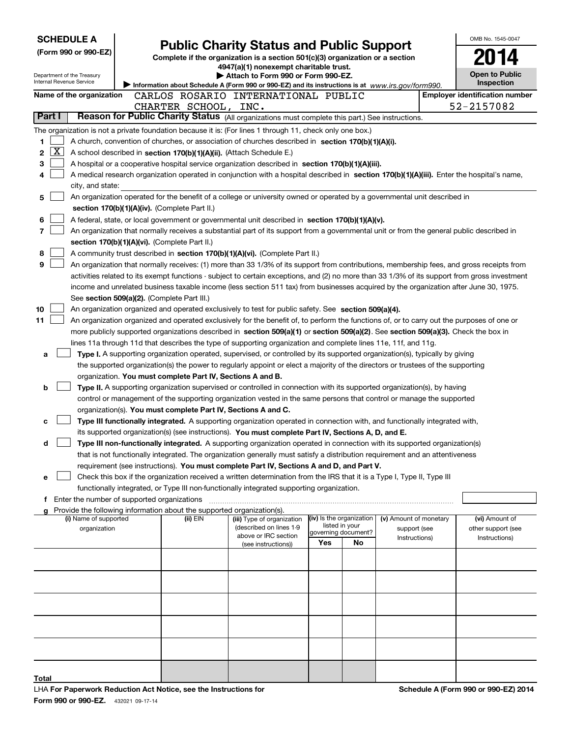**SCHEDULE A**
**(Form 990 or 990-EZ)**

Department of the Treasury
Internal Revenue Service

# Public Charity Status and Public Support

**Complete if the organization is a section 501(c)(3) organization or a section 4947(a)(1) nonexempt charitable trust.**
**▶ Attach to Form 990 or Form 990-EZ.**
**▶ Information about Schedule A (Form 990 or 990-EZ) and its instructions is at** *www.irs.gov/form990.*

OMB No. 1545-0047
**2014**
**Open to Public Inspection**

**Name of the organization** CARLOS ROSARIO INTERNATIONAL PUBLIC CHARTER SCHOOL, INC.
**Employer identification number** 52-2157082

**Part I** **Reason for Public Charity Status** (All organizations must complete this part.) See instructions.

The organization is not a private foundation because it is: (For lines 1 through 11, check only one box.)

1 [ ] A church, convention of churches, or association of churches described in **section 170(b)(1)(A)(i).**

2 [X] A school described in **section 170(b)(1)(A)(ii).** (Attach Schedule E.)

3 [ ] A hospital or a cooperative hospital service organization described in **section 170(b)(1)(A)(iii).**

4 [ ] A medical research organization operated in conjunction with a hospital described in **section 170(b)(1)(A)(iii).** Enter the hospital's name, city, and state:

5 [ ] An organization operated for the benefit of a college or university owned or operated by a governmental unit described in **section 170(b)(1)(A)(iv).** (Complete Part II.)

6 [ ] A federal, state, or local government or governmental unit described in **section 170(b)(1)(A)(v).**

7 [ ] An organization that normally receives a substantial part of its support from a governmental unit or from the general public described in **section 170(b)(1)(A)(vi).** (Complete Part II.)

8 [ ] A community trust described in **section 170(b)(1)(A)(vi).** (Complete Part II.)

9 [ ] An organization that normally receives: (1) more than 33 1/3% of its support from contributions, membership fees, and gross receipts from activities related to its exempt functions - subject to certain exceptions, and (2) no more than 33 1/3% of its support from gross investment income and unrelated business taxable income (less section 511 tax) from businesses acquired by the organization after June 30, 1975. See **section 509(a)(2).** (Complete Part III.)

10 [ ] An organization organized and operated exclusively to test for public safety. See **section 509(a)(4).**

11 [ ] An organization organized and operated exclusively for the benefit of, to perform the functions of, or to carry out the purposes of one or more publicly supported organizations described in **section 509(a)(1)** or **section 509(a)(2)**. See **section 509(a)(3).** Check the box in lines 11a through 11d that describes the type of supporting organization and complete lines 11e, 11f, and 11g.

a [ ] **Type I.** A supporting organization operated, supervised, or controlled by its supported organization(s), typically by giving the supported organization(s) the power to regularly appoint or elect a majority of the directors or trustees of the supporting organization. **You must complete Part IV, Sections A and B.**

b [ ] **Type II.** A supporting organization supervised or controlled in connection with its supported organization(s), by having control or management of the supporting organization vested in the same persons that control or manage the supported organization(s). **You must complete Part IV, Sections A and C.**

c [ ] **Type III functionally integrated.** A supporting organization operated in connection with, and functionally integrated with, its supported organization(s) (see instructions). **You must complete Part IV, Sections A, D, and E.**

d [ ] **Type III non-functionally integrated.** A supporting organization operated in connection with its supported organization(s) that is not functionally integrated. The organization generally must satisfy a distribution requirement and an attentiveness requirement (see instructions). **You must complete Part IV, Sections A and D, and Part V.**

e [ ] Check this box if the organization received a written determination from the IRS that it is a Type I, Type II, Type III functionally integrated, or Type III non-functionally integrated supporting organization.

f Enter the number of supported organizations

g Provide the following information about the supported organization(s).

| (i) Name of supported organization | (ii) EIN | (iii) Type of organization (described on lines 1-9 above or IRC section (see instructions)) | (iv) Is the organization listed in your governing document? Yes | No | (v) Amount of monetary support (see Instructions) | (vi) Amount of other support (see Instructions) |
|---|---|---|---|---|---|---|
| | | | | | | |
| | | | | | | |
| | | | | | | |
| | | | | | | |
| | | | | | | |
| **Total** | | | | | | |

LHA **For Paperwork Reduction Act Notice, see the Instructions for Form 990 or 990-EZ.** 432021 09-17-14

**Schedule A (Form 990 or 990-EZ) 2014**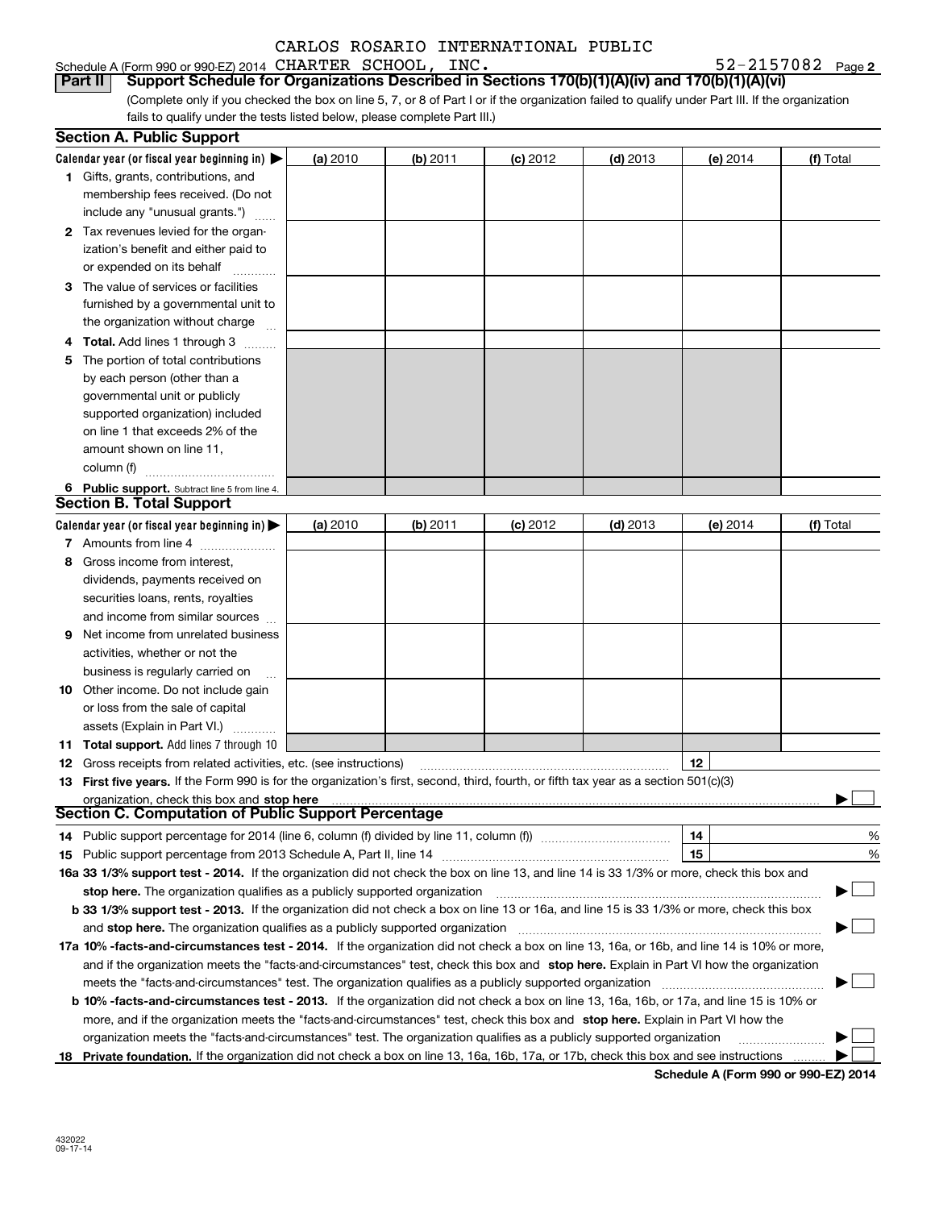CARLOS ROSARIO INTERNATIONAL PUBLIC

Schedule A (Form 990 or 990-EZ) 2014 CHARTER SCHOOL, INC. 52-2157082 Page **2**

**Part II** **Support Schedule for Organizations Described in Sections 170(b)(1)(A)(iv) and 170(b)(1)(A)(vi)**

(Complete only if you checked the box on line 5, 7, or 8 of Part I or if the organization failed to qualify under Part III. If the organization fails to qualify under the tests listed below, please complete Part III.)

## Section A. Public Support

| Calendar year (or fiscal year beginning in) ▶ | (a) 2010 | (b) 2011 | (c) 2012 | (d) 2013 | (e) 2014 | (f) Total |
|---|---|---|---|---|---|---|
| **1** Gifts, grants, contributions, and membership fees received. (Do not include any "unusual grants.") | | | | | | |
| **2** Tax revenues levied for the organization's benefit and either paid to or expended on its behalf | | | | | | |
| **3** The value of services or facilities furnished by a governmental unit to the organization without charge | | | | | | |
| **4 Total.** Add lines 1 through 3 | | | | | | |
| **5** The portion of total contributions by each person (other than a governmental unit or publicly supported organization) included on line 1 that exceeds 2% of the amount shown on line 11, column (f) | | | | | | |
| **6 Public support.** Subtract line 5 from line 4. | | | | | | |

## Section B. Total Support

| Calendar year (or fiscal year beginning in) ▶ | (a) 2010 | (b) 2011 | (c) 2012 | (d) 2013 | (e) 2014 | (f) Total |
|---|---|---|---|---|---|---|
| **7** Amounts from line 4 | | | | | | |
| **8** Gross income from interest, dividends, payments received on securities loans, rents, royalties and income from similar sources | | | | | | |
| **9** Net income from unrelated business activities, whether or not the business is regularly carried on | | | | | | |
| **10** Other income. Do not include gain or loss from the sale of capital assets (Explain in Part VI.) | | | | | | |
| **11 Total support.** Add lines 7 through 10 | | | | | | |

**12** Gross receipts from related activities, etc. (see instructions) **12**

**13 First five years.** If the Form 990 is for the organization's first, second, third, fourth, or fifth tax year as a section 501(c)(3) organization, check this box and **stop here** ▶ ☐

## Section C. Computation of Public Support Percentage

**14** Public support percentage for 2014 (line 6, column (f) divided by line 11, column (f)) **14** %

**15** Public support percentage from 2013 Schedule A, Part II, line 14 **15** %

**16a 33 1/3% support test - 2014.** If the organization did not check the box on line 13, and line 14 is 33 1/3% or more, check this box and **stop here.** The organization qualifies as a publicly supported organization ▶ ☐

**b 33 1/3% support test - 2013.** If the organization did not check a box on line 13 or 16a, and line 15 is 33 1/3% or more, check this box and **stop here.** The organization qualifies as a publicly supported organization ▶ ☐

**17a 10% -facts-and-circumstances test - 2014.** If the organization did not check a box on line 13, 16a, or 16b, and line 14 is 10% or more, and if the organization meets the "facts-and-circumstances" test, check this box and **stop here.** Explain in Part VI how the organization meets the "facts-and-circumstances" test. The organization qualifies as a publicly supported organization ▶ ☐

**b 10% -facts-and-circumstances test - 2013.** If the organization did not check a box on line 13, 16a, 16b, or 17a, and line 15 is 10% or more, and if the organization meets the "facts-and-circumstances" test, check this box and **stop here.** Explain in Part VI how the organization meets the "facts-and-circumstances" test. The organization qualifies as a publicly supported organization ▶ ☐

**18 Private foundation.** If the organization did not check a box on line 13, 16a, 16b, 17a, or 17b, check this box and see instructions ▶ ☐

**Schedule A (Form 990 or 990-EZ) 2014**

432022
09-17-14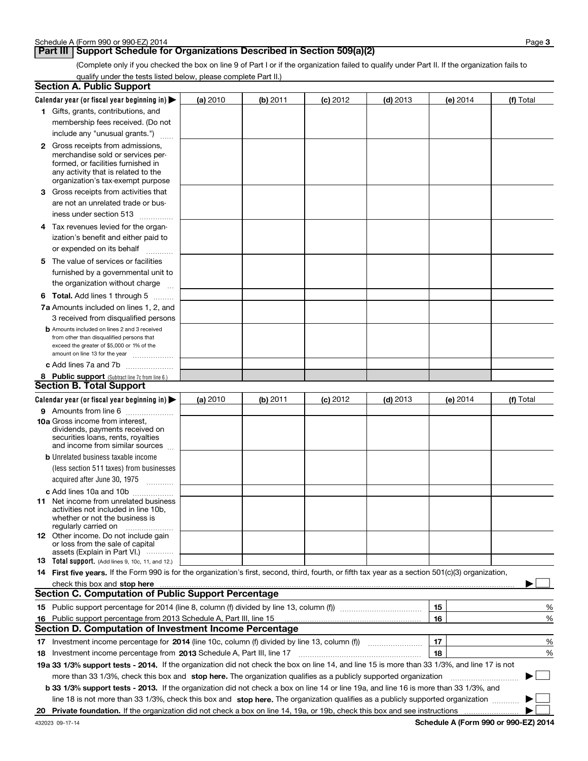## Part III Support Schedule for Organizations Described in Section 509(a)(2)

(Complete only if you checked the box on line 9 of Part I or if the organization failed to qualify under Part II. If the organization fails to qualify under the tests listed below, please complete Part II.)

### Section A. Public Support

| Calendar year (or fiscal year beginning in) ▶ | (a) 2010 | (b) 2011 | (c) 2012 | (d) 2013 | (e) 2014 | (f) Total |
|---|---|---|---|---|---|---|
| 1 Gifts, grants, contributions, and membership fees received. (Do not include any "unusual grants.") | | | | | | |
| 2 Gross receipts from admissions, merchandise sold or services performed, or facilities furnished in any activity that is related to the organization's tax-exempt purpose | | | | | | |
| 3 Gross receipts from activities that are not an unrelated trade or business under section 513 | | | | | | |
| 4 Tax revenues levied for the organization's benefit and either paid to or expended on its behalf | | | | | | |
| 5 The value of services or facilities furnished by a governmental unit to the organization without charge | | | | | | |
| 6 **Total.** Add lines 1 through 5 | | | | | | |
| 7a Amounts included on lines 1, 2, and 3 received from disqualified persons | | | | | | |
| b Amounts included on lines 2 and 3 received from other than disqualified persons that exceed the greater of $5,000 or 1% of the amount on line 13 for the year | | | | | | |
| c Add lines 7a and 7b | | | | | | |
| 8 **Public support** (Subtract line 7c from line 6.) | | | | | | |

### Section B. Total Support

| Calendar year (or fiscal year beginning in) ▶ | (a) 2010 | (b) 2011 | (c) 2012 | (d) 2013 | (e) 2014 | (f) Total |
|---|---|---|---|---|---|---|
| 9 Amounts from line 6 | | | | | | |
| 10a Gross income from interest, dividends, payments received on securities loans, rents, royalties and income from similar sources | | | | | | |
| b Unrelated business taxable income (less section 511 taxes) from businesses acquired after June 30, 1975 | | | | | | |
| c Add lines 10a and 10b | | | | | | |
| 11 Net income from unrelated business activities not included in line 10b, whether or not the business is regularly carried on | | | | | | |
| 12 Other income. Do not include gain or loss from the sale of capital assets (Explain in Part VI.) | | | | | | |
| 13 **Total support.** (Add lines 9, 10c, 11, and 12.) | | | | | | |

14 **First five years.** If the Form 990 is for the organization's first, second, third, fourth, or fifth tax year as a section 501(c)(3) organization, check this box and **stop here** ▶ ☐

### Section C. Computation of Public Support Percentage

| | | | |
|---|---|---|---|
| 15 | Public support percentage for 2014 (line 8, column (f) divided by line 13, column (f)) | 15 | % |
| 16 | Public support percentage from 2013 Schedule A, Part III, line 15 | 16 | % |

### Section D. Computation of Investment Income Percentage

| | | | |
|---|---|---|---|
| 17 | Investment income percentage for **2014** (line 10c, column (f) divided by line 13, column (f)) | 17 | % |
| 18 | Investment income percentage from **2013** Schedule A, Part III, line 17 | 18 | % |

**19a 33 1/3% support tests - 2014.** If the organization did not check the box on line 14, and line 15 is more than 33 1/3%, and line 17 is not more than 33 1/3%, check this box and **stop here.** The organization qualifies as a publicly supported organization ▶ ☐

**b 33 1/3% support tests - 2013.** If the organization did not check a box on line 14 or line 19a, and line 16 is more than 33 1/3%, and line 18 is not more than 33 1/3%, check this box and **stop here.** The organization qualifies as a publicly supported organization ▶ ☐

**20 Private foundation.** If the organization did not check a box on line 14, 19a, or 19b, check this box and see instructions ▶ ☐

432023 09-17-14 **Schedule A (Form 990 or 990-EZ) 2014**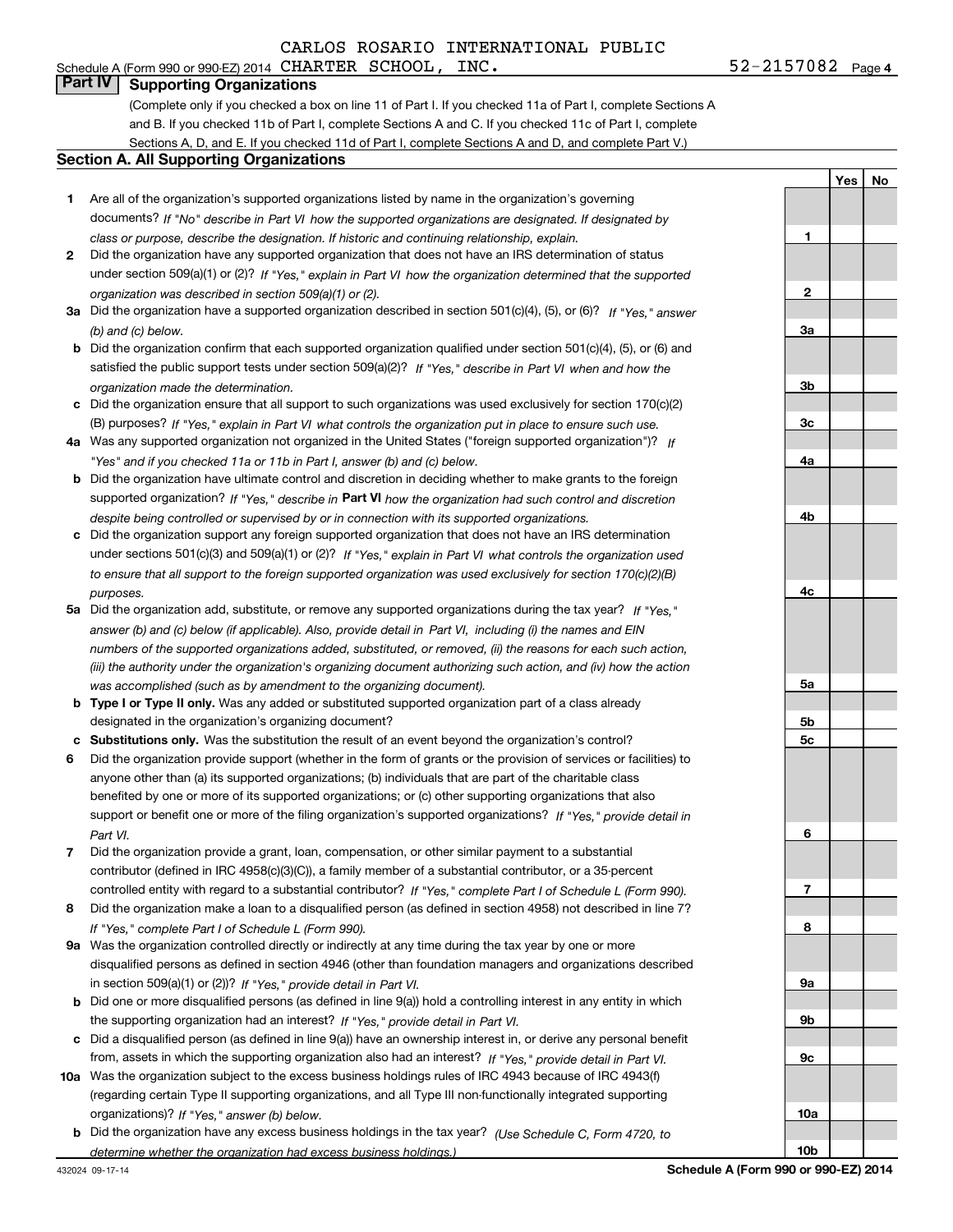Schedule A (Form 990 or 990-EZ) 2014 CARLOS ROSARIO INTERNATIONAL PUBLIC CHARTER SCHOOL, INC. 52-2157082 Page 4

## Part IV Supporting Organizations

(Complete only if you checked a box on line 11 of Part I. If you checked 11a of Part I, complete Sections A and B. If you checked 11b of Part I, complete Sections A and C. If you checked 11c of Part I, complete Sections A, D, and E. If you checked 11d of Part I, complete Sections A and D, and complete Part V.)

### Section A. All Supporting Organizations

| | | Line | Yes | No |
|---|---|---|---|---|
| **1** | Are all of the organization's supported organizations listed by name in the organization's governing documents? *If "No" describe in Part VI how the supported organizations are designated. If designated by class or purpose, describe the designation. If historic and continuing relationship, explain.* | 1 | | |
| **2** | Did the organization have any supported organization that does not have an IRS determination of status under section 509(a)(1) or (2)? *If "Yes," explain in Part VI how the organization determined that the supported organization was described in section 509(a)(1) or (2).* | 2 | | |
| **3a** | Did the organization have a supported organization described in section 501(c)(4), (5), or (6)? *If "Yes," answer (b) and (c) below.* | 3a | | |
| **b** | Did the organization confirm that each supported organization qualified under section 501(c)(4), (5), or (6) and satisfied the public support tests under section 509(a)(2)? *If "Yes," describe in Part VI when and how the organization made the determination.* | 3b | | |
| **c** | Did the organization ensure that all support to such organizations was used exclusively for section 170(c)(2)(B) purposes? *If "Yes," explain in Part VI what controls the organization put in place to ensure such use.* | 3c | | |
| **4a** | Was any supported organization not organized in the United States ("foreign supported organization")? *If "Yes" and if you checked 11a or 11b in Part I, answer (b) and (c) below.* | 4a | | |
| **b** | Did the organization have ultimate control and discretion in deciding whether to make grants to the foreign supported organization? *If "Yes," describe in* **Part VI** *how the organization had such control and discretion despite being controlled or supervised by or in connection with its supported organizations.* | 4b | | |
| **c** | Did the organization support any foreign supported organization that does not have an IRS determination under sections 501(c)(3) and 509(a)(1) or (2)? *If "Yes," explain in Part VI what controls the organization used to ensure that all support to the foreign supported organization was used exclusively for section 170(c)(2)(B) purposes.* | 4c | | |
| **5a** | Did the organization add, substitute, or remove any supported organizations during the tax year? *If "Yes," answer (b) and (c) below (if applicable). Also, provide detail in Part VI, including (i) the names and EIN numbers of the supported organizations added, substituted, or removed, (ii) the reasons for each such action, (iii) the authority under the organization's organizing document authorizing such action, and (iv) how the action was accomplished (such as by amendment to the organizing document).* | 5a | | |
| **b** | **Type I or Type II only.** Was any added or substituted supported organization part of a class already designated in the organization's organizing document? | 5b | | |
| **c** | **Substitutions only.** Was the substitution the result of an event beyond the organization's control? | 5c | | |
| **6** | Did the organization provide support (whether in the form of grants or the provision of services or facilities) to anyone other than (a) its supported organizations; (b) individuals that are part of the charitable class benefited by one or more of its supported organizations; or (c) other supporting organizations that also support or benefit one or more of the filing organization's supported organizations? *If "Yes," provide detail in Part VI.* | 6 | | |
| **7** | Did the organization provide a grant, loan, compensation, or other similar payment to a substantial contributor (defined in IRC 4958(c)(3)(C)), a family member of a substantial contributor, or a 35-percent controlled entity with regard to a substantial contributor? *If "Yes," complete Part I of Schedule L (Form 990).* | 7 | | |
| **8** | Did the organization make a loan to a disqualified person (as defined in section 4958) not described in line 7? *If "Yes," complete Part I of Schedule L (Form 990).* | 8 | | |
| **9a** | Was the organization controlled directly or indirectly at any time during the tax year by one or more disqualified persons as defined in section 4946 (other than foundation managers and organizations described in section 509(a)(1) or (2))? *If "Yes," provide detail in Part VI.* | 9a | | |
| **b** | Did one or more disqualified persons (as defined in line 9(a)) hold a controlling interest in any entity in which the supporting organization had an interest? *If "Yes," provide detail in Part VI.* | 9b | | |
| **c** | Did a disqualified person (as defined in line 9(a)) have an ownership interest in, or derive any personal benefit from, assets in which the supporting organization also had an interest? *If "Yes," provide detail in Part VI.* | 9c | | |
| **10a** | Was the organization subject to the excess business holdings rules of IRC 4943 because of IRC 4943(f) (regarding certain Type II supporting organizations, and all Type III non-functionally integrated supporting organizations)? *If "Yes," answer (b) below.* | 10a | | |
| **b** | Did the organization have any excess business holdings in the tax year? *(Use Schedule C, Form 4720, to determine whether the organization had excess business holdings.)* | 10b | | |

432024 09-17-14 **Schedule A (Form 990 or 990-EZ) 2014**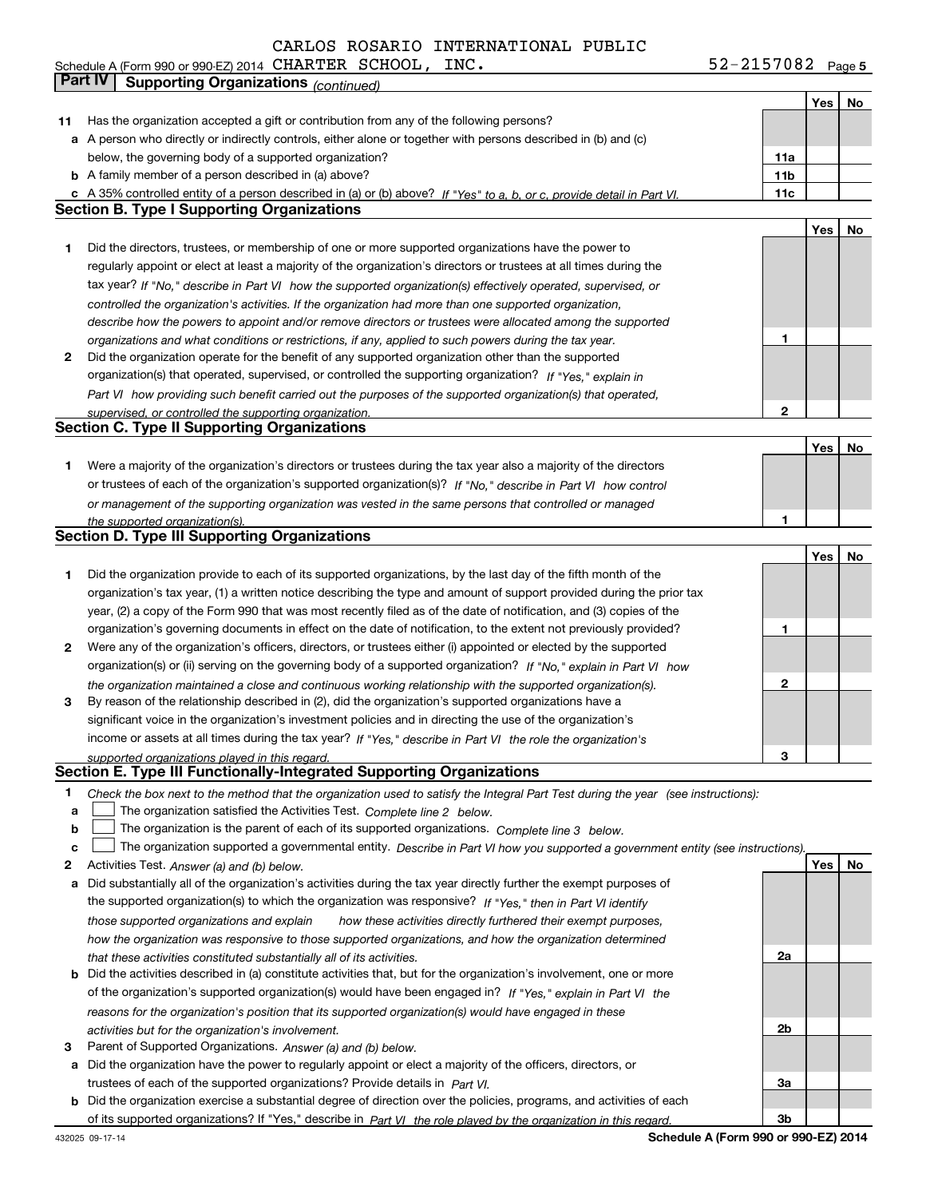CARLOS ROSARIO INTERNATIONAL PUBLIC

Schedule A (Form 990 or 990-EZ) 2014 CHARTER SCHOOL, INC. 52-2157082 Page 5

## Part IV Supporting Organizations *(continued)*

| | | | Yes | No |
|---|---|---|---|---|
| 11 | Has the organization accepted a gift or contribution from any of the following persons? | | | |
| a | A person who directly or indirectly controls, either alone or together with persons described in (b) and (c) below, the governing body of a supported organization? | 11a | | |
| b | A family member of a person described in (a) above? | 11b | | |
| c | A 35% controlled entity of a person described in (a) or (b) above? *If "Yes" to a, b, or c, provide detail in Part VI.* | 11c | | |

### Section B. Type I Supporting Organizations

| | | | Yes | No |
|---|---|---|---|---|
| 1 | Did the directors, trustees, or membership of one or more supported organizations have the power to regularly appoint or elect at least a majority of the organization's directors or trustees at all times during the tax year? *If "No," describe in Part VI how the supported organization(s) effectively operated, supervised, or controlled the organization's activities. If the organization had more than one supported organization, describe how the powers to appoint and/or remove directors or trustees were allocated among the supported organizations and what conditions or restrictions, if any, applied to such powers during the tax year.* | 1 | | |
| 2 | Did the organization operate for the benefit of any supported organization other than the supported organization(s) that operated, supervised, or controlled the supporting organization? *If "Yes," explain in Part VI how providing such benefit carried out the purposes of the supported organization(s) that operated, supervised, or controlled the supporting organization.* | 2 | | |

### Section C. Type II Supporting Organizations

| | | | Yes | No |
|---|---|---|---|---|
| 1 | Were a majority of the organization's directors or trustees during the tax year also a majority of the directors or trustees of each of the organization's supported organization(s)? *If "No," describe in Part VI how control or management of the supporting organization was vested in the same persons that controlled or managed the supported organization(s).* | 1 | | |

### Section D. Type III Supporting Organizations

| | | | Yes | No |
|---|---|---|---|---|
| 1 | Did the organization provide to each of its supported organizations, by the last day of the fifth month of the organization's tax year, (1) a written notice describing the type and amount of support provided during the prior tax year, (2) a copy of the Form 990 that was most recently filed as of the date of notification, and (3) copies of the organization's governing documents in effect on the date of notification, to the extent not previously provided? | 1 | | |
| 2 | Were any of the organization's officers, directors, or trustees either (i) appointed or elected by the supported organization(s) or (ii) serving on the governing body of a supported organization? *If "No," explain in Part VI how the organization maintained a close and continuous working relationship with the supported organization(s).* | 2 | | |
| 3 | By reason of the relationship described in (2), did the organization's supported organizations have a significant voice in the organization's investment policies and in directing the use of the organization's income or assets at all times during the tax year? *If "Yes," describe in Part VI the role the organization's supported organizations played in this regard.* | 3 | | |

### Section E. Type III Functionally-Integrated Supporting Organizations

1. *Check the box next to the method that the organization used to satisfy the Integral Part Test during the year (see instructions):*
   - a ☐ The organization satisfied the Activities Test. *Complete line 2 below.*
   - b ☐ The organization is the parent of each of its supported organizations. *Complete line 3 below.*
   - c ☐ The organization supported a governmental entity. *Describe in Part VI how you supported a government entity (see instructions).*

| | | | Yes | No |
|---|---|---|---|---|
| 2 | Activities Test. *Answer (a) and (b) below.* | | | |
| a | Did substantially all of the organization's activities during the tax year directly further the exempt purposes of the supported organization(s) to which the organization was responsive? *If "Yes," then in Part VI identify those supported organizations and explain how these activities directly furthered their exempt purposes, how the organization was responsive to those supported organizations, and how the organization determined that these activities constituted substantially all of its activities.* | 2a | | |
| b | Did the activities described in (a) constitute activities that, but for the organization's involvement, one or more of the organization's supported organization(s) would have been engaged in? *If "Yes," explain in Part VI the reasons for the organization's position that its supported organization(s) would have engaged in these activities but for the organization's involvement.* | 2b | | |
| 3 | Parent of Supported Organizations. *Answer (a) and (b) below.* | | | |
| a | Did the organization have the power to regularly appoint or elect a majority of the officers, directors, or trustees of each of the supported organizations? Provide details in *Part VI.* | 3a | | |
| b | Did the organization exercise a substantial degree of direction over the policies, programs, and activities of each of its supported organizations? If "Yes," describe in *Part VI the role played by the organization in this regard.* | 3b | | |

432025 09-17-14 **Schedule A (Form 990 or 990-EZ) 2014**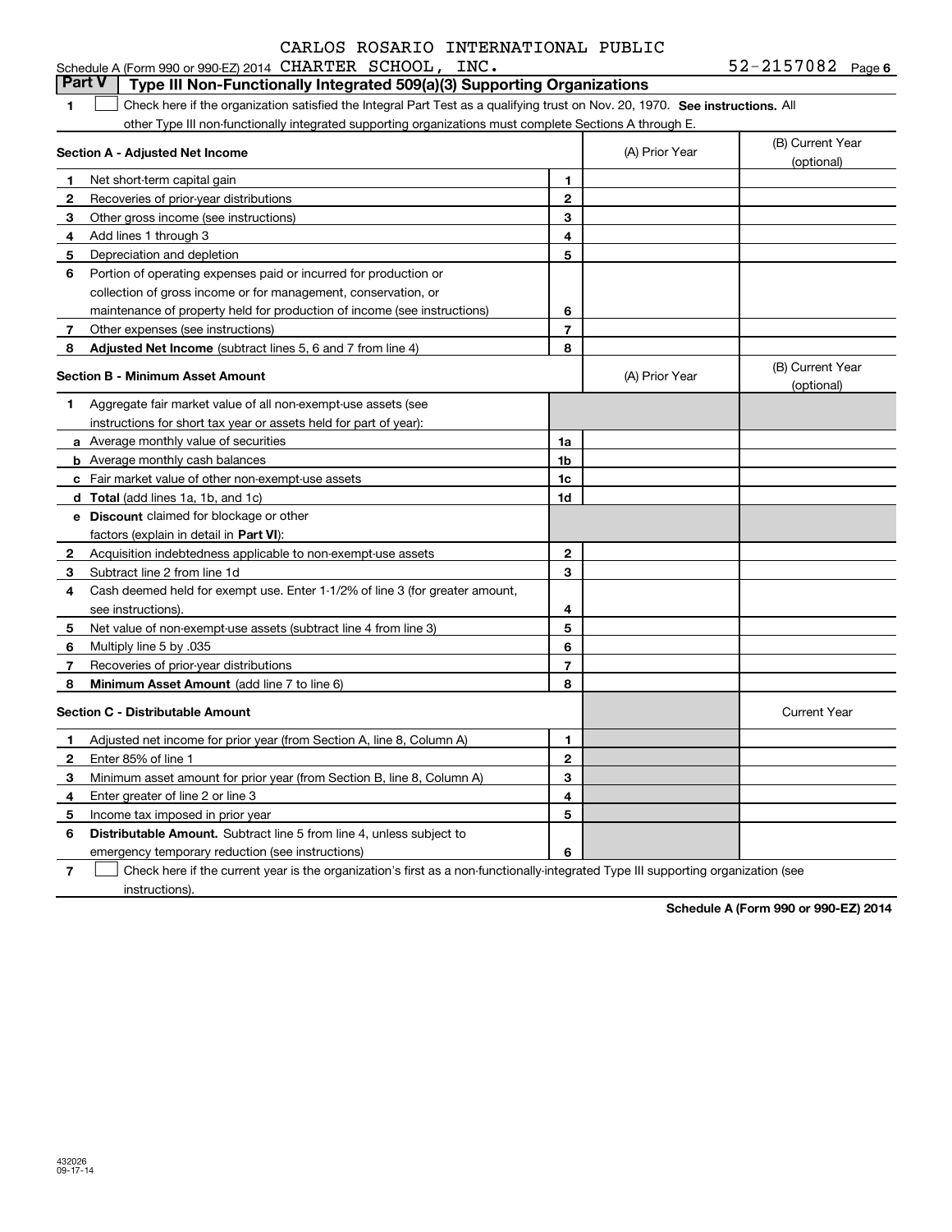CARLOS ROSARIO INTERNATIONAL PUBLIC

Schedule A (Form 990 or 990-EZ) 2014 CHARTER SCHOOL, INC. 52-2157082 Page 6

## Part V | Type III Non-Functionally Integrated 509(a)(3) Supporting Organizations

**1** ☐ Check here if the organization satisfied the Integral Part Test as a qualifying trust on Nov. 20, 1970. **See instructions.** All other Type III non-functionally integrated supporting organizations must complete Sections A through E.

| **Section A - Adjusted Net Income** | | (A) Prior Year | (B) Current Year (optional) |
|---|---|---|---|
| **1** Net short-term capital gain | 1 | | |
| **2** Recoveries of prior-year distributions | 2 | | |
| **3** Other gross income (see instructions) | 3 | | |
| **4** Add lines 1 through 3 | 4 | | |
| **5** Depreciation and depletion | 5 | | |
| **6** Portion of operating expenses paid or incurred for production or collection of gross income or for management, conservation, or maintenance of property held for production of income (see instructions) | 6 | | |
| **7** Other expenses (see instructions) | 7 | | |
| **8** **Adjusted Net Income** (subtract lines 5, 6 and 7 from line 4) | 8 | | |

| **Section B - Minimum Asset Amount** | | (A) Prior Year | (B) Current Year (optional) |
|---|---|---|---|
| **1** Aggregate fair market value of all non-exempt-use assets (see instructions for short tax year or assets held for part of year): | | | |
| **a** Average monthly value of securities | 1a | | |
| **b** Average monthly cash balances | 1b | | |
| **c** Fair market value of other non-exempt-use assets | 1c | | |
| **d** **Total** (add lines 1a, 1b, and 1c) | 1d | | |
| **e** **Discount** claimed for blockage or other factors (explain in detail in **Part VI**): | | | |
| **2** Acquisition indebtedness applicable to non-exempt-use assets | 2 | | |
| **3** Subtract line 2 from line 1d | 3 | | |
| **4** Cash deemed held for exempt use. Enter 1-1/2% of line 3 (for greater amount, see instructions). | 4 | | |
| **5** Net value of non-exempt-use assets (subtract line 4 from line 3) | 5 | | |
| **6** Multiply line 5 by .035 | 6 | | |
| **7** Recoveries of prior-year distributions | 7 | | |
| **8** **Minimum Asset Amount** (add line 7 to line 6) | 8 | | |

| **Section C - Distributable Amount** | | | Current Year |
|---|---|---|---|
| **1** Adjusted net income for prior year (from Section A, line 8, Column A) | 1 | | |
| **2** Enter 85% of line 1 | 2 | | |
| **3** Minimum asset amount for prior year (from Section B, line 8, Column A) | 3 | | |
| **4** Enter greater of line 2 or line 3 | 4 | | |
| **5** Income tax imposed in prior year | 5 | | |
| **6** **Distributable Amount.** Subtract line 5 from line 4, unless subject to emergency temporary reduction (see instructions) | 6 | | |

**7** ☐ Check here if the current year is the organization's first as a non-functionally-integrated Type III supporting organization (see instructions).

**Schedule A (Form 990 or 990-EZ) 2014**

432026
09-17-14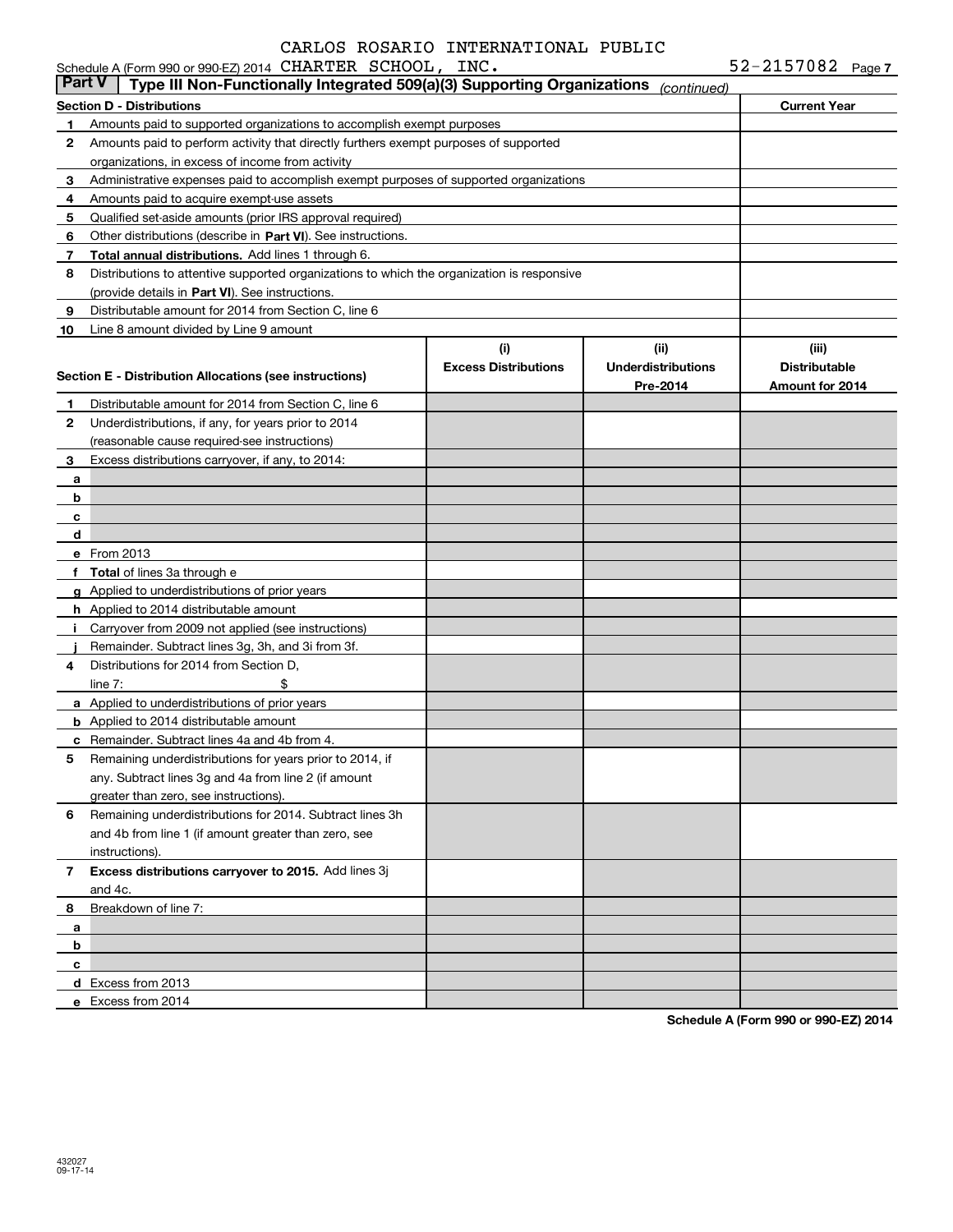CARLOS ROSARIO INTERNATIONAL PUBLIC

Schedule A (Form 990 or 990-EZ) 2014 CHARTER SCHOOL, INC. 52-2157082 Page 7

## Part V | Type III Non-Functionally Integrated 509(a)(3) Supporting Organizations *(continued)*

| Section D - Distributions | | Current Year |
|---|---|---|
| 1 | Amounts paid to supported organizations to accomplish exempt purposes | |
| 2 | Amounts paid to perform activity that directly furthers exempt purposes of supported organizations, in excess of income from activity | |
| 3 | Administrative expenses paid to accomplish exempt purposes of supported organizations | |
| 4 | Amounts paid to acquire exempt-use assets | |
| 5 | Qualified set-aside amounts (prior IRS approval required) | |
| 6 | Other distributions (describe in **Part VI**). See instructions. | |
| 7 | **Total annual distributions.** Add lines 1 through 6. | |
| 8 | Distributions to attentive supported organizations to which the organization is responsive (provide details in **Part VI**). See instructions. | |
| 9 | Distributable amount for 2014 from Section C, line 6 | |
| 10 | Line 8 amount divided by Line 9 amount | |

| | Section E - Distribution Allocations (see instructions) | (i) Excess Distributions | (ii) Underdistributions Pre-2014 | (iii) Distributable Amount for 2014 |
|---|---|---|---|---|
| 1 | Distributable amount for 2014 from Section C, line 6 | | | |
| 2 | Underdistributions, if any, for years prior to 2014 (reasonable cause required-see instructions) | | | |
| 3 | Excess distributions carryover, if any, to 2014: | | | |
| a | | | | |
| b | | | | |
| c | | | | |
| d | | | | |
| e | From 2013 | | | |
| f | **Total** of lines 3a through e | | | |
| g | Applied to underdistributions of prior years | | | |
| h | Applied to 2014 distributable amount | | | |
| i | Carryover from 2009 not applied (see instructions) | | | |
| j | Remainder. Subtract lines 3g, 3h, and 3i from 3f. | | | |
| 4 | Distributions for 2014 from Section D, line 7: $ | | | |
| a | Applied to underdistributions of prior years | | | |
| b | Applied to 2014 distributable amount | | | |
| c | Remainder. Subtract lines 4a and 4b from 4. | | | |
| 5 | Remaining underdistributions for years prior to 2014, if any. Subtract lines 3g and 4a from line 2 (if amount greater than zero, see instructions). | | | |
| 6 | Remaining underdistributions for 2014. Subtract lines 3h and 4b from line 1 (if amount greater than zero, see instructions). | | | |
| 7 | **Excess distributions carryover to 2015.** Add lines 3j and 4c. | | | |
| 8 | Breakdown of line 7: | | | |
| a | | | | |
| b | | | | |
| c | | | | |
| d | Excess from 2013 | | | |
| e | Excess from 2014 | | | |

**Schedule A (Form 990 or 990-EZ) 2014**

432027
09-17-14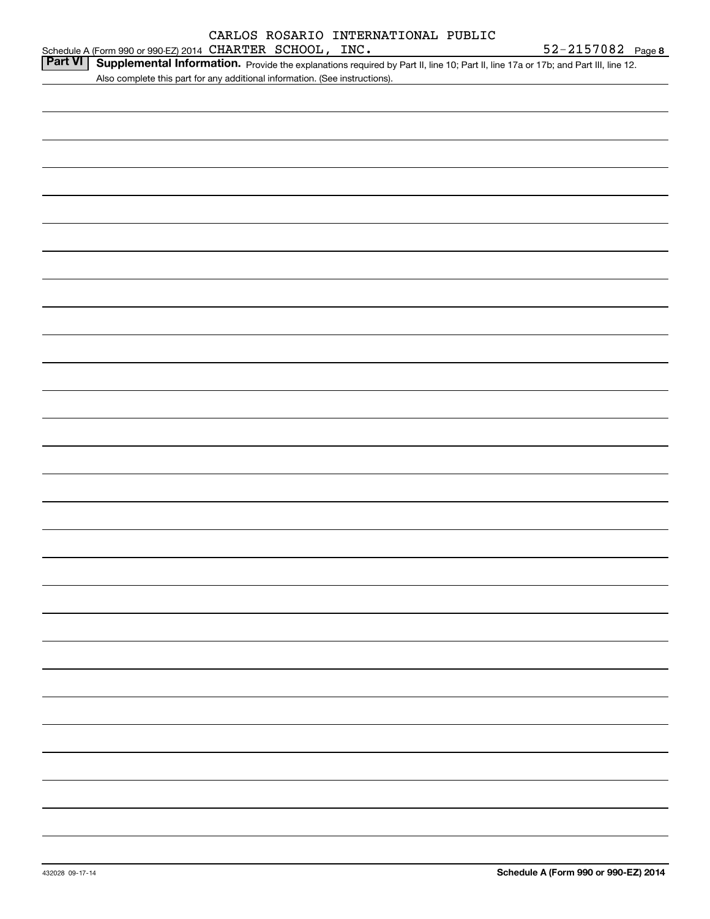Schedule A (Form 990 or 990-EZ) 2014 CARLOS ROSARIO INTERNATIONAL PUBLIC CHARTER SCHOOL, INC. 52-2157082 Page **8**

**Part VI** **Supplemental Information.** Provide the explanations required by Part II, line 10; Part II, line 17a or 17b; and Part III, line 12. Also complete this part for any additional information. (See instructions).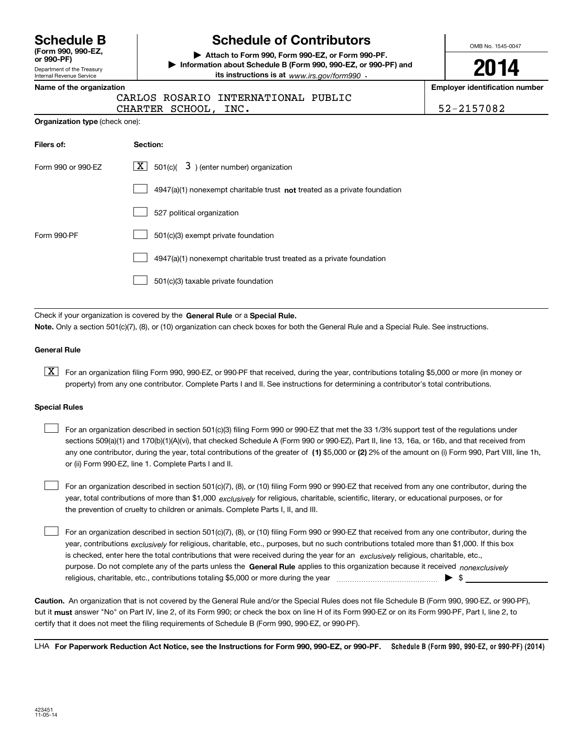# Schedule B
**(Form 990, 990-EZ, or 990-PF)**
Department of the Treasury
Internal Revenue Service

# Schedule of Contributors

▶ **Attach to Form 990, Form 990-EZ, or Form 990-PF.**
▶ **Information about Schedule B (Form 990, 990-EZ, or 990-PF) and its instructions is at** *www.irs.gov/form990* .

OMB No. 1545-0047

**2014**

**Name of the organization**
CARLOS ROSARIO INTERNATIONAL PUBLIC CHARTER SCHOOL, INC.

**Employer identification number**
52-2157082

**Organization type** (check one):

| **Filers of:** | **Section:** |
|---|---|
| Form 990 or 990-EZ | [X] 501(c)( 3 ) (enter number) organization |
| | [ ] 4947(a)(1) nonexempt charitable trust **not** treated as a private foundation |
| | [ ] 527 political organization |
| Form 990-PF | [ ] 501(c)(3) exempt private foundation |
| | [ ] 4947(a)(1) nonexempt charitable trust treated as a private foundation |
| | [ ] 501(c)(3) taxable private foundation |

Check if your organization is covered by the **General Rule** or a **Special Rule.**
**Note.** Only a section 501(c)(7), (8), or (10) organization can check boxes for both the General Rule and a Special Rule. See instructions.

### General Rule

[X] For an organization filing Form 990, 990-EZ, or 990-PF that received, during the year, contributions totaling $5,000 or more (in money or property) from any one contributor. Complete Parts I and II. See instructions for determining a contributor's total contributions.

### Special Rules

[ ] For an organization described in section 501(c)(3) filing Form 990 or 990-EZ that met the 33 1/3% support test of the regulations under sections 509(a)(1) and 170(b)(1)(A)(vi), that checked Schedule A (Form 990 or 990-EZ), Part II, line 13, 16a, or 16b, and that received from any one contributor, during the year, total contributions of the greater of **(1)** $5,000 or **(2)** 2% of the amount on (i) Form 990, Part VIII, line 1h, or (ii) Form 990-EZ, line 1. Complete Parts I and II.

[ ] For an organization described in section 501(c)(7), (8), or (10) filing Form 990 or 990-EZ that received from any one contributor, during the year, total contributions of more than $1,000 *exclusively* for religious, charitable, scientific, literary, or educational purposes, or for the prevention of cruelty to children or animals. Complete Parts I, II, and III.

[ ] For an organization described in section 501(c)(7), (8), or (10) filing Form 990 or 990-EZ that received from any one contributor, during the year, contributions *exclusively* for religious, charitable, etc., purposes, but no such contributions totaled more than $1,000. If this box is checked, enter here the total contributions that were received during the year for an *exclusively* religious, charitable, etc., purpose. Do not complete any of the parts unless the **General Rule** applies to this organization because it received *nonexclusively* religious, charitable, etc., contributions totaling $5,000 or more during the year ▶ $ ____________

**Caution.** An organization that is not covered by the General Rule and/or the Special Rules does not file Schedule B (Form 990, 990-EZ, or 990-PF), but it **must** answer "No" on Part IV, line 2, of its Form 990; or check the box on line H of its Form 990-EZ or on its Form 990-PF, Part I, line 2, to certify that it does not meet the filing requirements of Schedule B (Form 990, 990-EZ, or 990-PF).

LHA **For Paperwork Reduction Act Notice, see the Instructions for Form 990, 990-EZ, or 990-PF.** **Schedule B (Form 990, 990-EZ, or 990-PF) (2014)**

423451
11-05-14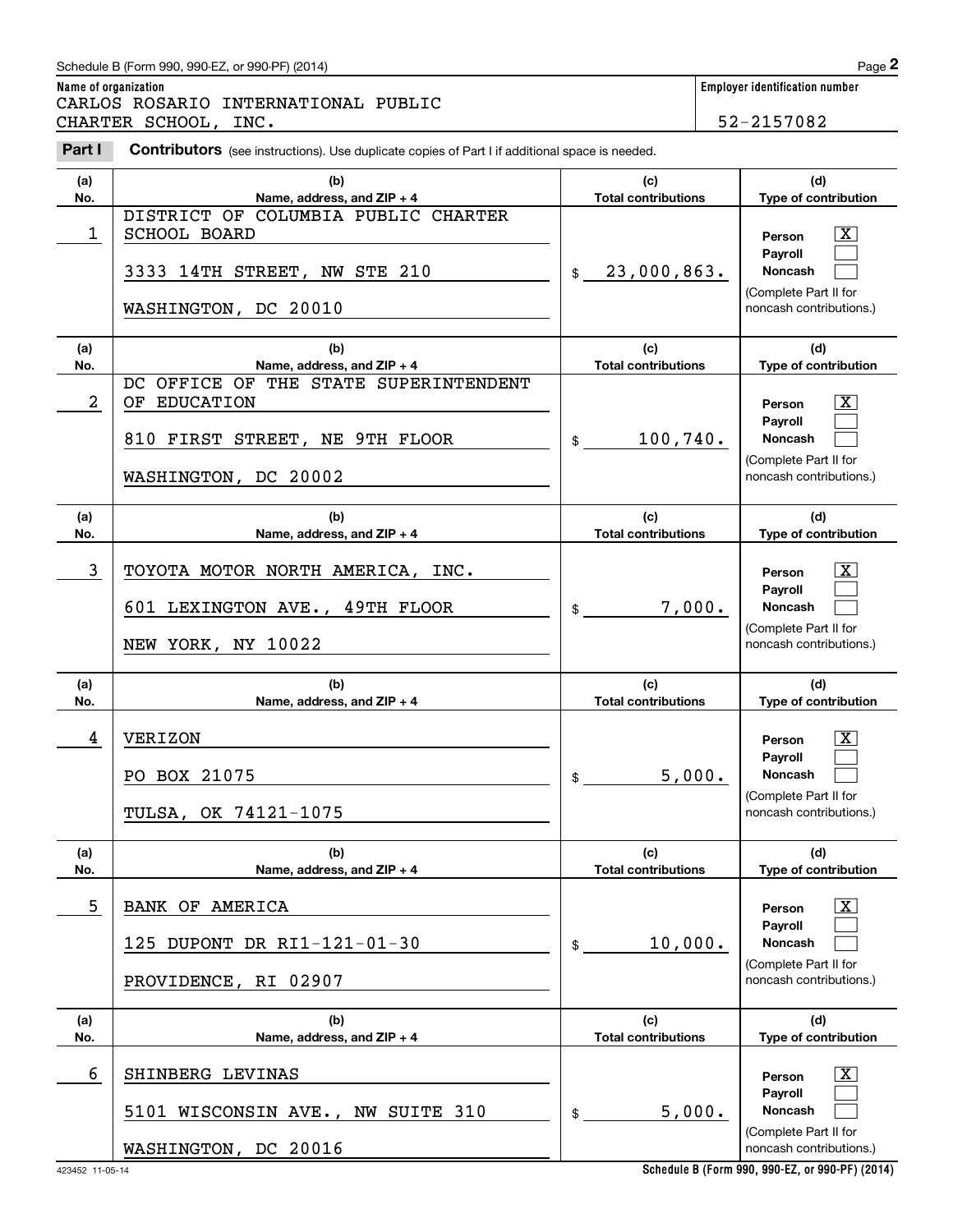**Name of organization**
CARLOS ROSARIO INTERNATIONAL PUBLIC CHARTER SCHOOL, INC.

**Employer identification number**
52-2157082

**Part I** **Contributors** (see instructions). Use duplicate copies of Part I if additional space is needed.

| (a) No. | (b) Name, address, and ZIP + 4 | (c) Total contributions | (d) Type of contribution |
|---|---|---|---|
| 1 | DISTRICT OF COLUMBIA PUBLIC CHARTER SCHOOL BOARD<br>3333 14TH STREET, NW STE 210<br>WASHINGTON, DC 20010 | $ 23,000,863. | Person [X]<br>Payroll [ ]<br>Noncash [ ]<br>(Complete Part II for noncash contributions.) |
| 2 | DC OFFICE OF THE STATE SUPERINTENDENT OF EDUCATION<br>810 FIRST STREET, NE 9TH FLOOR<br>WASHINGTON, DC 20002 | $ 100,740. | Person [X]<br>Payroll [ ]<br>Noncash [ ]<br>(Complete Part II for noncash contributions.) |
| 3 | TOYOTA MOTOR NORTH AMERICA, INC.<br>601 LEXINGTON AVE., 49TH FLOOR<br>NEW YORK, NY 10022 | $ 7,000. | Person [X]<br>Payroll [ ]<br>Noncash [ ]<br>(Complete Part II for noncash contributions.) |
| 4 | VERIZON<br>PO BOX 21075<br>TULSA, OK 74121-1075 | $ 5,000. | Person [X]<br>Payroll [ ]<br>Noncash [ ]<br>(Complete Part II for noncash contributions.) |
| 5 | BANK OF AMERICA<br>125 DUPONT DR RI1-121-01-30<br>PROVIDENCE, RI 02907 | $ 10,000. | Person [X]<br>Payroll [ ]<br>Noncash [ ]<br>(Complete Part II for noncash contributions.) |
| 6 | SHINBERG LEVINAS<br>5101 WISCONSIN AVE., NW SUITE 310<br>WASHINGTON, DC 20016 | $ 5,000. | Person [X]<br>Payroll [ ]<br>Noncash [ ]<br>(Complete Part II for noncash contributions.) |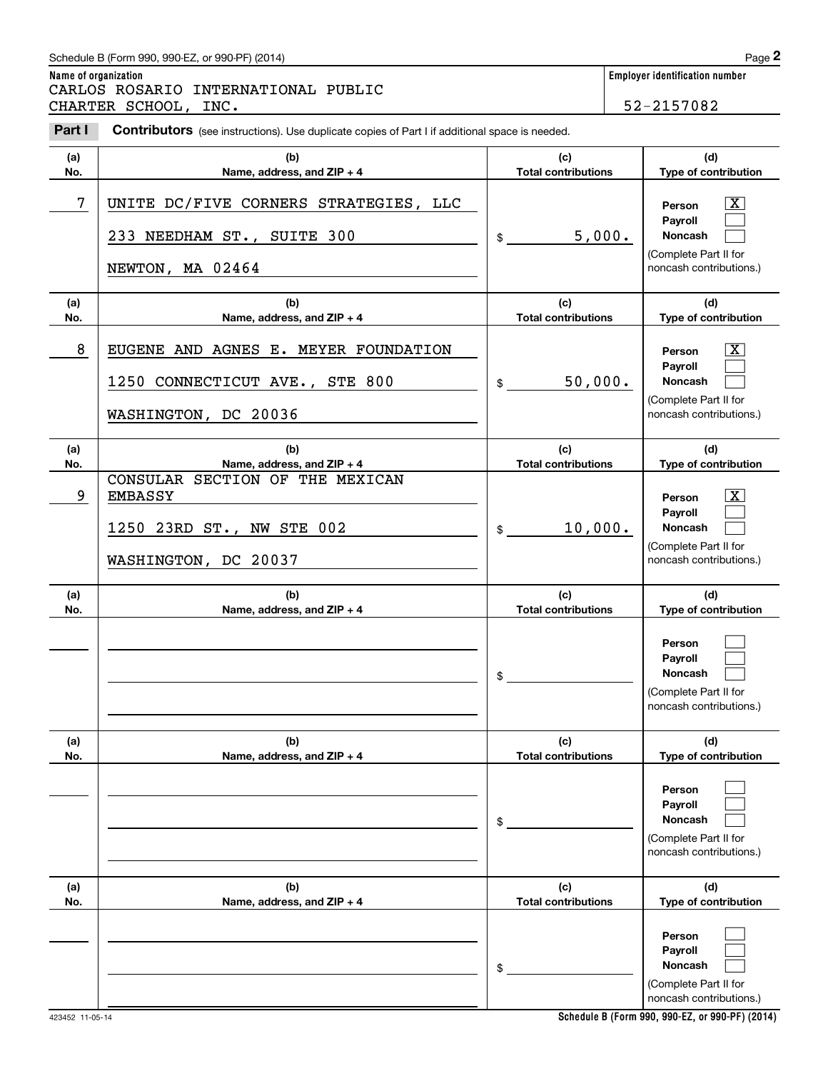Schedule B (Form 990, 990-EZ, or 990-PF) (2014)

**Name of organization**
CARLOS ROSARIO INTERNATIONAL PUBLIC CHARTER SCHOOL, INC.

**Employer identification number**
52-2157082

**Part I Contributors** (see instructions). Use duplicate copies of Part I if additional space is needed.

| (a) No. | (b) Name, address, and ZIP + 4 | (c) Total contributions | (d) Type of contribution |
|---|---|---|---|
| 7 | UNITE DC/FIVE CORNERS STRATEGIES, LLC<br>233 NEEDHAM ST., SUITE 300<br>NEWTON, MA 02464 | $ 5,000. | Person [X]<br>Payroll [ ]<br>Noncash [ ]<br>(Complete Part II for noncash contributions.) |
| 8 | EUGENE AND AGNES E. MEYER FOUNDATION<br>1250 CONNECTICUT AVE., STE 800<br>WASHINGTON, DC 20036 | $ 50,000. | Person [X]<br>Payroll [ ]<br>Noncash [ ]<br>(Complete Part II for noncash contributions.) |
| 9 | CONSULAR SECTION OF THE MEXICAN EMBASSY<br>1250 23RD ST., NW STE 002<br>WASHINGTON, DC 20037 | $ 10,000. | Person [X]<br>Payroll [ ]<br>Noncash [ ]<br>(Complete Part II for noncash contributions.) |
| | | $ | Person [ ]<br>Payroll [ ]<br>Noncash [ ]<br>(Complete Part II for noncash contributions.) |
| | | $ | Person [ ]<br>Payroll [ ]<br>Noncash [ ]<br>(Complete Part II for noncash contributions.) |
| | | $ | Person [ ]<br>Payroll [ ]<br>Noncash [ ]<br>(Complete Part II for noncash contributions.) |

423452 11-05-14

**Schedule B (Form 990, 990-EZ, or 990-PF) (2014)**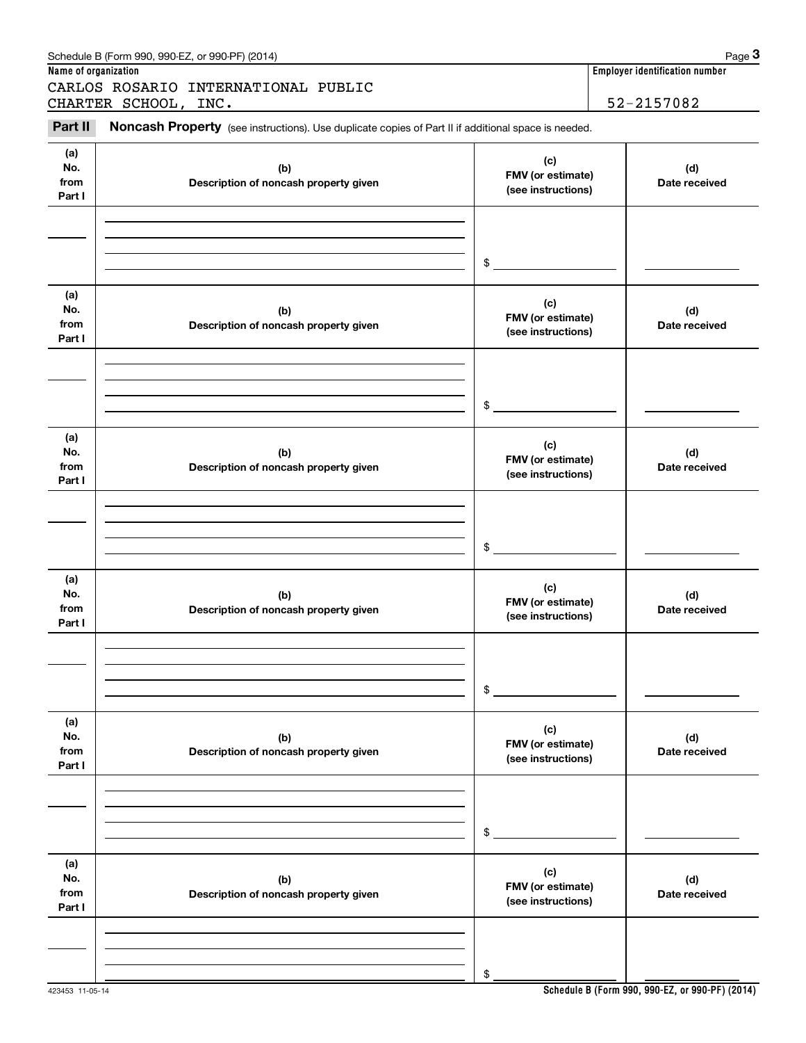Schedule B (Form 990, 990-EZ, or 990-PF) (2014)

**Name of organization**

CARLOS ROSARIO INTERNATIONAL PUBLIC CHARTER SCHOOL, INC.

**Employer identification number**

52-2157082

**Part II Noncash Property** (see instructions). Use duplicate copies of Part II if additional space is needed.

| (a) No. from Part I | (b) Description of noncash property given | (c) FMV (or estimate) (see instructions) | (d) Date received |
|---|---|---|---|
| | | $ | |

| (a) No. from Part I | (b) Description of noncash property given | (c) FMV (or estimate) (see instructions) | (d) Date received |
|---|---|---|---|
| | | $ | |

| (a) No. from Part I | (b) Description of noncash property given | (c) FMV (or estimate) (see instructions) | (d) Date received |
|---|---|---|---|
| | | $ | |

| (a) No. from Part I | (b) Description of noncash property given | (c) FMV (or estimate) (see instructions) | (d) Date received |
|---|---|---|---|
| | | $ | |

| (a) No. from Part I | (b) Description of noncash property given | (c) FMV (or estimate) (see instructions) | (d) Date received |
|---|---|---|---|
| | | $ | |

| (a) No. from Part I | (b) Description of noncash property given | (c) FMV (or estimate) (see instructions) | (d) Date received |
|---|---|---|---|
| | | $ | |

423453 11-05-14

**Schedule B (Form 990, 990-EZ, or 990-PF) (2014)**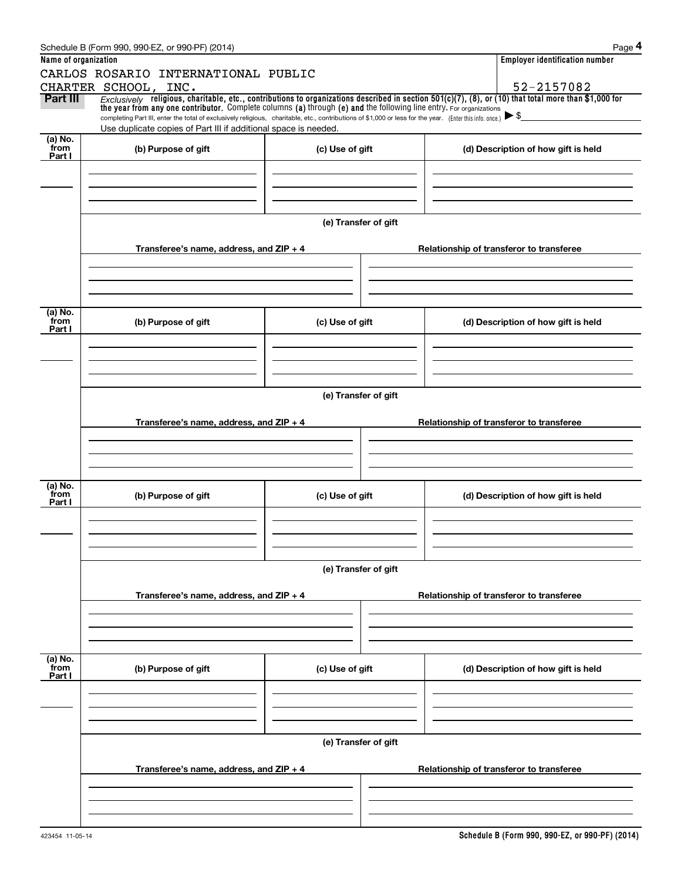Schedule B (Form 990, 990-EZ, or 990-PF) (2014)

**Name of organization**

CARLOS ROSARIO INTERNATIONAL PUBLIC CHARTER SCHOOL, INC.

**Employer identification number**

52-2157082

**Part III** *Exclusively* **religious, charitable, etc., contributions to organizations described in section 501(c)(7), (8), or (10) that total more than $1,000 for the year from any one contributor.** Complete columns **(a)** through **(e) and** the following line entry. For organizations completing Part III, enter the total of exclusively religious, charitable, etc., contributions of $1,000 or less for the year. (Enter this info. once.) ▶ $

Use duplicate copies of Part III if additional space is needed.

| (a) No. from Part I | (b) Purpose of gift | (c) Use of gift | (d) Description of how gift is held |
|---|---|---|---|
| | | | |

**(e) Transfer of gift**

| Transferee's name, address, and ZIP + 4 | Relationship of transferor to transferee |
|---|---|
| | |

| (a) No. from Part I | (b) Purpose of gift | (c) Use of gift | (d) Description of how gift is held |
|---|---|---|---|
| | | | |

**(e) Transfer of gift**

| Transferee's name, address, and ZIP + 4 | Relationship of transferor to transferee |
|---|---|
| | |

| (a) No. from Part I | (b) Purpose of gift | (c) Use of gift | (d) Description of how gift is held |
|---|---|---|---|
| | | | |

**(e) Transfer of gift**

| Transferee's name, address, and ZIP + 4 | Relationship of transferor to transferee |
|---|---|
| | |

| (a) No. from Part I | (b) Purpose of gift | (c) Use of gift | (d) Description of how gift is held |
|---|---|---|---|
| | | | |

**(e) Transfer of gift**

| Transferee's name, address, and ZIP + 4 | Relationship of transferor to transferee |
|---|---|
| | |

423454 11-05-14

**Schedule B (Form 990, 990-EZ, or 990-PF) (2014)**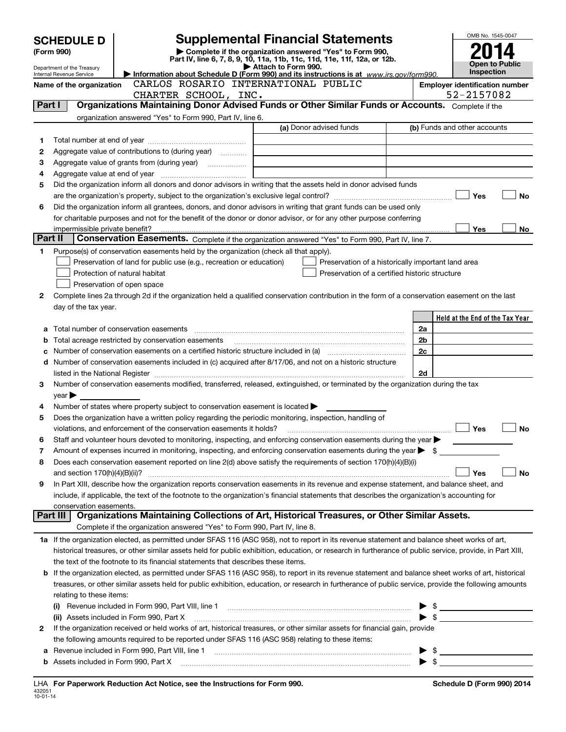# SCHEDULE D (Form 990)

Department of the Treasury
Internal Revenue Service

## Supplemental Financial Statements

▶ Complete if the organization answered "Yes" to Form 990, Part IV, line 6, 7, 8, 9, 10, 11a, 11b, 11c, 11d, 11e, 11f, 12a, or 12b.
▶ Attach to Form 990.
▶ Information about Schedule D (Form 990) and its instructions is at www.irs.gov/form990.

OMB No. 1545-0047
**2014**
**Open to Public Inspection**

**Name of the organization** CARLOS ROSARIO INTERNATIONAL PUBLIC CHARTER SCHOOL, INC.

**Employer identification number** 52-2157082

### Part I — Organizations Maintaining Donor Advised Funds or Other Similar Funds or Accounts.
Complete if the organization answered "Yes" to Form 990, Part IV, line 6.

| | | (a) Donor advised funds | (b) Funds and other accounts |
|---|---|---|---|
| 1 | Total number at end of year | | |
| 2 | Aggregate value of contributions to (during year) | | |
| 3 | Aggregate value of grants from (during year) | | |
| 4 | Aggregate value at end of year | | |

5 Did the organization inform all donors and donor advisors in writing that the assets held in donor advised funds are the organization's property, subject to the organization's exclusive legal control? ☐ Yes ☐ No

6 Did the organization inform all grantees, donors, and donor advisors in writing that grant funds can be used only for charitable purposes and not for the benefit of the donor or donor advisor, or for any other purpose conferring impermissible private benefit? ☐ Yes ☐ No

### Part II — Conservation Easements.
Complete if the organization answered "Yes" to Form 990, Part IV, line 7.

1 Purpose(s) of conservation easements held by the organization (check all that apply).
- ☐ Preservation of land for public use (e.g., recreation or education)
- ☐ Preservation of a historically important land area
- ☐ Protection of natural habitat
- ☐ Preservation of a certified historic structure
- ☐ Preservation of open space

2 Complete lines 2a through 2d if the organization held a qualified conservation contribution in the form of a conservation easement on the last day of the tax year.

| | | | Held at the End of the Tax Year |
|---|---|---|---|
| a | Total number of conservation easements | 2a | |
| b | Total acreage restricted by conservation easements | 2b | |
| c | Number of conservation easements on a certified historic structure included in (a) | 2c | |
| d | Number of conservation easements included in (c) acquired after 8/17/06, and not on a historic structure listed in the National Register | 2d | |

3 Number of conservation easements modified, transferred, released, extinguished, or terminated by the organization during the tax year ▶

4 Number of states where property subject to conservation easement is located ▶

5 Does the organization have a written policy regarding the periodic monitoring, inspection, handling of violations, and enforcement of the conservation easements it holds? ☐ Yes ☐ No

6 Staff and volunteer hours devoted to monitoring, inspecting, and enforcing conservation easements during the year ▶

7 Amount of expenses incurred in monitoring, inspecting, and enforcing conservation easements during the year ▶ $

8 Does each conservation easement reported on line 2(d) above satisfy the requirements of section 170(h)(4)(B)(i) and section 170(h)(4)(B)(ii)? ☐ Yes ☐ No

9 In Part XIII, describe how the organization reports conservation easements in its revenue and expense statement, and balance sheet, and include, if applicable, the text of the footnote to the organization's financial statements that describes the organization's accounting for conservation easements.

### Part III — Organizations Maintaining Collections of Art, Historical Treasures, or Other Similar Assets.
Complete if the organization answered "Yes" to Form 990, Part IV, line 8.

1a If the organization elected, as permitted under SFAS 116 (ASC 958), not to report in its revenue statement and balance sheet works of art, historical treasures, or other similar assets held for public exhibition, education, or research in furtherance of public service, provide, in Part XIII, the text of the footnote to its financial statements that describes these items.

b If the organization elected, as permitted under SFAS 116 (ASC 958), to report in its revenue statement and balance sheet works of art, historical treasures, or other similar assets held for public exhibition, education, or research in furtherance of public service, provide the following amounts relating to these items:

(i) Revenue included in Form 990, Part VIII, line 1 ▶ $

(ii) Assets included in Form 990, Part X ▶ $

2 If the organization received or held works of art, historical treasures, or other similar assets for financial gain, provide the following amounts required to be reported under SFAS 116 (ASC 958) relating to these items:

a Revenue included in Form 990, Part VIII, line 1 ▶ $

b Assets included in Form 990, Part X ▶ $

LHA **For Paperwork Reduction Act Notice, see the Instructions for Form 990.** **Schedule D (Form 990) 2014**

432051
10-01-14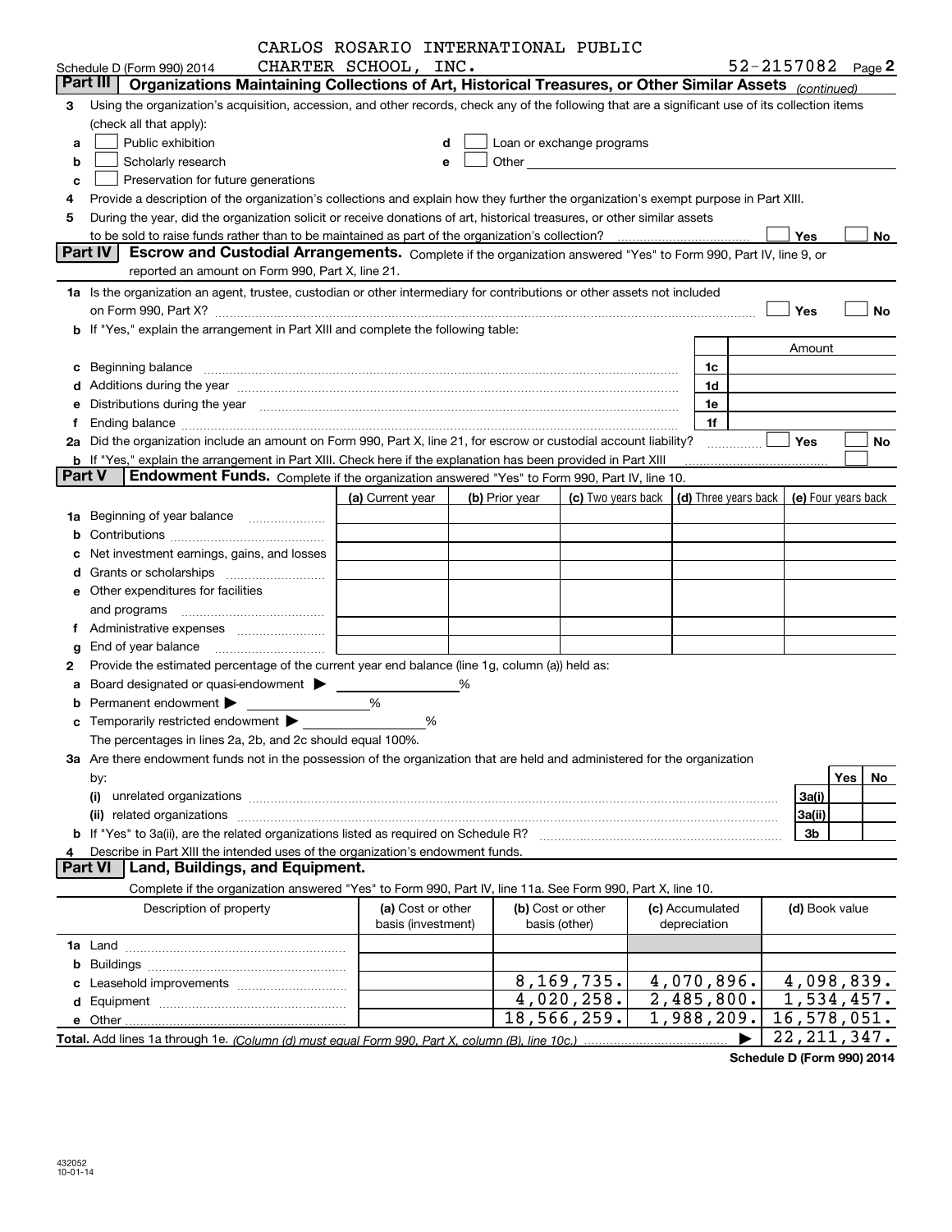CARLOS ROSARIO INTERNATIONAL PUBLIC CHARTER SCHOOL, INC.

Schedule D (Form 990) 2014 52-2157082 Page 2

## Part III Organizations Maintaining Collections of Art, Historical Treasures, or Other Similar Assets (continued)

3 Using the organization's acquisition, accession, and other records, check any of the following that are a significant use of its collection items (check all that apply):

a ☐ Public exhibition
b ☐ Scholarly research
c ☐ Preservation for future generations
d ☐ Loan or exchange programs
e ☐ Other

4 Provide a description of the organization's collections and explain how they further the organization's exempt purpose in Part XIII.

5 During the year, did the organization solicit or receive donations of art, historical treasures, or other similar assets to be sold to raise funds rather than to be maintained as part of the organization's collection? ☐ Yes ☐ No

## Part IV Escrow and Custodial Arrangements.

Complete if the organization answered "Yes" to Form 990, Part IV, line 9, or reported an amount on Form 990, Part X, line 21.

1a Is the organization an agent, trustee, custodian or other intermediary for contributions or other assets not included on Form 990, Part X? ☐ Yes ☐ No

b If "Yes," explain the arrangement in Part XIII and complete the following table:

| | | Amount |
|---|---|---|
| c Beginning balance | 1c | |
| d Additions during the year | 1d | |
| e Distributions during the year | 1e | |
| f Ending balance | 1f | |

2a Did the organization include an amount on Form 990, Part X, line 21, for escrow or custodial account liability? ☐ Yes ☐ No

b If "Yes," explain the arrangement in Part XIII. Check here if the explanation has been provided in Part XIII ☐

## Part V Endowment Funds.

Complete if the organization answered "Yes" to Form 990, Part IV, line 10.

| | (a) Current year | (b) Prior year | (c) Two years back | (d) Three years back | (e) Four years back |
|---|---|---|---|---|---|
| 1a Beginning of year balance | | | | | |
| b Contributions | | | | | |
| c Net investment earnings, gains, and losses | | | | | |
| d Grants or scholarships | | | | | |
| e Other expenditures for facilities and programs | | | | | |
| f Administrative expenses | | | | | |
| g End of year balance | | | | | |

2 Provide the estimated percentage of the current year end balance (line 1g, column (a)) held as:

a Board designated or quasi-endowment ▶ ______ %
b Permanent endowment ▶ ______ %
c Temporarily restricted endowment ▶ ______ %

The percentages in lines 2a, 2b, and 2c should equal 100%.

3a Are there endowment funds not in the possession of the organization that are held and administered for the organization by:

| | | Yes | No |
|---|---|---|---|
| (i) unrelated organizations | 3a(i) | | |
| (ii) related organizations | 3a(ii) | | |
| b If "Yes" to 3a(ii), are the related organizations listed as required on Schedule R? | 3b | | |

4 Describe in Part XIII the intended uses of the organization's endowment funds.

## Part VI Land, Buildings, and Equipment.

Complete if the organization answered "Yes" to Form 990, Part IV, line 11a. See Form 990, Part X, line 10.

| Description of property | (a) Cost or other basis (investment) | (b) Cost or other basis (other) | (c) Accumulated depreciation | (d) Book value |
|---|---|---|---|---|
| 1a Land | | | | |
| b Buildings | | | | |
| c Leasehold improvements | | 8,169,735. | 4,070,896. | 4,098,839. |
| d Equipment | | 4,020,258. | 2,485,800. | 1,534,457. |
| e Other | | 18,566,259. | 1,988,209. | 16,578,051. |
| Total. Add lines 1a through 1e. (Column (d) must equal Form 990, Part X, column (B), line 10c.) ▶ | | | | 22,211,347. |

Schedule D (Form 990) 2014

432052 10-01-14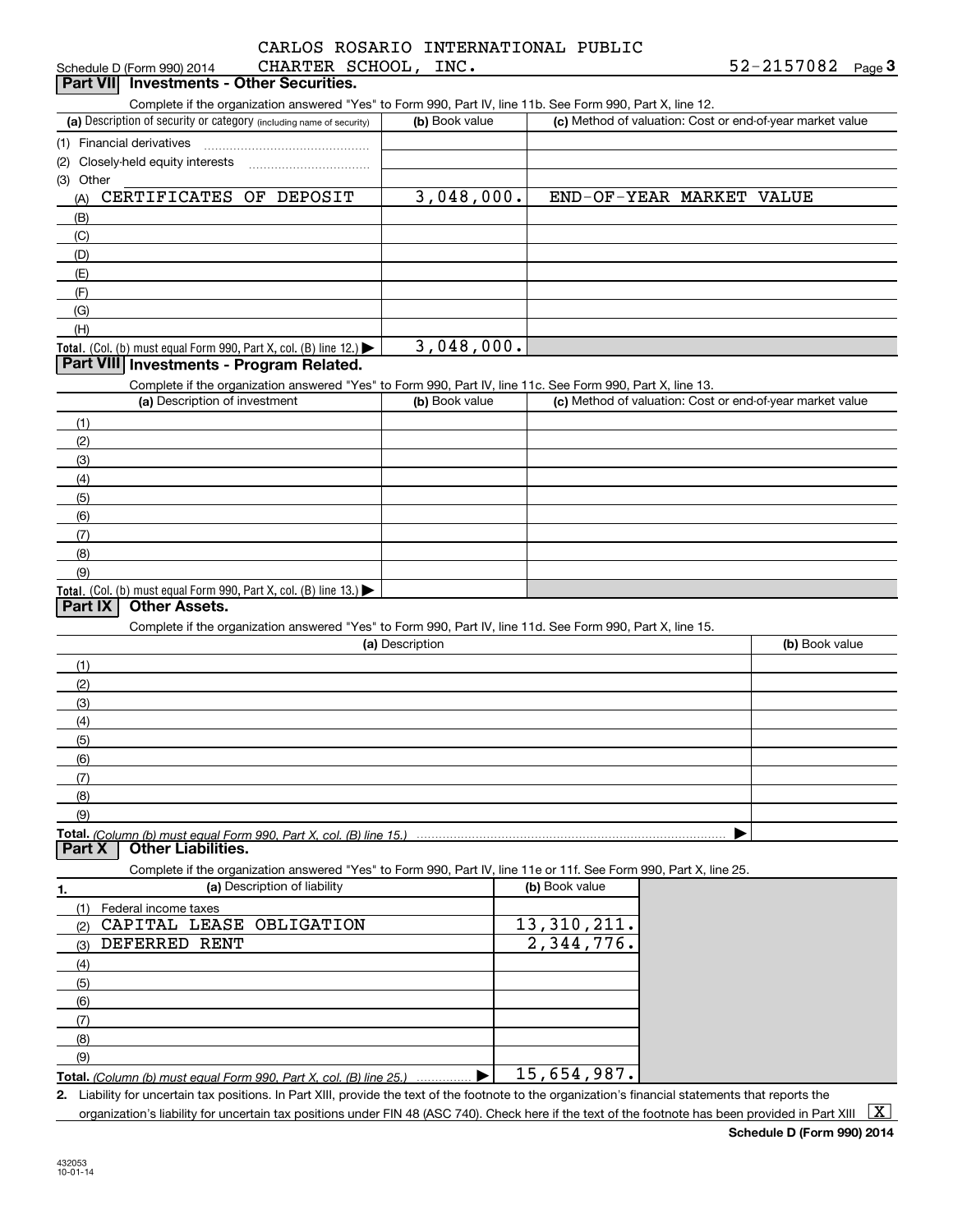CARLOS ROSARIO INTERNATIONAL PUBLIC CHARTER SCHOOL, INC. 52-2157082

Schedule D (Form 990) 2014

## Part VII Investments - Other Securities.

Complete if the organization answered "Yes" to Form 990, Part IV, line 11b. See Form 990, Part X, line 12.

| (a) Description of security or category (including name of security) | (b) Book value | (c) Method of valuation: Cost or end-of-year market value |
|---|---|---|
| (1) Financial derivatives | | |
| (2) Closely-held equity interests | | |
| (3) Other | | |
| (A) CERTIFICATES OF DEPOSIT | 3,048,000. | END-OF-YEAR MARKET VALUE |
| (B) | | |
| (C) | | |
| (D) | | |
| (E) | | |
| (F) | | |
| (G) | | |
| (H) | | |
| **Total.** (Col. (b) must equal Form 990, Part X, col. (B) line 12.) ▶ | 3,048,000. | |

## Part VIII Investments - Program Related.

Complete if the organization answered "Yes" to Form 990, Part IV, line 11c. See Form 990, Part X, line 13.

| (a) Description of investment | (b) Book value | (c) Method of valuation: Cost or end-of-year market value |
|---|---|---|
| (1) | | |
| (2) | | |
| (3) | | |
| (4) | | |
| (5) | | |
| (6) | | |
| (7) | | |
| (8) | | |
| (9) | | |
| **Total.** (Col. (b) must equal Form 990, Part X, col. (B) line 13.) ▶ | | |

## Part IX Other Assets.

Complete if the organization answered "Yes" to Form 990, Part IV, line 11d. See Form 990, Part X, line 15.

| (a) Description | (b) Book value |
|---|---|
| (1) | |
| (2) | |
| (3) | |
| (4) | |
| (5) | |
| (6) | |
| (7) | |
| (8) | |
| (9) | |
| **Total.** *(Column (b) must equal Form 990, Part X, col. (B) line 15.)* ▶ | |

## Part X Other Liabilities.

Complete if the organization answered "Yes" to Form 990, Part IV, line 11e or 11f. See Form 990, Part X, line 25.

| 1. (a) Description of liability | (b) Book value |
|---|---|
| (1) Federal income taxes | |
| (2) CAPITAL LEASE OBLIGATION | 13,310,211. |
| (3) DEFERRED RENT | 2,344,776. |
| (4) | |
| (5) | |
| (6) | |
| (7) | |
| (8) | |
| (9) | |
| **Total.** *(Column (b) must equal Form 990, Part X, col. (B) line 25.)* ▶ | 15,654,987. |

**2.** Liability for uncertain tax positions. In Part XIII, provide the text of the footnote to the organization's financial statements that reports the organization's liability for uncertain tax positions under FIN 48 (ASC 740). Check here if the text of the footnote has been provided in Part XIII [X]

**Schedule D (Form 990) 2014**

432053 10-01-14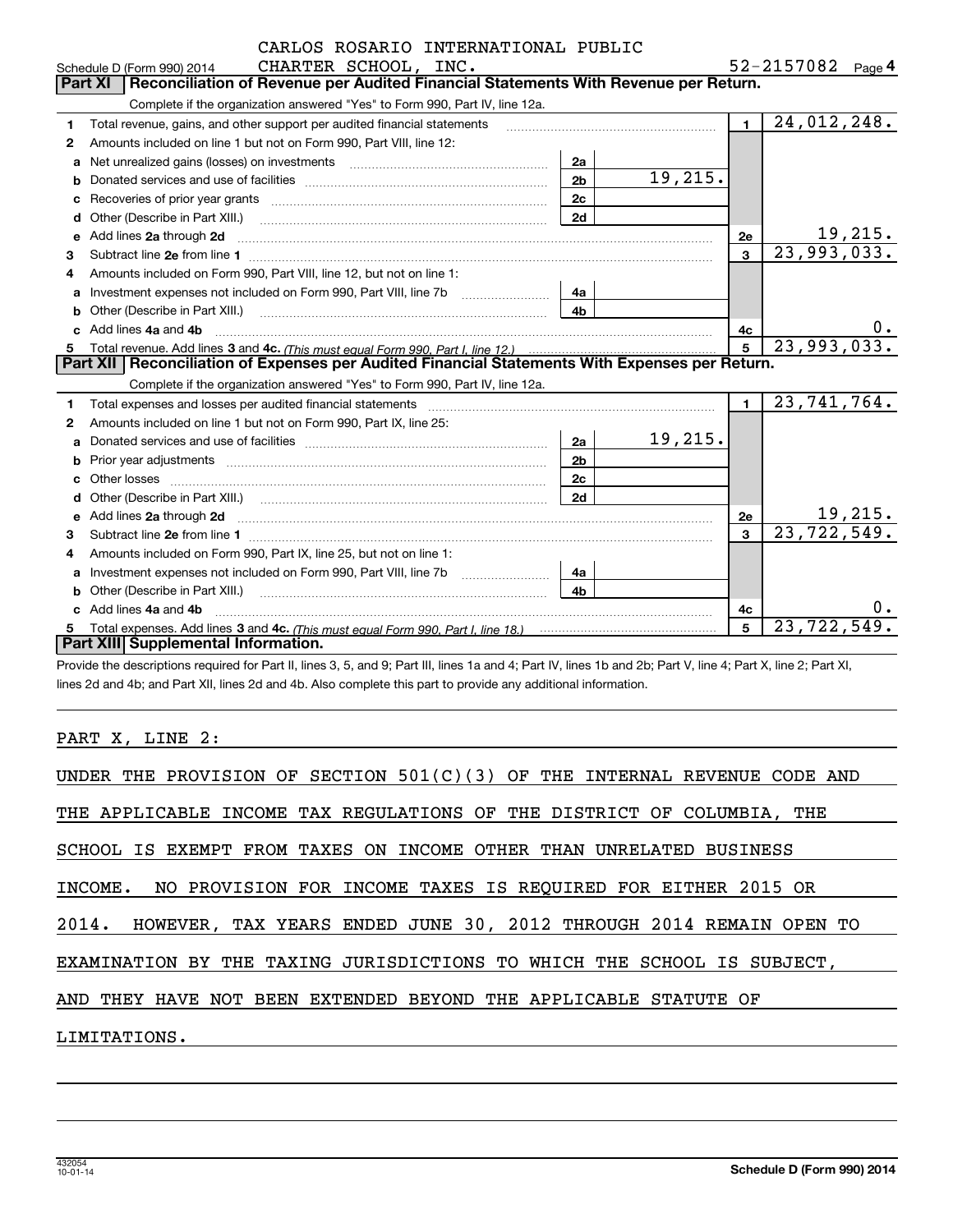CARLOS ROSARIO INTERNATIONAL PUBLIC

Schedule D (Form 990) 2014 CHARTER SCHOOL, INC. 52-2157082 Page 4

## Part XI Reconciliation of Revenue per Audited Financial Statements With Revenue per Return.

Complete if the organization answered "Yes" to Form 990, Part IV, line 12a.

| | | | | | |
|---|---|---|---|---|---|
| 1 | Total revenue, gains, and other support per audited financial statements | | | 1 | 24,012,248. |
| 2 | Amounts included on line 1 but not on Form 990, Part VIII, line 12: | | | | |
| a | Net unrealized gains (losses) on investments | 2a | | | |
| b | Donated services and use of facilities | 2b | 19,215. | | |
| c | Recoveries of prior year grants | 2c | | | |
| d | Other (Describe in Part XIII.) | 2d | | | |
| e | Add lines 2a through 2d | | | 2e | 19,215. |
| 3 | Subtract line 2e from line 1 | | | 3 | 23,993,033. |
| 4 | Amounts included on Form 990, Part VIII, line 12, but not on line 1: | | | | |
| a | Investment expenses not included on Form 990, Part VIII, line 7b | 4a | | | |
| b | Other (Describe in Part XIII.) | 4b | | | |
| c | Add lines 4a and 4b | | | 4c | 0. |
| 5 | Total revenue. Add lines 3 and 4c. *(This must equal Form 990, Part I, line 12.)* | | | 5 | 23,993,033. |

## Part XII Reconciliation of Expenses per Audited Financial Statements With Expenses per Return.

Complete if the organization answered "Yes" to Form 990, Part IV, line 12a.

| | | | | | |
|---|---|---|---|---|---|
| 1 | Total expenses and losses per audited financial statements | | | 1 | 23,741,764. |
| 2 | Amounts included on line 1 but not on Form 990, Part IX, line 25: | | | | |
| a | Donated services and use of facilities | 2a | 19,215. | | |
| b | Prior year adjustments | 2b | | | |
| c | Other losses | 2c | | | |
| d | Other (Describe in Part XIII.) | 2d | | | |
| e | Add lines 2a through 2d | | | 2e | 19,215. |
| 3 | Subtract line 2e from line 1 | | | 3 | 23,722,549. |
| 4 | Amounts included on Form 990, Part IX, line 25, but not on line 1: | | | | |
| a | Investment expenses not included on Form 990, Part VIII, line 7b | 4a | | | |
| b | Other (Describe in Part XIII.) | 4b | | | |
| c | Add lines 4a and 4b | | | 4c | 0. |
| 5 | Total expenses. Add lines 3 and 4c. *(This must equal Form 990, Part I, line 18.)* | | | 5 | 23,722,549. |

## Part XIII Supplemental Information.

Provide the descriptions required for Part II, lines 3, 5, and 9; Part III, lines 1a and 4; Part IV, lines 1b and 2b; Part V, line 4; Part X, line 2; Part XI, lines 2d and 4b; and Part XII, lines 2d and 4b. Also complete this part to provide any additional information.

PART X, LINE 2:

UNDER THE PROVISION OF SECTION 501(C)(3) OF THE INTERNAL REVENUE CODE AND THE APPLICABLE INCOME TAX REGULATIONS OF THE DISTRICT OF COLUMBIA, THE SCHOOL IS EXEMPT FROM TAXES ON INCOME OTHER THAN UNRELATED BUSINESS INCOME. NO PROVISION FOR INCOME TAXES IS REQUIRED FOR EITHER 2015 OR 2014. HOWEVER, TAX YEARS ENDED JUNE 30, 2012 THROUGH 2014 REMAIN OPEN TO EXAMINATION BY THE TAXING JURISDICTIONS TO WHICH THE SCHOOL IS SUBJECT, AND THEY HAVE NOT BEEN EXTENDED BEYOND THE APPLICABLE STATUTE OF LIMITATIONS.

432054 10-01-14 **Schedule D (Form 990) 2014**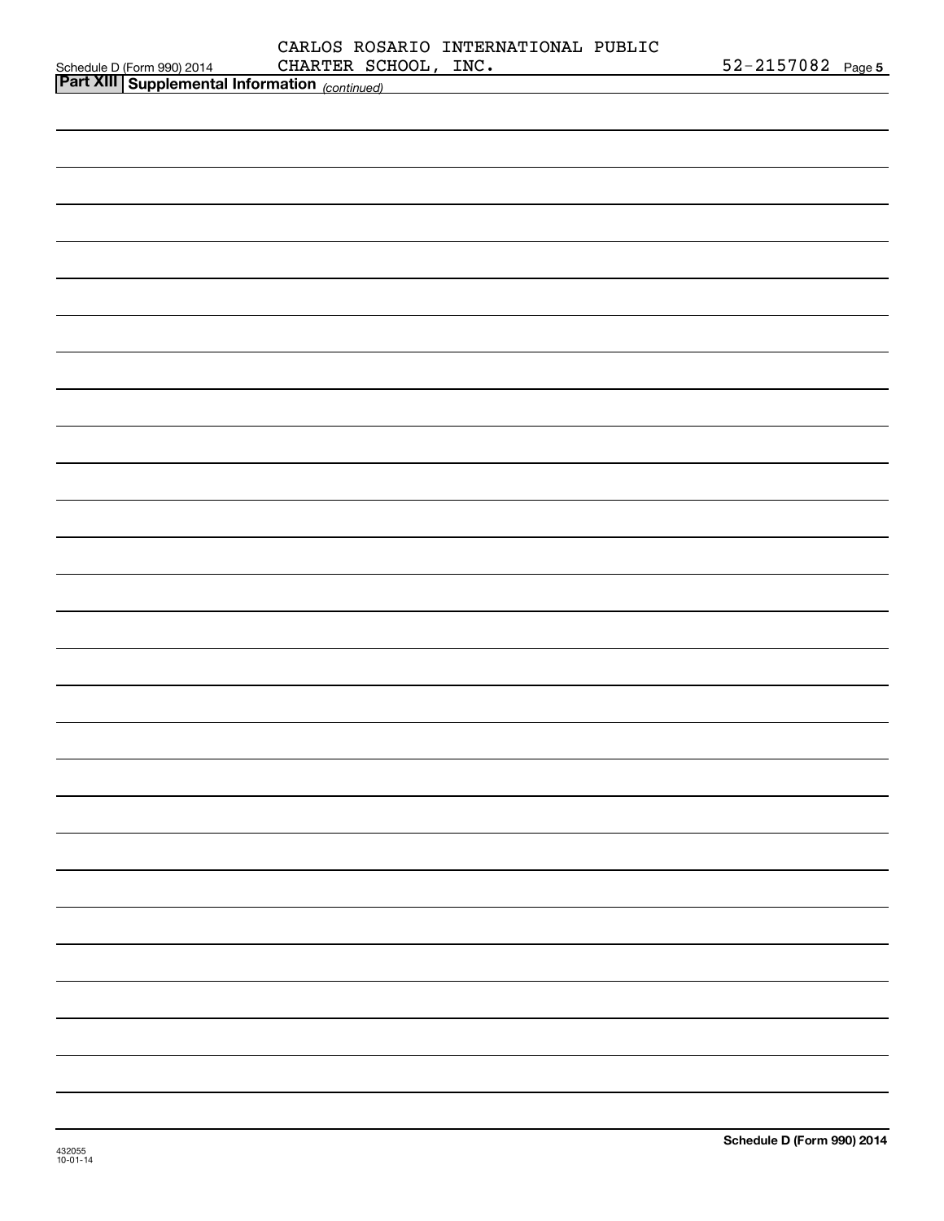CARLOS ROSARIO INTERNATIONAL PUBLIC CHARTER SCHOOL, INC. 52-2157082

## Part XIII Supplemental Information *(continued)*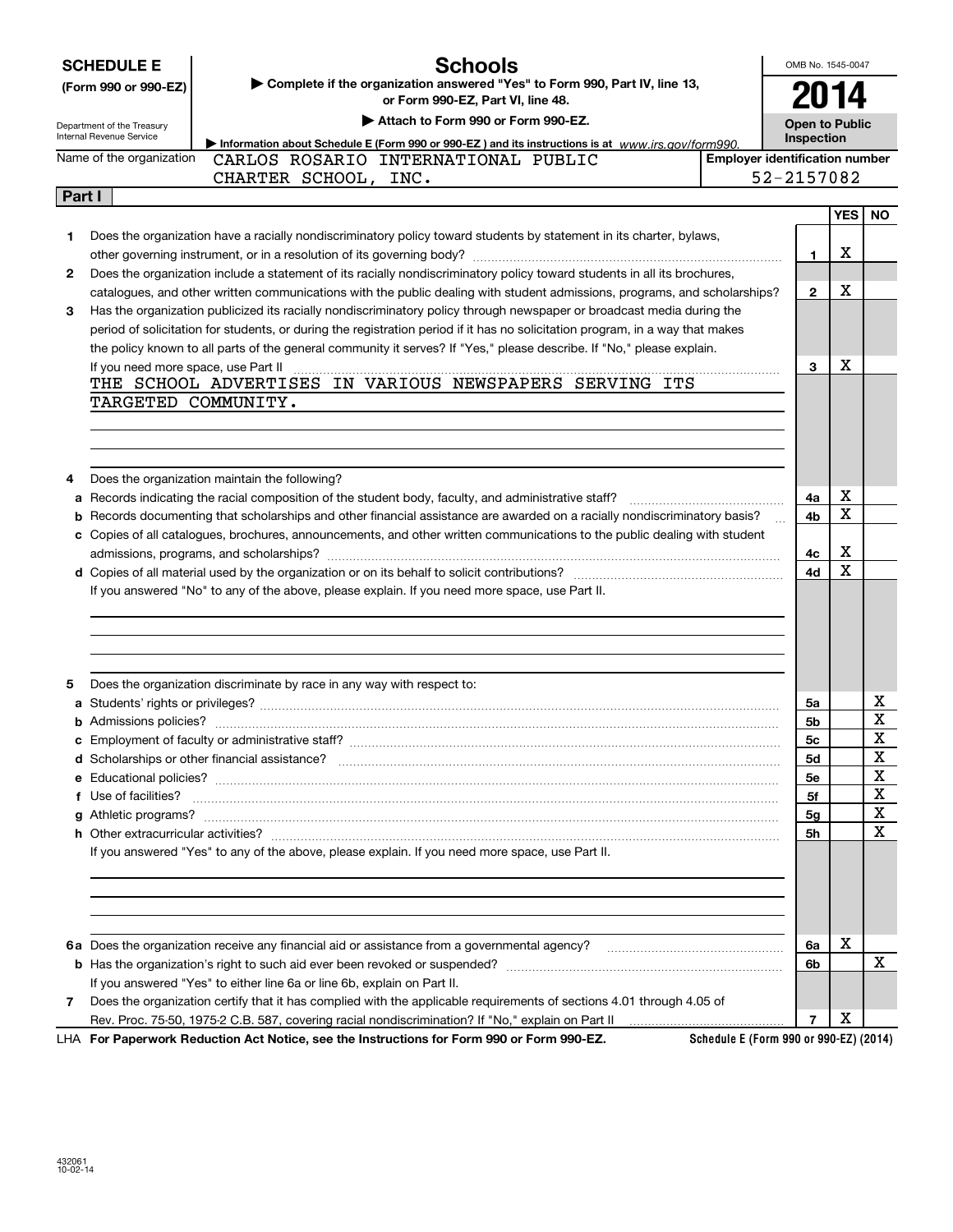# SCHEDULE E (Form 990 or 990-EZ)

Department of the Treasury
Internal Revenue Service

## Schools

▶ Complete if the organization answered "Yes" to Form 990, Part IV, line 13, or Form 990-EZ, Part VI, line 48.

▶ Attach to Form 990 or Form 990-EZ.

▶ Information about Schedule E (Form 990 or 990-EZ) and its instructions is at www.irs.gov/form990.

OMB No. 1545-0047

**2014**

**Open to Public Inspection**

Name of the organization: CARLOS ROSARIO INTERNATIONAL PUBLIC CHARTER SCHOOL, INC.

Employer identification number: 52-2157082

## Part I

| | | | YES | NO |
|---|---|---|---|---|
| 1 | Does the organization have a racially nondiscriminatory policy toward students by statement in its charter, bylaws, other governing instrument, or in a resolution of its governing body? | 1 | X | |
| 2 | Does the organization include a statement of its racially nondiscriminatory policy toward students in all its brochures, catalogues, and other written communications with the public dealing with student admissions, programs, and scholarships? | 2 | X | |
| 3 | Has the organization publicized its racially nondiscriminatory policy through newspaper or broadcast media during the period of solicitation for students, or during the registration period if it has no solicitation program, in a way that makes the policy known to all parts of the general community it serves? If "Yes," please describe. If "No," please explain. If you need more space, use Part II | 3 | X | |

THE SCHOOL ADVERTISES IN VARIOUS NEWSPAPERS SERVING ITS TARGETED COMMUNITY.

| | | | YES | NO |
|---|---|---|---|---|
| 4 | Does the organization maintain the following? | | | |
| a | Records indicating the racial composition of the student body, faculty, and administrative staff? | 4a | X | |
| b | Records documenting that scholarships and other financial assistance are awarded on a racially nondiscriminatory basis? | 4b | X | |
| c | Copies of all catalogues, brochures, announcements, and other written communications to the public dealing with student admissions, programs, and scholarships? | 4c | X | |
| d | Copies of all material used by the organization or on its behalf to solicit contributions? | 4d | X | |

If you answered "No" to any of the above, please explain. If you need more space, use Part II.

| | | | YES | NO |
|---|---|---|---|---|
| 5 | Does the organization discriminate by race in any way with respect to: | | | |
| a | Students' rights or privileges? | 5a | | X |
| b | Admissions policies? | 5b | | X |
| c | Employment of faculty or administrative staff? | 5c | | X |
| d | Scholarships or other financial assistance? | 5d | | X |
| e | Educational policies? | 5e | | X |
| f | Use of facilities? | 5f | | X |
| g | Athletic programs? | 5g | | X |
| h | Other extracurricular activities? | 5h | | X |

If you answered "Yes" to any of the above, please explain. If you need more space, use Part II.

| | | | YES | NO |
|---|---|---|---|---|
| 6a | Does the organization receive any financial aid or assistance from a governmental agency? | 6a | X | |
| b | Has the organization's right to such aid ever been revoked or suspended? | 6b | | X |
| | If you answered "Yes" to either line 6a or line 6b, explain on Part II. | | | |
| 7 | Does the organization certify that it has complied with the applicable requirements of sections 4.01 through 4.05 of Rev. Proc. 75-50, 1975-2 C.B. 587, covering racial nondiscrimination? If "No," explain on Part II | 7 | X | |

LHA **For Paperwork Reduction Act Notice, see the Instructions for Form 990 or Form 990-EZ.** **Schedule E (Form 990 or 990-EZ) (2014)**

432061
10-02-14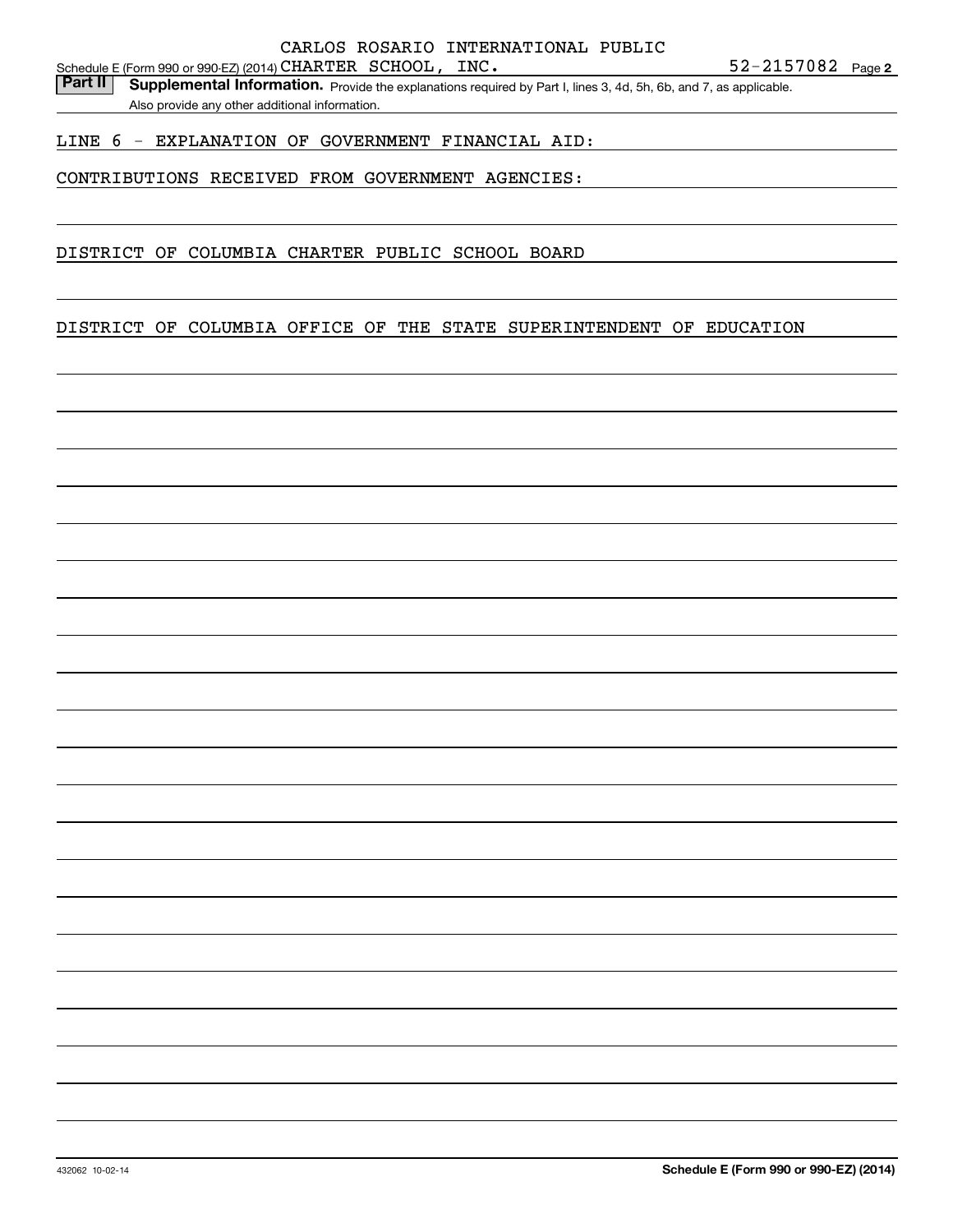CARLOS ROSARIO INTERNATIONAL PUBLIC

Schedule E (Form 990 or 990-EZ) (2014) CHARTER SCHOOL, INC. 52-2157082 Page 2

**Part II** **Supplemental Information.** Provide the explanations required by Part I, lines 3, 4d, 5h, 6b, and 7, as applicable. Also provide any other additional information.

LINE 6 - EXPLANATION OF GOVERNMENT FINANCIAL AID:

CONTRIBUTIONS RECEIVED FROM GOVERNMENT AGENCIES:

DISTRICT OF COLUMBIA CHARTER PUBLIC SCHOOL BOARD

DISTRICT OF COLUMBIA OFFICE OF THE STATE SUPERINTENDENT OF EDUCATION

432062 10-02-14 **Schedule E (Form 990 or 990-EZ) (2014)**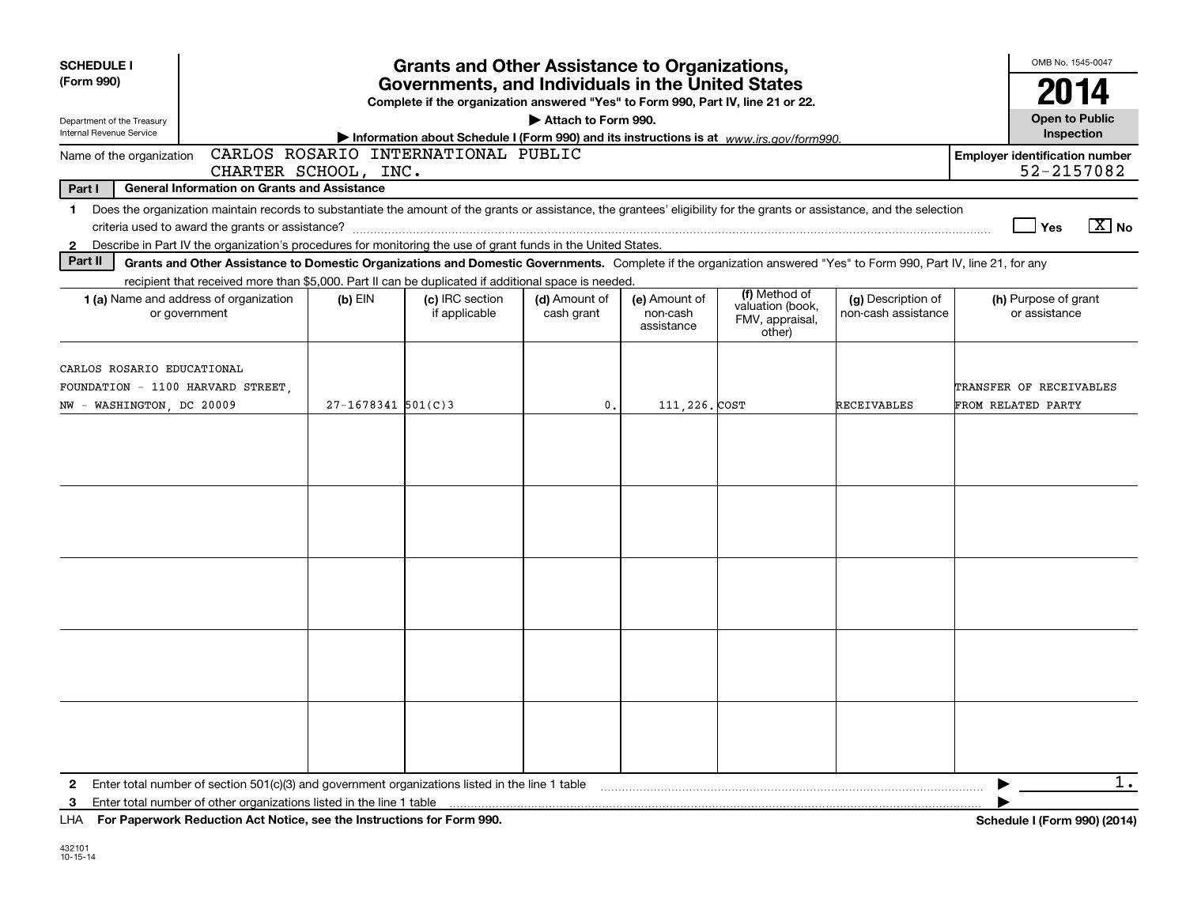**SCHEDULE I**
**(Form 990)**

Department of the Treasury
Internal Revenue Service

# Grants and Other Assistance to Organizations, Governments, and Individuals in the United States

**Complete if the organization answered "Yes" to Form 990, Part IV, line 21 or 22.**

**▶ Attach to Form 990.**

**▶ Information about Schedule I (Form 990) and its instructions is at** *www.irs.gov/form990.*

OMB No. 1545-0047

**2014**

**Open to Public Inspection**

Name of the organization: CARLOS ROSARIO INTERNATIONAL PUBLIC CHARTER SCHOOL, INC.

**Employer identification number** 52-2157082

**Part I — General Information on Grants and Assistance**

1 Does the organization maintain records to substantiate the amount of the grants or assistance, the grantees' eligibility for the grants or assistance, and the selection criteria used to award the grants or assistance? ☐ Yes ☒ No

2 Describe in Part IV the organization's procedures for monitoring the use of grant funds in the United States.

**Part II — Grants and Other Assistance to Domestic Organizations and Domestic Governments.** Complete if the organization answered "Yes" to Form 990, Part IV, line 21, for any recipient that received more than $5,000. Part II can be duplicated if additional space is needed.

| 1 (a) Name and address of organization or government | (b) EIN | (c) IRC section if applicable | (d) Amount of cash grant | (e) Amount of non-cash assistance | (f) Method of valuation (book, FMV, appraisal, other) | (g) Description of non-cash assistance | (h) Purpose of grant or assistance |
|---|---|---|---|---|---|---|---|
| CARLOS ROSARIO EDUCATIONAL FOUNDATION - 1100 HARVARD STREET, NW - WASHINGTON, DC 20009 | 27-1678341 | 501(C)3 | 0. | 111,226. | COST | RECEIVABLES | TRANSFER OF RECEIVABLES FROM RELATED PARTY |
| | | | | | | | |
| | | | | | | | |
| | | | | | | | |
| | | | | | | | |
| | | | | | | | |

2 Enter total number of section 501(c)(3) and government organizations listed in the line 1 table ▶ 1.

3 Enter total number of other organizations listed in the line 1 table ▶

LHA **For Paperwork Reduction Act Notice, see the Instructions for Form 990.** **Schedule I (Form 990) (2014)**

432101
10-15-14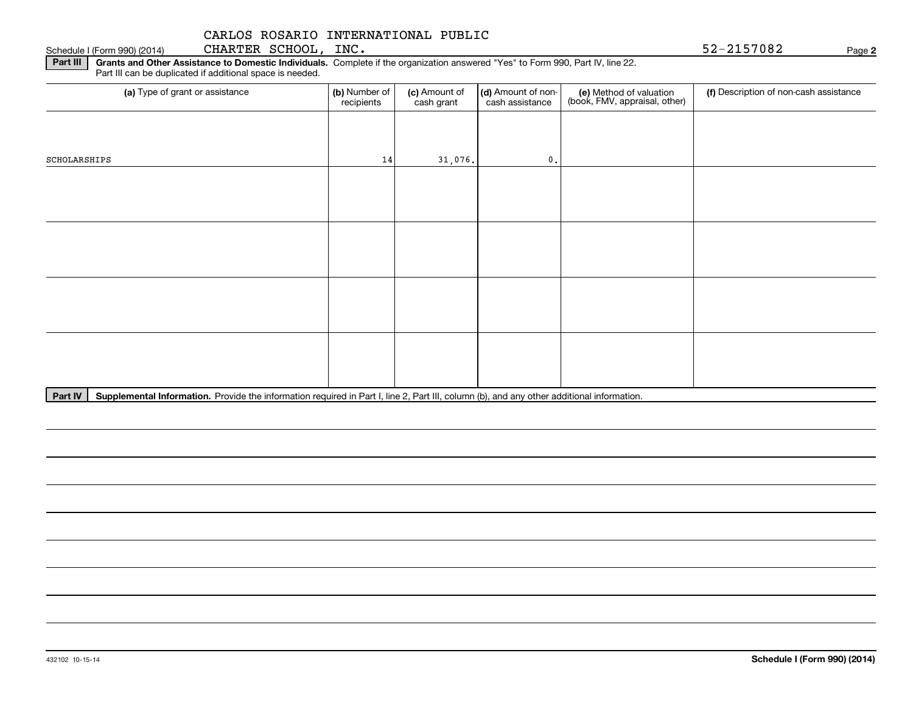CARLOS ROSARIO INTERNATIONAL PUBLIC CHARTER SCHOOL, INC. 52-2157082

Schedule I (Form 990) (2014)

**Part III** **Grants and Other Assistance to Domestic Individuals.** Complete if the organization answered "Yes" to Form 990, Part IV, line 22. Part III can be duplicated if additional space is needed.

| (a) Type of grant or assistance | (b) Number of recipients | (c) Amount of cash grant | (d) Amount of non-cash assistance | (e) Method of valuation (book, FMV, appraisal, other) | (f) Description of non-cash assistance |
|---|---|---|---|---|---|
| SCHOLARSHIPS | 14 | 31,076. | 0. | | |
| | | | | | |
| | | | | | |
| | | | | | |
| | | | | | |

**Part IV** **Supplemental Information.** Provide the information required in Part I, line 2, Part III, column (b), and any other additional information.

432102 10-15-14

**Schedule I (Form 990) (2014)**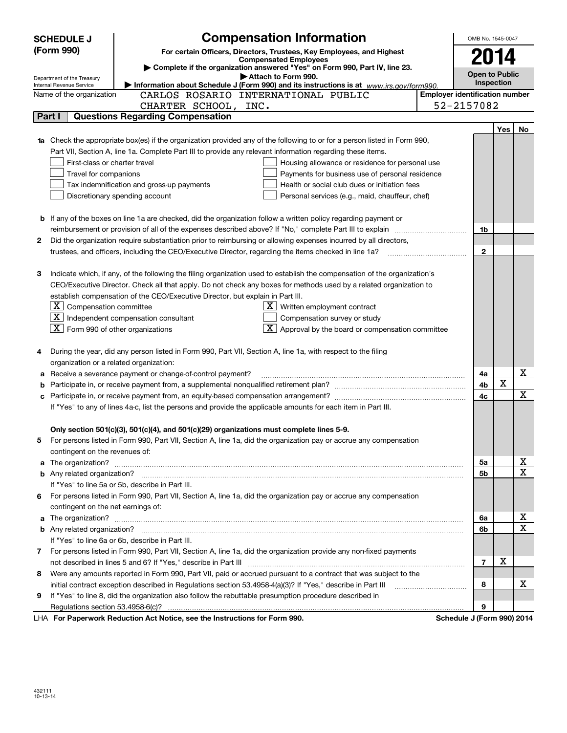**SCHEDULE J (Form 990)**

Department of the Treasury
Internal Revenue Service

# Compensation Information

**For certain Officers, Directors, Trustees, Key Employees, and Highest Compensated Employees**

▶ Complete if the organization answered "Yes" on Form 990, Part IV, line 23.

▶ Attach to Form 990.

▶ Information about Schedule J (Form 990) and its instructions is at www.irs.gov/form990.

OMB No. 1545-0047

**2014**

**Open to Public Inspection**

Name of the organization: CARLOS ROSARIO INTERNATIONAL PUBLIC CHARTER SCHOOL, INC.

Employer identification number: 52-2157082

## Part I Questions Regarding Compensation

| | | Line | Yes | No |
|---|---|---|---|---|
| **1a** | Check the appropriate box(es) if the organization provided any of the following to or for a person listed in Form 990, Part VII, Section A, line 1a. Complete Part III to provide any relevant information regarding these items.<br>☐ First-class or charter travel ☐ Housing allowance or residence for personal use<br>☐ Travel for companions ☐ Payments for business use of personal residence<br>☐ Tax indemnification and gross-up payments ☐ Health or social club dues or initiation fees<br>☐ Discretionary spending account ☐ Personal services (e.g., maid, chauffeur, chef) | | | |
| **b** | If any of the boxes on line 1a are checked, did the organization follow a written policy regarding payment or reimbursement or provision of all of the expenses described above? If "No," complete Part III to explain | 1b | | |
| **2** | Did the organization require substantiation prior to reimbursing or allowing expenses incurred by all directors, trustees, and officers, including the CEO/Executive Director, regarding the items checked in line 1a? | 2 | | |
| **3** | Indicate which, if any, of the following the filing organization used to establish the compensation of the organization's CEO/Executive Director. Check all that apply. Do not check any boxes for methods used by a related organization to establish compensation of the CEO/Executive Director, but explain in Part III.<br>☒ Compensation committee ☒ Written employment contract<br>☒ Independent compensation consultant ☐ Compensation survey or study<br>☒ Form 990 of other organizations ☒ Approval by the board or compensation committee | | | |
| **4** | During the year, did any person listed in Form 990, Part VII, Section A, line 1a, with respect to the filing organization or a related organization: | | | |
| **a** | Receive a severance payment or change-of-control payment? | 4a | | X |
| **b** | Participate in, or receive payment from, a supplemental nonqualified retirement plan? | 4b | X | |
| **c** | Participate in, or receive payment from, an equity-based compensation arrangement?<br>If "Yes" to any of lines 4a-c, list the persons and provide the applicable amounts for each item in Part III. | 4c | | X |
| | **Only section 501(c)(3), 501(c)(4), and 501(c)(29) organizations must complete lines 5-9.** | | | |
| **5** | For persons listed in Form 990, Part VII, Section A, line 1a, did the organization pay or accrue any compensation contingent on the revenues of: | | | |
| **a** | The organization? | 5a | | X |
| **b** | Any related organization?<br>If "Yes" to line 5a or 5b, describe in Part III. | 5b | | X |
| **6** | For persons listed in Form 990, Part VII, Section A, line 1a, did the organization pay or accrue any compensation contingent on the net earnings of: | | | |
| **a** | The organization? | 6a | | X |
| **b** | Any related organization?<br>If "Yes" to line 6a or 6b, describe in Part III. | 6b | | X |
| **7** | For persons listed in Form 990, Part VII, Section A, line 1a, did the organization provide any non-fixed payments not described in lines 5 and 6? If "Yes," describe in Part III | 7 | X | |
| **8** | Were any amounts reported in Form 990, Part VII, paid or accrued pursuant to a contract that was subject to the initial contract exception described in Regulations section 53.4958-4(a)(3)? If "Yes," describe in Part III | 8 | | X |
| **9** | If "Yes" to line 8, did the organization also follow the rebuttable presumption procedure described in Regulations section 53.4958-6(c)? | 9 | | |

LHA **For Paperwork Reduction Act Notice, see the Instructions for Form 990.** **Schedule J (Form 990) 2014**

432111 10-13-14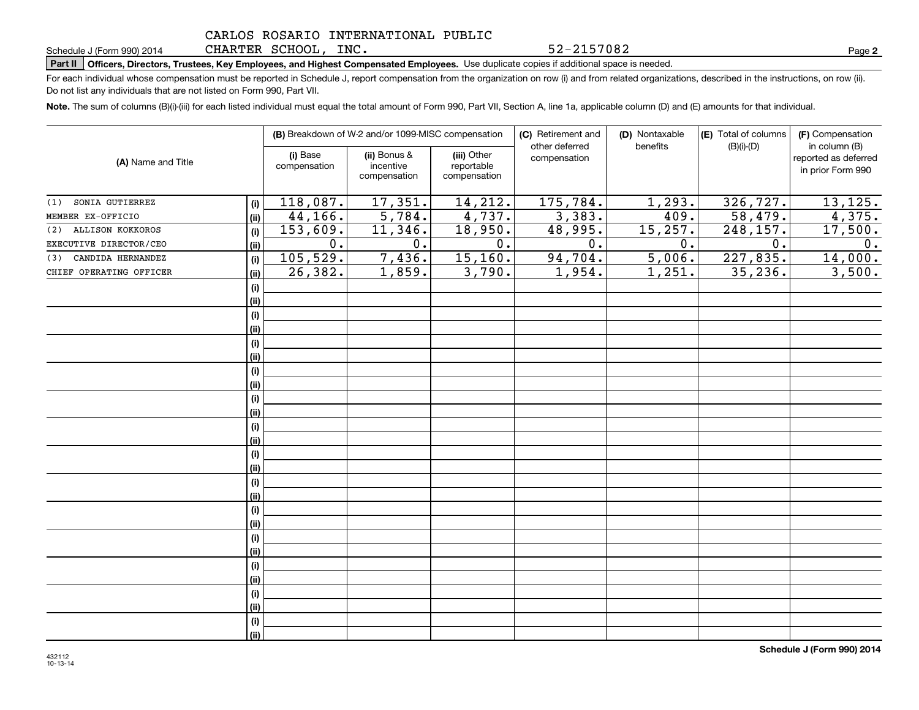Schedule J (Form 990) 2014 CARLOS ROSARIO INTERNATIONAL PUBLIC CHARTER SCHOOL, INC. 52-2157082 Page **2**

**Part II Officers, Directors, Trustees, Key Employees, and Highest Compensated Employees.** Use duplicate copies if additional space is needed.

For each individual whose compensation must be reported in Schedule J, report compensation from the organization on row (i) and from related organizations, described in the instructions, on row (ii). Do not list any individuals that are not listed on Form 990, Part VII.

**Note.** The sum of columns (B)(i)-(iii) for each listed individual must equal the total amount of Form 990, Part VII, Section A, line 1a, applicable column (D) and (E) amounts for that individual.

| (A) Name and Title | | (B) Breakdown of W-2 and/or 1099-MISC compensation | | | (C) Retirement and other deferred compensation | (D) Nontaxable benefits | (E) Total of columns (B)(i)-(D) | (F) Compensation in column (B) reported as deferred in prior Form 990 |
|---|---|---|---|---|---|---|---|---|
| | | (i) Base compensation | (ii) Bonus & incentive compensation | (iii) Other reportable compensation | | | | |
| (1) SONIA GUTIERREZ | (i) | 118,087. | 17,351. | 14,212. | 175,784. | 1,293. | 326,727. | 13,125. |
| MEMBER EX-OFFICIO | (ii) | 44,166. | 5,784. | 4,737. | 3,383. | 409. | 58,479. | 4,375. |
| (2) ALLISON KOKKOROS | (i) | 153,609. | 11,346. | 18,950. | 48,995. | 15,257. | 248,157. | 17,500. |
| EXECUTIVE DIRECTOR/CEO | (ii) | 0. | 0. | 0. | 0. | 0. | 0. | 0. |
| (3) CANDIDA HERNANDEZ | (i) | 105,529. | 7,436. | 15,160. | 94,704. | 5,006. | 227,835. | 14,000. |
| CHIEF OPERATING OFFICER | (ii) | 26,382. | 1,859. | 3,790. | 1,954. | 1,251. | 35,236. | 3,500. |

Schedule J (Form 990) 2014

432112 10-13-14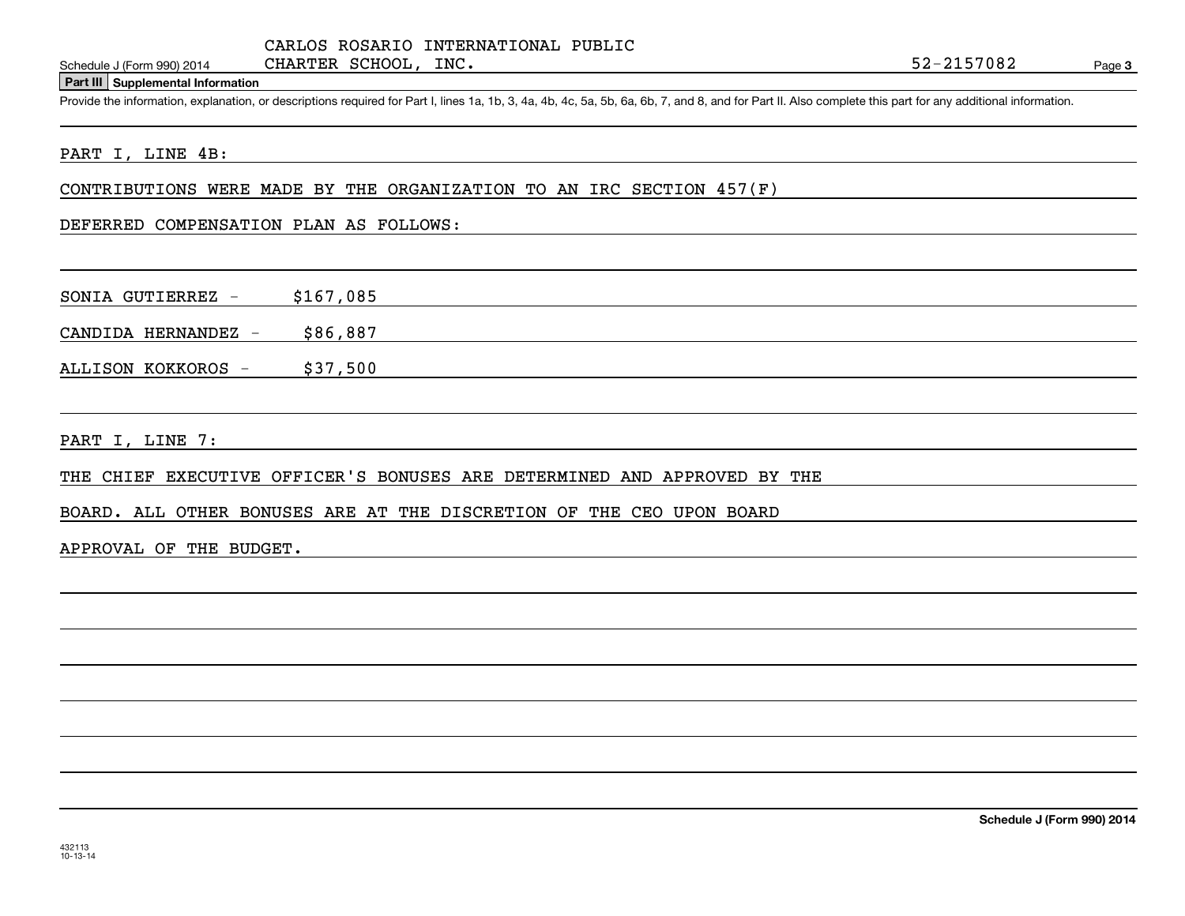CARLOS ROSARIO INTERNATIONAL PUBLIC CHARTER SCHOOL, INC. 52-2157082

Schedule J (Form 990) 2014

**Part III Supplemental Information**

Provide the information, explanation, or descriptions required for Part I, lines 1a, 1b, 3, 4a, 4b, 4c, 5a, 5b, 6a, 6b, 7, and 8, and for Part II. Also complete this part for any additional information.

PART I, LINE 4B:

CONTRIBUTIONS WERE MADE BY THE ORGANIZATION TO AN IRC SECTION 457(F) DEFERRED COMPENSATION PLAN AS FOLLOWS:

SONIA GUTIERREZ - $167,085

CANDIDA HERNANDEZ - $86,887

ALLISON KOKKOROS - $37,500

PART I, LINE 7:

THE CHIEF EXECUTIVE OFFICER'S BONUSES ARE DETERMINED AND APPROVED BY THE BOARD. ALL OTHER BONUSES ARE AT THE DISCRETION OF THE CEO UPON BOARD APPROVAL OF THE BUDGET.

Schedule J (Form 990) 2014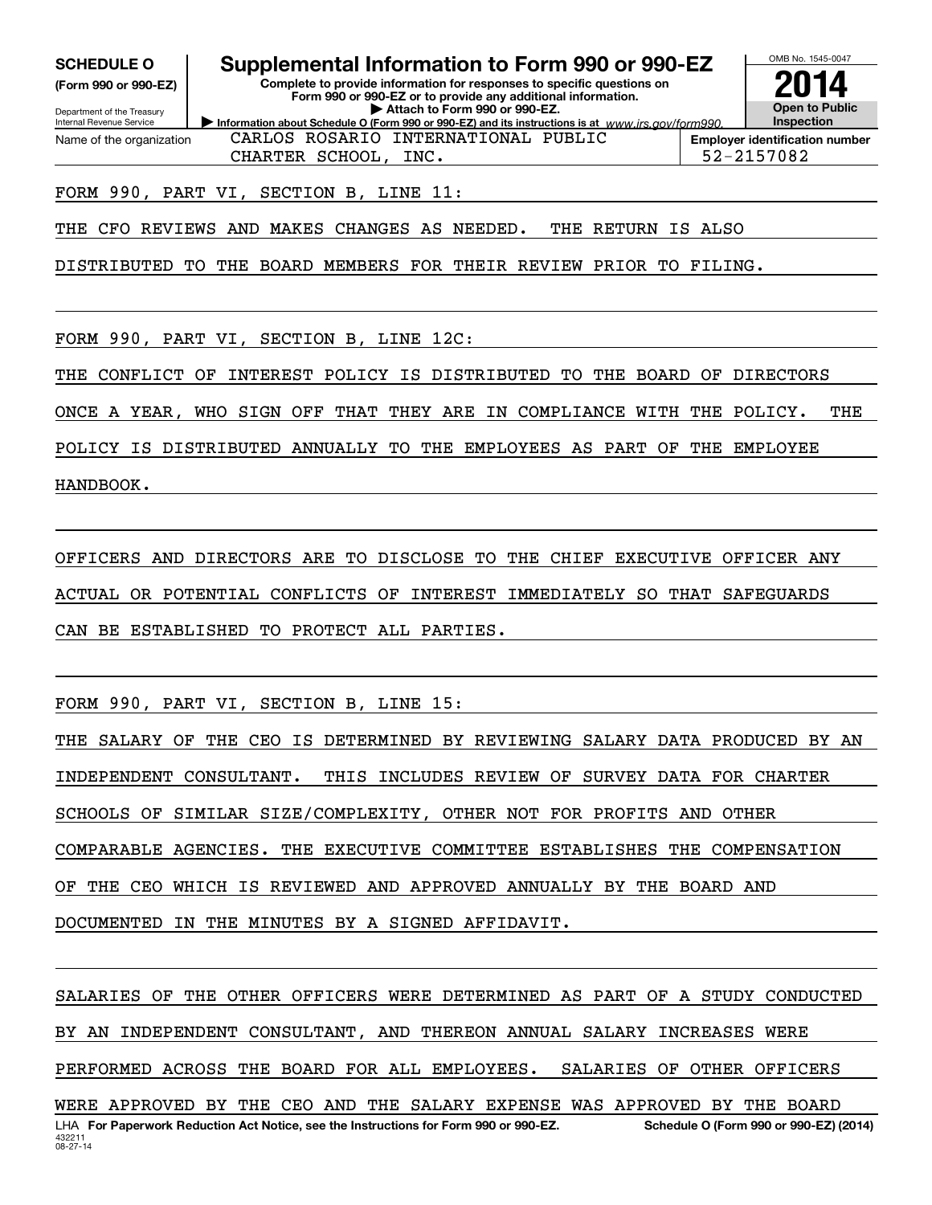**SCHEDULE O**
**(Form 990 or 990-EZ)**

Department of the Treasury
Internal Revenue Service

# Supplemental Information to Form 990 or 990-EZ

**Complete to provide information for responses to specific questions on Form 990 or 990-EZ or to provide any additional information.**
**▶ Attach to Form 990 or 990-EZ.**
**▶ Information about Schedule O (Form 990 or 990-EZ) and its instructions is at** *www.irs.gov/form990.*

OMB No. 1545-0047

**2014**

**Open to Public Inspection**

| Name of the organization | Employer identification number |
|---|---|
| CARLOS ROSARIO INTERNATIONAL PUBLIC CHARTER SCHOOL, INC. | 52-2157082 |

FORM 990, PART VI, SECTION B, LINE 11:

THE CFO REVIEWS AND MAKES CHANGES AS NEEDED. THE RETURN IS ALSO DISTRIBUTED TO THE BOARD MEMBERS FOR THEIR REVIEW PRIOR TO FILING.

FORM 990, PART VI, SECTION B, LINE 12C:

THE CONFLICT OF INTEREST POLICY IS DISTRIBUTED TO THE BOARD OF DIRECTORS ONCE A YEAR, WHO SIGN OFF THAT THEY ARE IN COMPLIANCE WITH THE POLICY. THE POLICY IS DISTRIBUTED ANNUALLY TO THE EMPLOYEES AS PART OF THE EMPLOYEE HANDBOOK.

OFFICERS AND DIRECTORS ARE TO DISCLOSE TO THE CHIEF EXECUTIVE OFFICER ANY ACTUAL OR POTENTIAL CONFLICTS OF INTEREST IMMEDIATELY SO THAT SAFEGUARDS CAN BE ESTABLISHED TO PROTECT ALL PARTIES.

FORM 990, PART VI, SECTION B, LINE 15:

THE SALARY OF THE CEO IS DETERMINED BY REVIEWING SALARY DATA PRODUCED BY AN INDEPENDENT CONSULTANT. THIS INCLUDES REVIEW OF SURVEY DATA FOR CHARTER SCHOOLS OF SIMILAR SIZE/COMPLEXITY, OTHER NOT FOR PROFITS AND OTHER COMPARABLE AGENCIES. THE EXECUTIVE COMMITTEE ESTABLISHES THE COMPENSATION OF THE CEO WHICH IS REVIEWED AND APPROVED ANNUALLY BY THE BOARD AND DOCUMENTED IN THE MINUTES BY A SIGNED AFFIDAVIT.

SALARIES OF THE OTHER OFFICERS WERE DETERMINED AS PART OF A STUDY CONDUCTED BY AN INDEPENDENT CONSULTANT, AND THEREON ANNUAL SALARY INCREASES WERE PERFORMED ACROSS THE BOARD FOR ALL EMPLOYEES. SALARIES OF OTHER OFFICERS WERE APPROVED BY THE CEO AND THE SALARY EXPENSE WAS APPROVED BY THE BOARD

LHA **For Paperwork Reduction Act Notice, see the Instructions for Form 990 or 990-EZ.** **Schedule O (Form 990 or 990-EZ) (2014)**

432211
08-27-14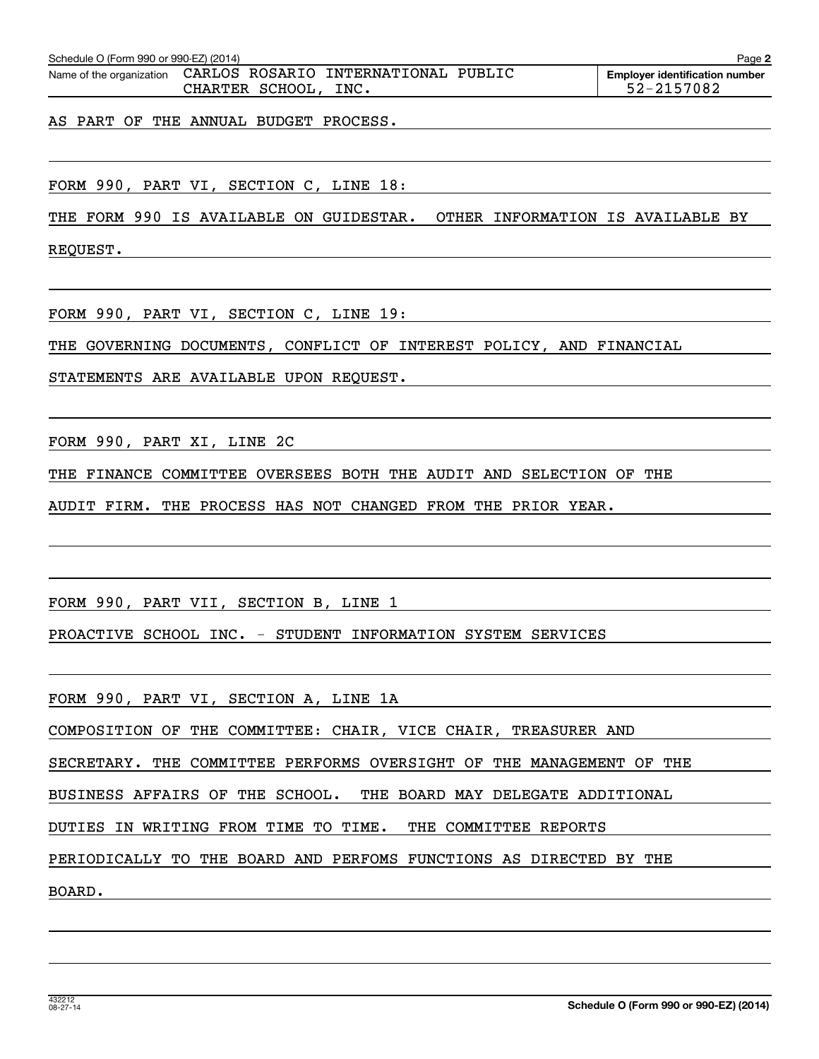Schedule O (Form 990 or 990-EZ) (2014) Page **2**

| Name of the organization | Employer identification number |
| --- | --- |
| CARLOS ROSARIO INTERNATIONAL PUBLIC CHARTER SCHOOL, INC. | 52-2157082 |

AS PART OF THE ANNUAL BUDGET PROCESS.

FORM 990, PART VI, SECTION C, LINE 18:

THE FORM 990 IS AVAILABLE ON GUIDESTAR. OTHER INFORMATION IS AVAILABLE BY REQUEST.

FORM 990, PART VI, SECTION C, LINE 19:

THE GOVERNING DOCUMENTS, CONFLICT OF INTEREST POLICY, AND FINANCIAL STATEMENTS ARE AVAILABLE UPON REQUEST.

FORM 990, PART XI, LINE 2C

THE FINANCE COMMITTEE OVERSEES BOTH THE AUDIT AND SELECTION OF THE AUDIT FIRM. THE PROCESS HAS NOT CHANGED FROM THE PRIOR YEAR.

FORM 990, PART VII, SECTION B, LINE 1

PROACTIVE SCHOOL INC. - STUDENT INFORMATION SYSTEM SERVICES

FORM 990, PART VI, SECTION A, LINE 1A

COMPOSITION OF THE COMMITTEE: CHAIR, VICE CHAIR, TREASURER AND SECRETARY. THE COMMITTEE PERFORMS OVERSIGHT OF THE MANAGEMENT OF THE BUSINESS AFFAIRS OF THE SCHOOL. THE BOARD MAY DELEGATE ADDITIONAL DUTIES IN WRITING FROM TIME TO TIME. THE COMMITTEE REPORTS PERIODICALLY TO THE BOARD AND PERFOMS FUNCTIONS AS DIRECTED BY THE BOARD.

432212 08-27-14 **Schedule O (Form 990 or 990-EZ) (2014)**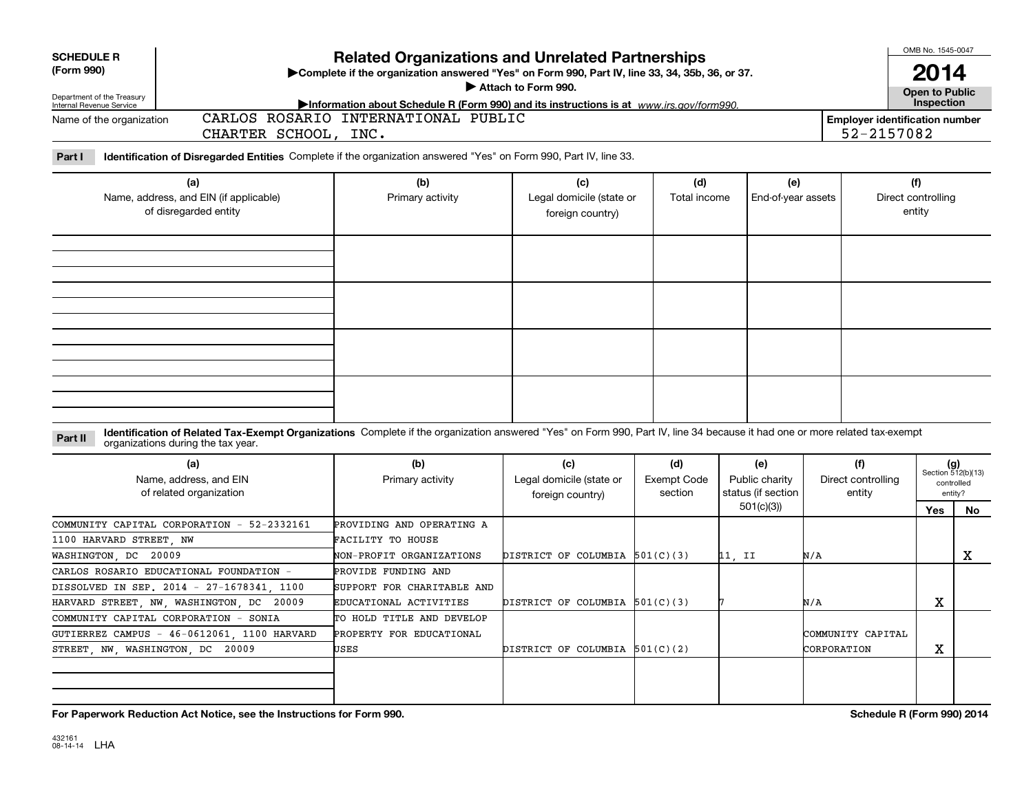**SCHEDULE R**
**(Form 990)**

Department of the Treasury
Internal Revenue Service

# Related Organizations and Unrelated Partnerships

▶**Complete if the organization answered "Yes" on Form 990, Part IV, line 33, 34, 35b, 36, or 37.**
▶ **Attach to Form 990.**
▶**Information about Schedule R (Form 990) and its instructions is at** *www.irs.gov/form990.*

OMB No. 1545-0047
**2014**
**Open to Public Inspection**

Name of the organization: CARLOS ROSARIO INTERNATIONAL PUBLIC CHARTER SCHOOL, INC.

**Employer identification number** 52-2157082

**Part I** **Identification of Disregarded Entities** Complete if the organization answered "Yes" on Form 990, Part IV, line 33.

| (a) Name, address, and EIN (if applicable) of disregarded entity | (b) Primary activity | (c) Legal domicile (state or foreign country) | (d) Total income | (e) End-of-year assets | (f) Direct controlling entity |
|---|---|---|---|---|---|
| | | | | | |
| | | | | | |
| | | | | | |
| | | | | | |

**Part II** **Identification of Related Tax-Exempt Organizations** Complete if the organization answered "Yes" on Form 990, Part IV, line 34 because it had one or more related tax-exempt organizations during the tax year.

| (a) Name, address, and EIN of related organization | (b) Primary activity | (c) Legal domicile (state or foreign country) | (d) Exempt Code section | (e) Public charity status (if section 501(c)(3)) | (f) Direct controlling entity | (g) Section 512(b)(13) controlled entity? Yes | No |
|---|---|---|---|---|---|---|---|
| COMMUNITY CAPITAL CORPORATION - 52-2332161 1100 HARVARD STREET, NW WASHINGTON, DC 20009 | PROVIDING AND OPERATING A FACILITY TO HOUSE NON-PROFIT ORGANIZATIONS | DISTRICT OF COLUMBIA | 501(C)(3) | 11, II | N/A | | X |
| CARLOS ROSARIO EDUCATIONAL FOUNDATION - DISSOLVED IN SEP. 2014 - 27-1678341, 1100 HARVARD STREET, NW, WASHINGTON, DC 20009 | PROVIDE FUNDING AND SUPPORT FOR CHARITABLE AND EDUCATIONAL ACTIVITIES | DISTRICT OF COLUMBIA | 501(C)(3) | 7 | N/A | X | |
| COMMUNITY CAPITAL CORPORATION - SONIA GUTIERREZ CAMPUS - 46-0612061, 1100 HARVARD STREET, NW, WASHINGTON, DC 20009 | TO HOLD TITLE AND DEVELOP PROPERTY FOR EDUCATIONAL USES | DISTRICT OF COLUMBIA | 501(C)(2) | | COMMUNITY CAPITAL CORPORATION | X | |
| | | | | | | | |

**For Paperwork Reduction Act Notice, see the Instructions for Form 990.** **Schedule R (Form 990) 2014**

432161
08-14-14 LHA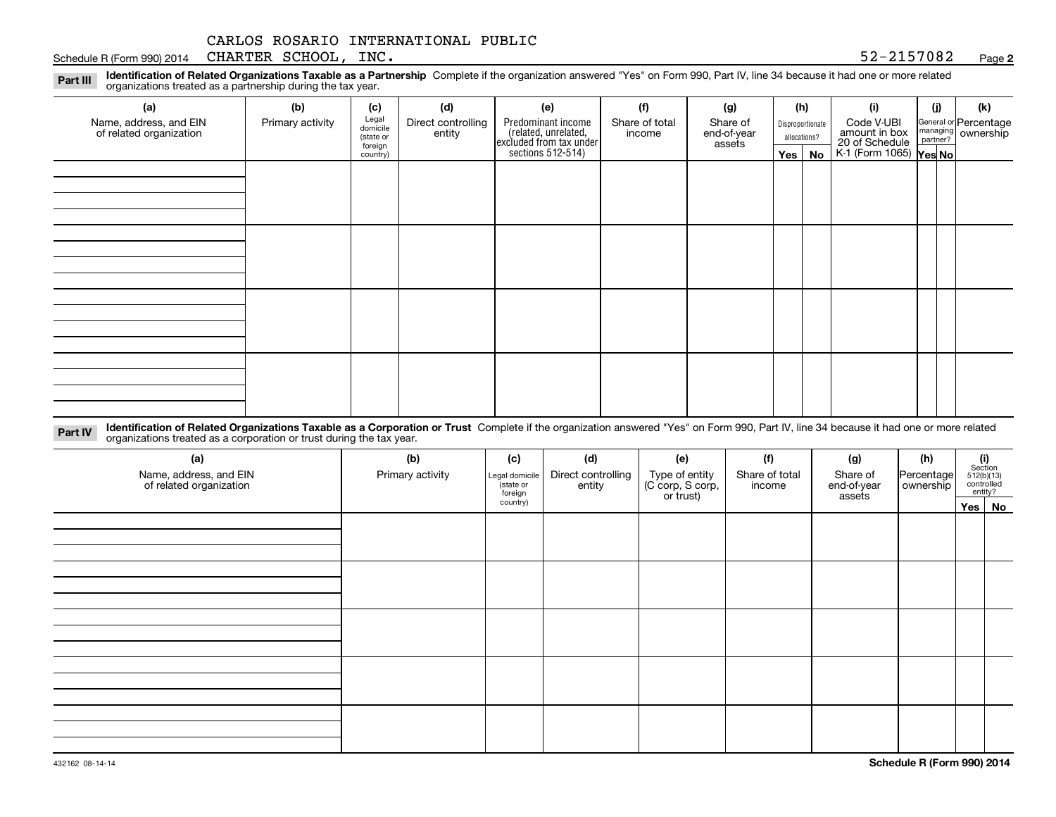CARLOS ROSARIO INTERNATIONAL PUBLIC CHARTER SCHOOL, INC. 52-2157082

**Part III** **Identification of Related Organizations Taxable as a Partnership** Complete if the organization answered "Yes" on Form 990, Part IV, line 34 because it had one or more related organizations treated as a partnership during the tax year.

| (a) Name, address, and EIN of related organization | (b) Primary activity | (c) Legal domicile (state or foreign country) | (d) Direct controlling entity | (e) Predominant income (related, unrelated, excluded from tax under sections 512-514) | (f) Share of total income | (g) Share of end-of-year assets | (h) Disproportionate allocations? Yes | (h) No | (i) Code V-UBI amount in box 20 of Schedule K-1 (Form 1065) | (j) General or managing partner? Yes | (j) No | (k) Percentage ownership |
|---|---|---|---|---|---|---|---|---|---|---|---|---|
| | | | | | | | | | | | | |
| | | | | | | | | | | | | |
| | | | | | | | | | | | | |
| | | | | | | | | | | | | |

**Part IV** **Identification of Related Organizations Taxable as a Corporation or Trust** Complete if the organization answered "Yes" on Form 990, Part IV, line 34 because it had one or more related organizations treated as a corporation or trust during the tax year.

| (a) Name, address, and EIN of related organization | (b) Primary activity | (c) Legal domicile (state or foreign country) | (d) Direct controlling entity | (e) Type of entity (C corp, S corp, or trust) | (f) Share of total income | (g) Share of end-of-year assets | (h) Percentage ownership | (i) Section 512(b)(13) controlled entity? Yes | (i) No |
|---|---|---|---|---|---|---|---|---|---|
| | | | | | | | | | |
| | | | | | | | | | |
| | | | | | | | | | |
| | | | | | | | | | |
| | | | | | | | | | |

432162 08-14-14 **Schedule R (Form 990) 2014**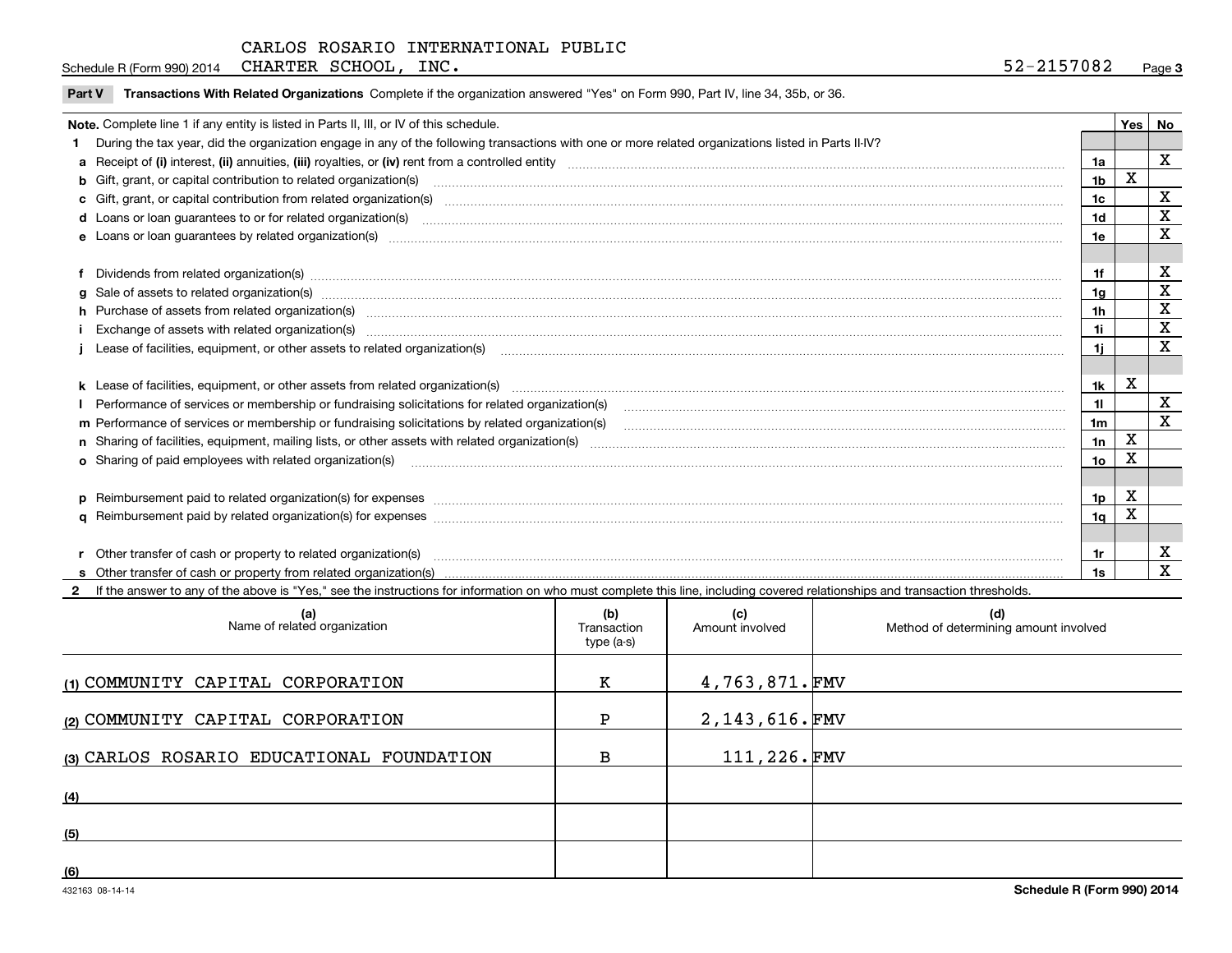CARLOS ROSARIO INTERNATIONAL PUBLIC CHARTER SCHOOL, INC.

Schedule R (Form 990) 2014 — 52-2157082 — Page 3

**Part V** **Transactions With Related Organizations** Complete if the organization answered "Yes" on Form 990, Part IV, line 34, 35b, or 36.

| **Note.** Complete line 1 if any entity is listed in Parts II, III, or IV of this schedule. | | Yes | No |
|---|---|---|---|
| **1** During the tax year, did the organization engage in any of the following transactions with one or more related organizations listed in Parts II-IV? | | | |
| **a** Receipt of **(i)** interest, **(ii)** annuities, **(iii)** royalties, or **(iv)** rent from a controlled entity | 1a | | X |
| **b** Gift, grant, or capital contribution to related organization(s) | 1b | X | |
| **c** Gift, grant, or capital contribution from related organization(s) | 1c | | X |
| **d** Loans or loan guarantees to or for related organization(s) | 1d | | X |
| **e** Loans or loan guarantees by related organization(s) | 1e | | X |
| **f** Dividends from related organization(s) | 1f | | X |
| **g** Sale of assets to related organization(s) | 1g | | X |
| **h** Purchase of assets from related organization(s) | 1h | | X |
| **i** Exchange of assets with related organization(s) | 1i | | X |
| **j** Lease of facilities, equipment, or other assets to related organization(s) | 1j | | X |
| **k** Lease of facilities, equipment, or other assets from related organization(s) | 1k | X | |
| **l** Performance of services or membership or fundraising solicitations for related organization(s) | 1l | | X |
| **m** Performance of services or membership or fundraising solicitations by related organization(s) | 1m | | X |
| **n** Sharing of facilities, equipment, mailing lists, or other assets with related organization(s) | 1n | X | |
| **o** Sharing of paid employees with related organization(s) | 1o | X | |
| **p** Reimbursement paid to related organization(s) for expenses | 1p | X | |
| **q** Reimbursement paid by related organization(s) for expenses | 1q | X | |
| **r** Other transfer of cash or property to related organization(s) | 1r | | X |
| **s** Other transfer of cash or property from related organization(s) | 1s | | X |

**2** If the answer to any of the above is "Yes," see the instructions for information on who must complete this line, including covered relationships and transaction thresholds.

| (a) Name of related organization | (b) Transaction type (a-s) | (c) Amount involved | (d) Method of determining amount involved |
|---|---|---|---|
| (1) COMMUNITY CAPITAL CORPORATION | K | 4,763,871. | FMV |
| (2) COMMUNITY CAPITAL CORPORATION | P | 2,143,616. | FMV |
| (3) CARLOS ROSARIO EDUCATIONAL FOUNDATION | B | 111,226. | FMV |
| (4) | | | |
| (5) | | | |
| (6) | | | |

432163 08-14-14

**Schedule R (Form 990) 2014**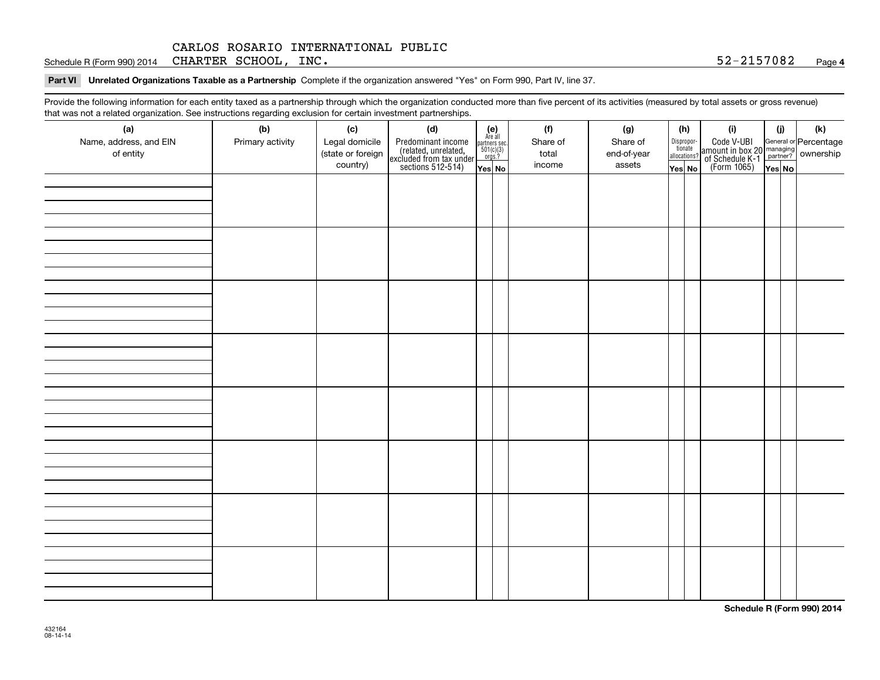Schedule R (Form 990) 2014 CARLOS ROSARIO INTERNATIONAL PUBLIC CHARTER SCHOOL, INC. 52-2157082 Page **4**

**Part VI Unrelated Organizations Taxable as a Partnership** Complete if the organization answered "Yes" on Form 990, Part IV, line 37.

Provide the following information for each entity taxed as a partnership through which the organization conducted more than five percent of its activities (measured by total assets or gross revenue) that was not a related organization. See instructions regarding exclusion for certain investment partnerships.

| (a) Name, address, and EIN of entity | (b) Primary activity | (c) Legal domicile (state or foreign country) | (d) Predominant income (related, unrelated, excluded from tax under sections 512-514) | (e) Are all partners sec. 501(c)(3) orgs.? | | (f) Share of total income | (g) Share of end-of-year assets | (h) Disproportionate allocations? | | (i) Code V-UBI amount in box 20 of Schedule K-1 (Form 1065) | (j) General or managing partner? | | (k) Percentage ownership |
|---|---|---|---|---|---|---|---|---|---|---|---|---|---|
| | | | | Yes | No | | | Yes | No | | Yes | No | |
| | | | | | | | | | | | | | |
| | | | | | | | | | | | | | |
| | | | | | | | | | | | | | |
| | | | | | | | | | | | | | |
| | | | | | | | | | | | | | |
| | | | | | | | | | | | | | |
| | | | | | | | | | | | | | |
| | | | | | | | | | | | | | |

**Schedule R (Form 990) 2014**

432164
08-14-14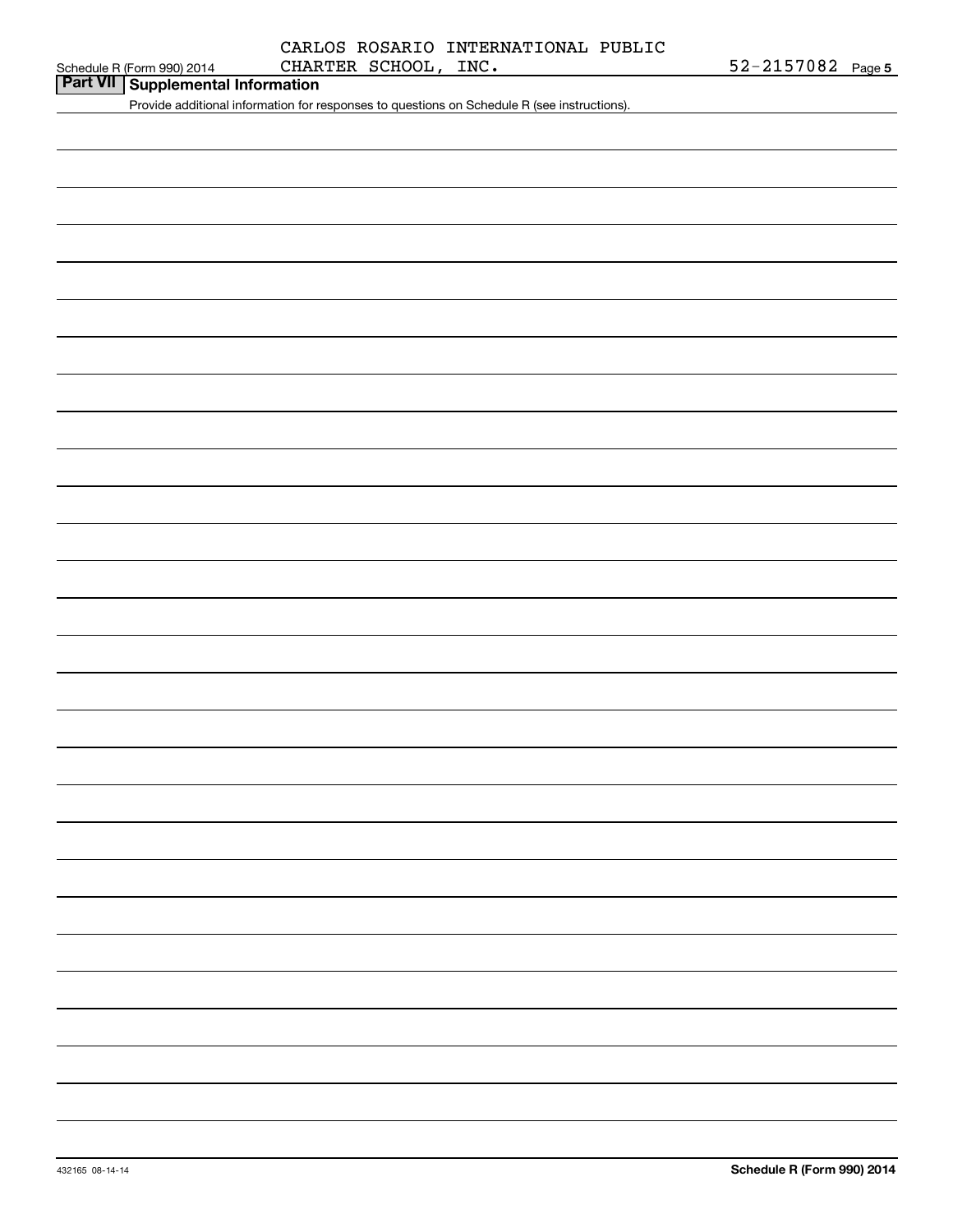CARLOS ROSARIO INTERNATIONAL PUBLIC CHARTER SCHOOL, INC. 52-2157082

## Part VII Supplemental Information

Provide additional information for responses to questions on Schedule R (see instructions).